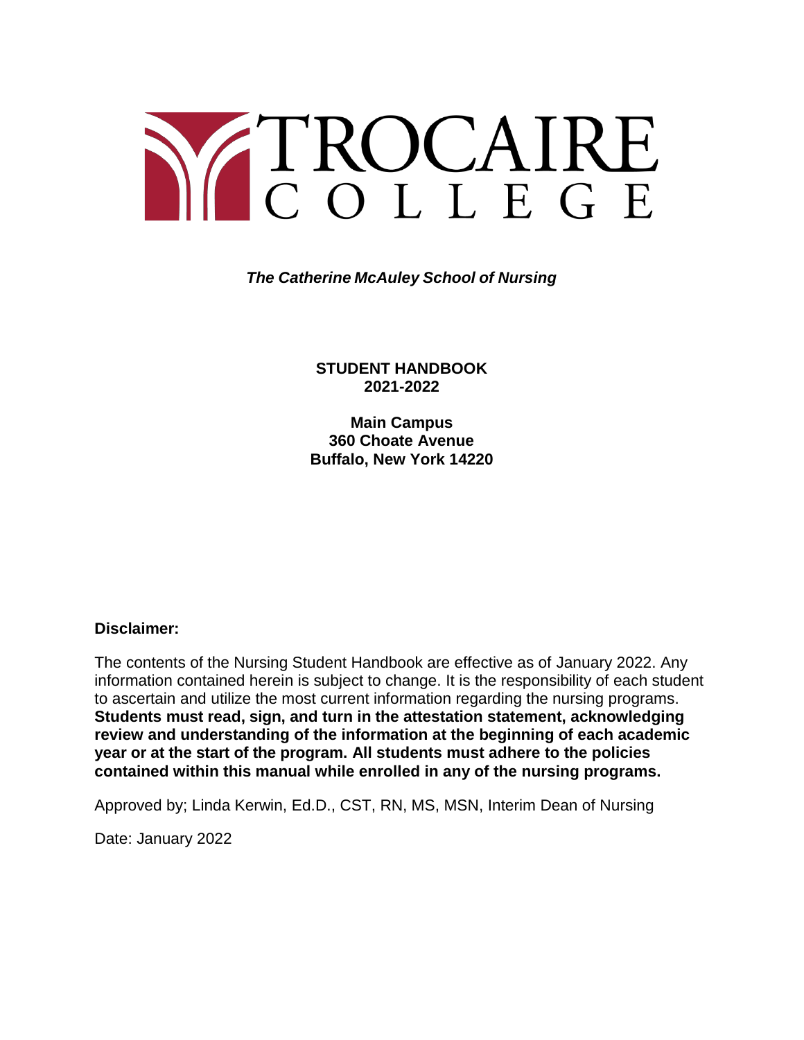# TROCAIRE COLLEGE

***The Catherine McAuley School of Nursing***

**STUDENT HANDBOOK**
**2021-2022**

**Main Campus**
**360 Choate Avenue**
**Buffalo, New York 14220**

**Disclaimer:**

The contents of the Nursing Student Handbook are effective as of January 2022. Any information contained herein is subject to change. It is the responsibility of each student to ascertain and utilize the most current information regarding the nursing programs. **Students must read, sign, and turn in the attestation statement, acknowledging review and understanding of the information at the beginning of each academic year or at the start of the program. All students must adhere to the policies contained within this manual while enrolled in any of the nursing programs.**

Approved by; Linda Kerwin, Ed.D., CST, RN, MS, MSN, Interim Dean of Nursing

Date: January 2022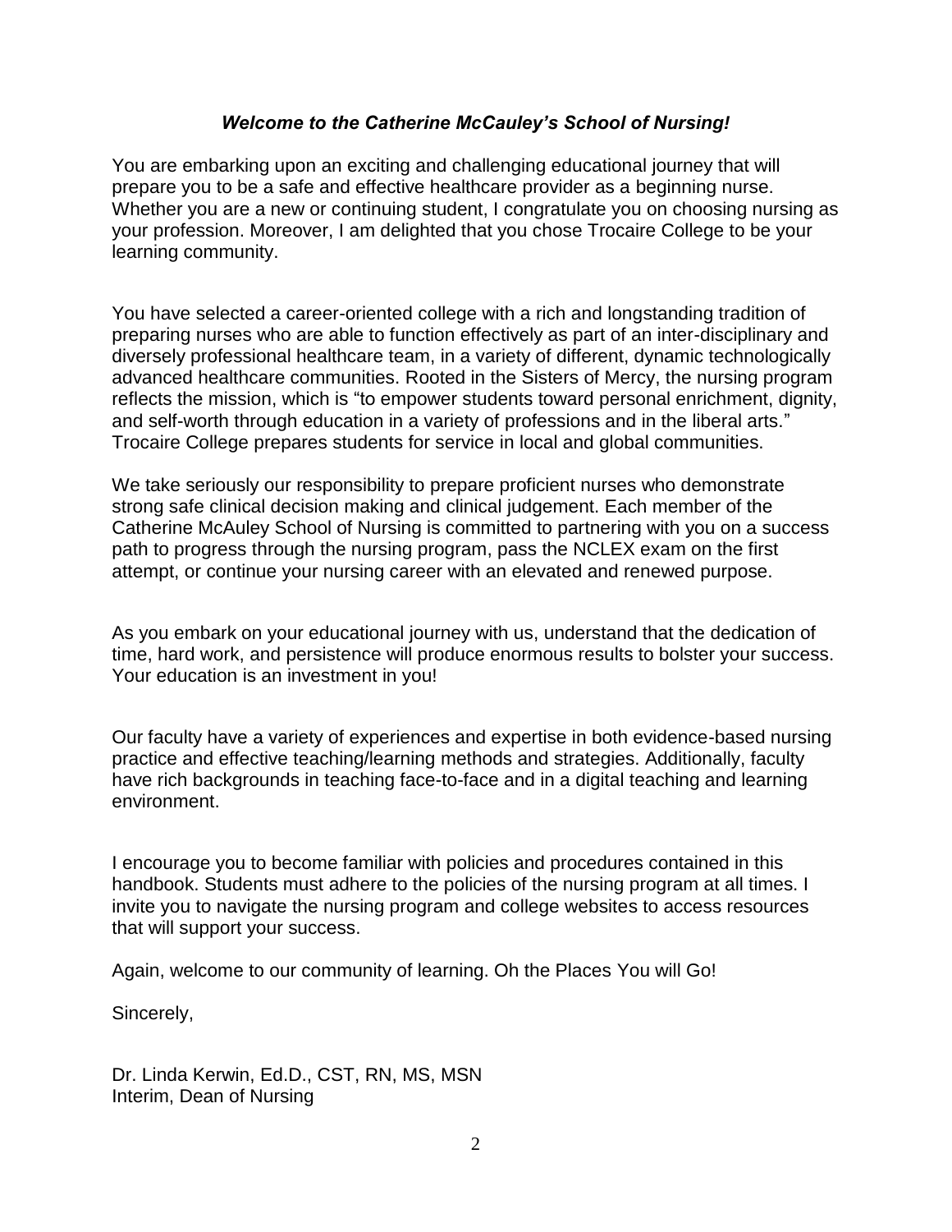***Welcome to the Catherine McCauley's School of Nursing!***

You are embarking upon an exciting and challenging educational journey that will prepare you to be a safe and effective healthcare provider as a beginning nurse. Whether you are a new or continuing student, I congratulate you on choosing nursing as your profession. Moreover, I am delighted that you chose Trocaire College to be your learning community.

You have selected a career-oriented college with a rich and longstanding tradition of preparing nurses who are able to function effectively as part of an inter-disciplinary and diversely professional healthcare team, in a variety of different, dynamic technologically advanced healthcare communities. Rooted in the Sisters of Mercy, the nursing program reflects the mission, which is "to empower students toward personal enrichment, dignity, and self-worth through education in a variety of professions and in the liberal arts." Trocaire College prepares students for service in local and global communities.

We take seriously our responsibility to prepare proficient nurses who demonstrate strong safe clinical decision making and clinical judgement. Each member of the Catherine McAuley School of Nursing is committed to partnering with you on a success path to progress through the nursing program, pass the NCLEX exam on the first attempt, or continue your nursing career with an elevated and renewed purpose.

As you embark on your educational journey with us, understand that the dedication of time, hard work, and persistence will produce enormous results to bolster your success. Your education is an investment in you!

Our faculty have a variety of experiences and expertise in both evidence-based nursing practice and effective teaching/learning methods and strategies. Additionally, faculty have rich backgrounds in teaching face-to-face and in a digital teaching and learning environment.

I encourage you to become familiar with policies and procedures contained in this handbook. Students must adhere to the policies of the nursing program at all times. I invite you to navigate the nursing program and college websites to access resources that will support your success.

Again, welcome to our community of learning. Oh the Places You will Go!

Sincerely,

Dr. Linda Kerwin, Ed.D., CST, RN, MS, MSN
Interim, Dean of Nursing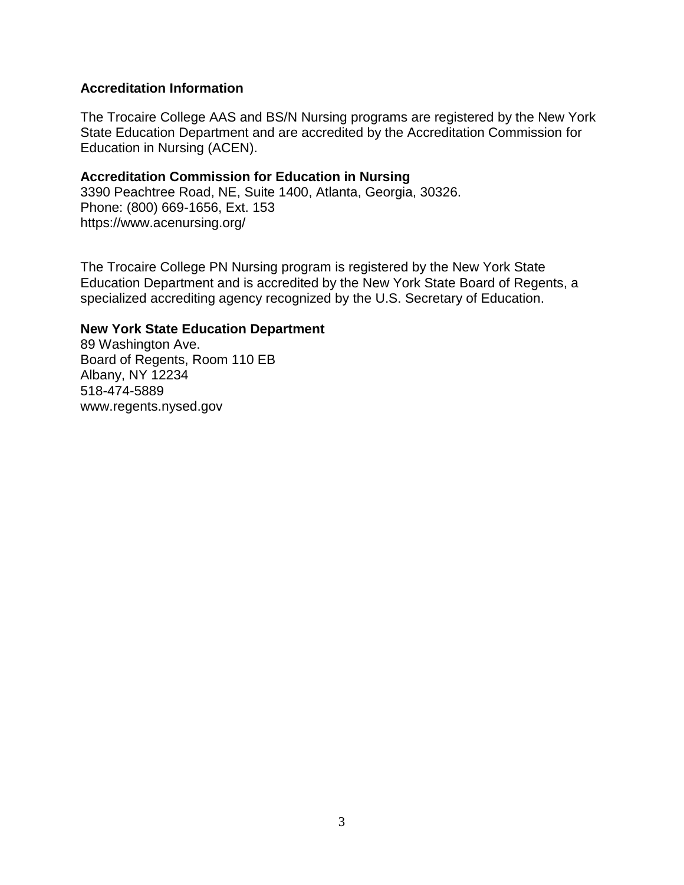## Accreditation Information

The Trocaire College AAS and BS/N Nursing programs are registered by the New York State Education Department and are accredited by the Accreditation Commission for Education in Nursing (ACEN).

**Accreditation Commission for Education in Nursing**
3390 Peachtree Road, NE, Suite 1400, Atlanta, Georgia, 30326.
Phone: (800) 669-1656, Ext. 153
https://www.acenursing.org/

The Trocaire College PN Nursing program is registered by the New York State Education Department and is accredited by the New York State Board of Regents, a specialized accrediting agency recognized by the U.S. Secretary of Education.

**New York State Education Department**
89 Washington Ave.
Board of Regents, Room 110 EB
Albany, NY 12234
518-474-5889
www.regents.nysed.gov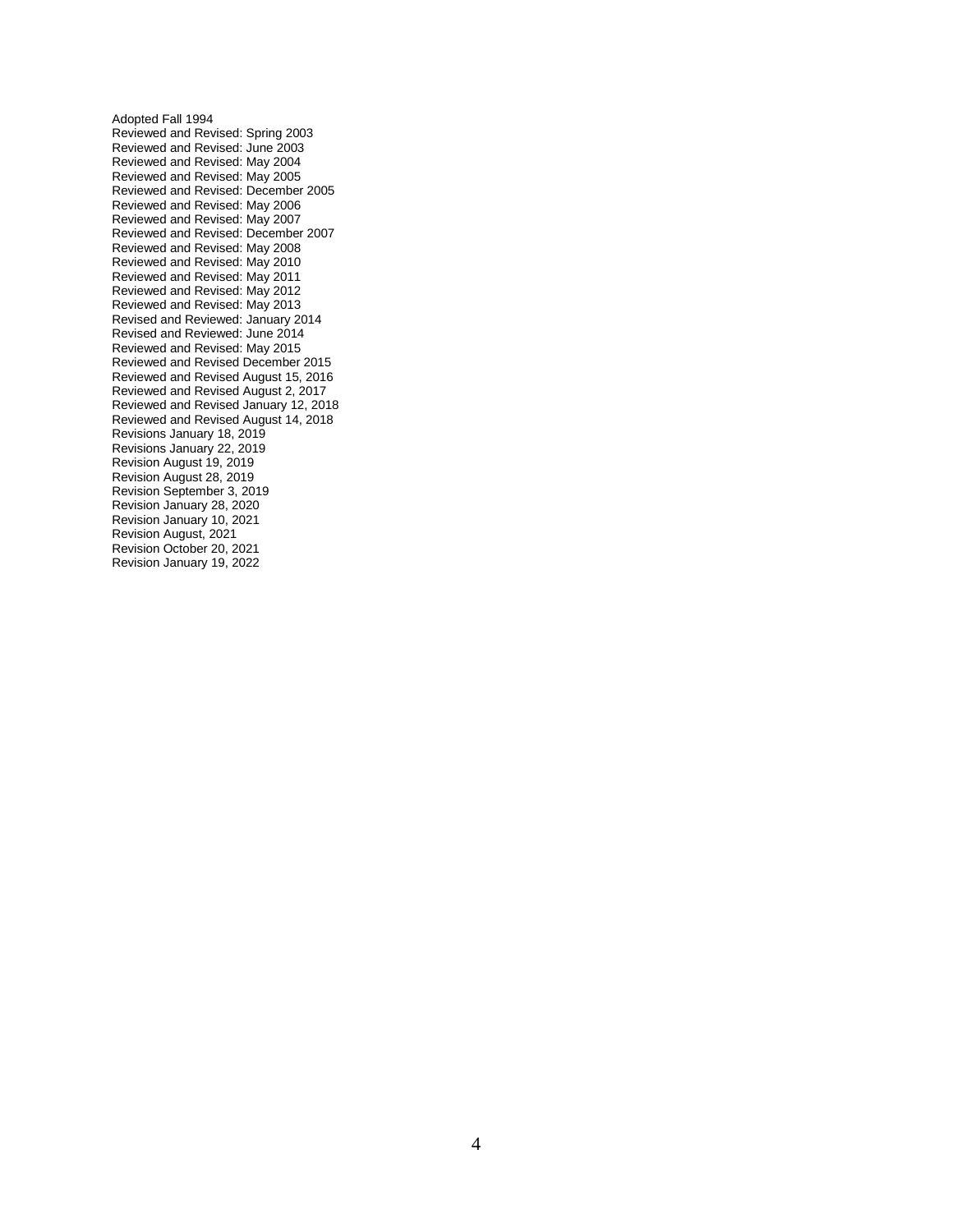Adopted Fall 1994  
Reviewed and Revised: Spring 2003  
Reviewed and Revised: June 2003  
Reviewed and Revised: May 2004  
Reviewed and Revised: May 2005  
Reviewed and Revised: December 2005  
Reviewed and Revised: May 2006  
Reviewed and Revised: May 2007  
Reviewed and Revised: December 2007  
Reviewed and Revised: May 2008  
Reviewed and Revised: May 2010  
Reviewed and Revised: May 2011  
Reviewed and Revised: May 2012  
Reviewed and Revised: May 2013  
Revised and Reviewed: January 2014  
Revised and Reviewed: June 2014  
Reviewed and Revised: May 2015  
Reviewed and Revised December 2015  
Reviewed and Revised August 15, 2016  
Reviewed and Revised August 2, 2017  
Reviewed and Revised January 12, 2018  
Reviewed and Revised August 14, 2018  
Revisions January 18, 2019  
Revisions January 22, 2019  
Revision August 19, 2019  
Revision August 28, 2019  
Revision September 3, 2019  
Revision January 28, 2020  
Revision January 10, 2021  
Revision August, 2021  
Revision October 20, 2021  
Revision January 19, 2022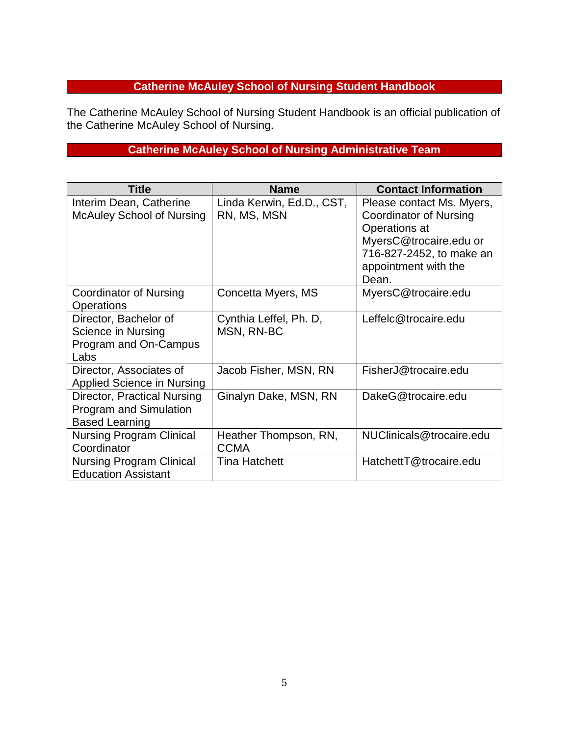## Catherine McAuley School of Nursing Student Handbook

The Catherine McAuley School of Nursing Student Handbook is an official publication of the Catherine McAuley School of Nursing.

## Catherine McAuley School of Nursing Administrative Team

| Title | Name | Contact Information |
|---|---|---|
| Interim Dean, Catherine McAuley School of Nursing | Linda Kerwin, Ed.D., CST, RN, MS, MSN | Please contact Ms. Myers, Coordinator of Nursing Operations at MyersC@trocaire.edu or 716-827-2452, to make an appointment with the Dean. |
| Coordinator of Nursing Operations | Concetta Myers, MS | MyersC@trocaire.edu |
| Director, Bachelor of Science in Nursing Program and On-Campus Labs | Cynthia Leffel, Ph. D, MSN, RN-BC | Leffelc@trocaire.edu |
| Director, Associates of Applied Science in Nursing | Jacob Fisher, MSN, RN | FisherJ@trocaire.edu |
| Director, Practical Nursing Program and Simulation Based Learning | Ginalyn Dake, MSN, RN | DakeG@trocaire.edu |
| Nursing Program Clinical Coordinator | Heather Thompson, RN, CCMA | NUClinicals@trocaire.edu |
| Nursing Program Clinical Education Assistant | Tina Hatchett | HatchettT@trocaire.edu |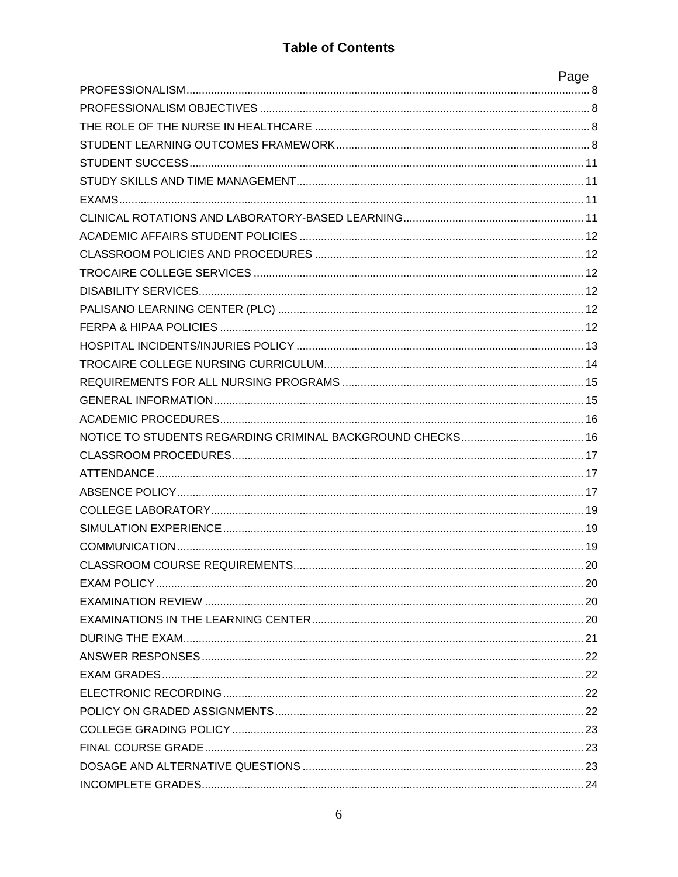# Table of Contents

| | Page |
|---|---|
| PROFESSIONALISM | 8 |
| PROFESSIONALISM OBJECTIVES | 8 |
| THE ROLE OF THE NURSE IN HEALTHCARE | 8 |
| STUDENT LEARNING OUTCOMES FRAMEWORK | 8 |
| STUDENT SUCCESS | 11 |
| STUDY SKILLS AND TIME MANAGEMENT | 11 |
| EXAMS | 11 |
| CLINICAL ROTATIONS AND LABORATORY-BASED LEARNING | 11 |
| ACADEMIC AFFAIRS STUDENT POLICIES | 12 |
| CLASSROOM POLICIES AND PROCEDURES | 12 |
| TROCAIRE COLLEGE SERVICES | 12 |
| DISABILITY SERVICES | 12 |
| PALISANO LEARNING CENTER (PLC) | 12 |
| FERPA & HIPAA POLICIES | 12 |
| HOSPITAL INCIDENTS/INJURIES POLICY | 13 |
| TROCAIRE COLLEGE NURSING CURRICULUM | 14 |
| REQUIREMENTS FOR ALL NURSING PROGRAMS | 15 |
| GENERAL INFORMATION | 15 |
| ACADEMIC PROCEDURES | 16 |
| NOTICE TO STUDENTS REGARDING CRIMINAL BACKGROUND CHECKS | 16 |
| CLASSROOM PROCEDURES | 17 |
| ATTENDANCE | 17 |
| ABSENCE POLICY | 17 |
| COLLEGE LABORATORY | 19 |
| SIMULATION EXPERIENCE | 19 |
| COMMUNICATION | 19 |
| CLASSROOM COURSE REQUIREMENTS | 20 |
| EXAM POLICY | 20 |
| EXAMINATION REVIEW | 20 |
| EXAMINATIONS IN THE LEARNING CENTER | 20 |
| DURING THE EXAM | 21 |
| ANSWER RESPONSES | 22 |
| EXAM GRADES | 22 |
| ELECTRONIC RECORDING | 22 |
| POLICY ON GRADED ASSIGNMENTS | 22 |
| COLLEGE GRADING POLICY | 23 |
| FINAL COURSE GRADE | 23 |
| DOSAGE AND ALTERNATIVE QUESTIONS | 23 |
| INCOMPLETE GRADES | 24 |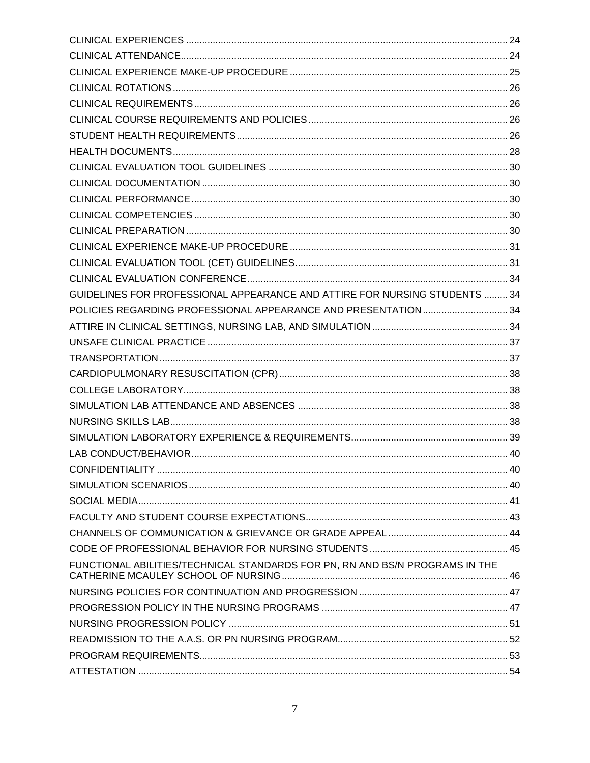CLINICAL EXPERIENCES ........................................................................................................................ 24
CLINICAL ATTENDANCE......................................................................................................................... 24
CLINICAL EXPERIENCE MAKE-UP PROCEDURE ................................................................................. 25
CLINICAL ROTATIONS ............................................................................................................................ 26
CLINICAL REQUIREMENTS .................................................................................................................... 26
CLINICAL COURSE REQUIREMENTS AND POLICIES .......................................................................... 26
STUDENT HEALTH REQUIREMENTS .................................................................................................... 26
HEALTH DOCUMENTS ............................................................................................................................ 28
CLINICAL EVALUATION TOOL GUIDELINES ......................................................................................... 30
CLINICAL DOCUMENTATION ................................................................................................................. 30
CLINICAL PERFORMANCE ..................................................................................................................... 30
CLINICAL COMPETENCIES .................................................................................................................... 30
CLINICAL PREPARATION ....................................................................................................................... 30
CLINICAL EXPERIENCE MAKE-UP PROCEDURE ................................................................................. 31
CLINICAL EVALUATION TOOL (CET) GUIDELINES............................................................................... 31
CLINICAL EVALUATION CONFERENCE ................................................................................................ 34
GUIDELINES FOR PROFESSIONAL APPEARANCE AND ATTIRE FOR NURSING STUDENTS ......... 34
POLICIES REGARDING PROFESSIONAL APPEARANCE AND PRESENTATION ................................ 34
ATTIRE IN CLINICAL SETTINGS, NURSING LAB, AND SIMULATION .................................................. 34
UNSAFE CLINICAL PRACTICE ............................................................................................................... 37
TRANSPORTATION ................................................................................................................................. 37
CARDIOPULMONARY RESUSCITATION (CPR) ..................................................................................... 38
COLLEGE LABORATORY........................................................................................................................ 38
SIMULATION LAB ATTENDANCE AND ABSENCES .............................................................................. 38
NURSING SKILLS LAB............................................................................................................................. 38
SIMULATION LABORATORY EXPERIENCE & REQUIREMENTS........................................................... 39
LAB CONDUCT/BEHAVIOR ..................................................................................................................... 40
CONFIDENTIALITY .................................................................................................................................. 40
SIMULATION SCENARIOS ...................................................................................................................... 40
SOCIAL MEDIA......................................................................................................................................... 41
FACULTY AND STUDENT COURSE EXPECTATIONS............................................................................ 43
CHANNELS OF COMMUNICATION & GRIEVANCE OR GRADE APPEAL ............................................. 44
CODE OF PROFESSIONAL BEHAVIOR FOR NURSING STUDENTS .................................................... 45
FUNCTIONAL ABILITIES/TECHNICAL STANDARDS FOR PN, RN AND BS/N PROGRAMS IN THE CATHERINE MCAULEY SCHOOL OF NURSING .................................................................................... 46
NURSING POLICIES FOR CONTINUATION AND PROGRESSION ........................................................ 47
PROGRESSION POLICY IN THE NURSING PROGRAMS ...................................................................... 47
NURSING PROGRESSION POLICY ........................................................................................................ 51
READMISSION TO THE A.A.S. OR PN NURSING PROGRAM................................................................ 52
PROGRAM REQUIREMENTS................................................................................................................... 53
ATTESTATION ......................................................................................................................................... 54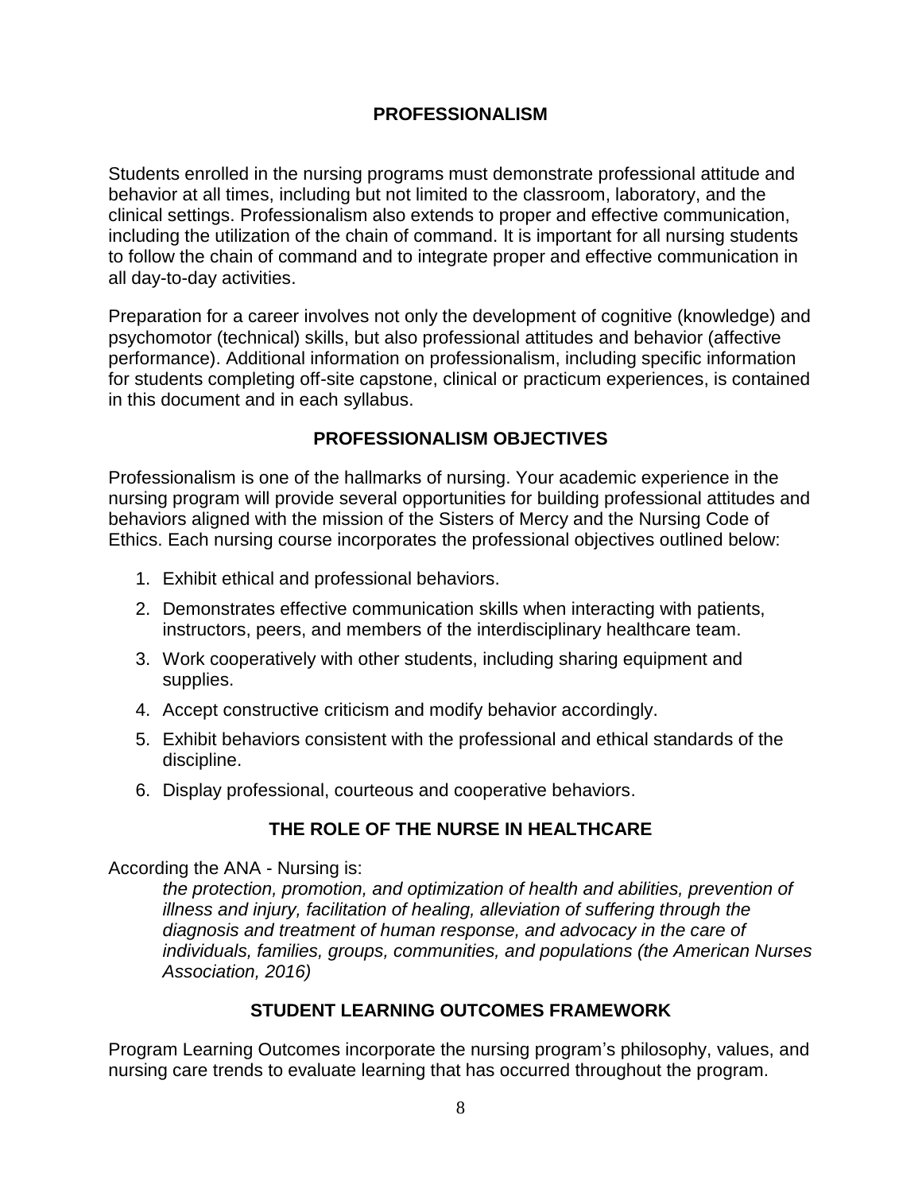## PROFESSIONALISM

Students enrolled in the nursing programs must demonstrate professional attitude and behavior at all times, including but not limited to the classroom, laboratory, and the clinical settings. Professionalism also extends to proper and effective communication, including the utilization of the chain of command. It is important for all nursing students to follow the chain of command and to integrate proper and effective communication in all day-to-day activities.

Preparation for a career involves not only the development of cognitive (knowledge) and psychomotor (technical) skills, but also professional attitudes and behavior (affective performance). Additional information on professionalism, including specific information for students completing off-site capstone, clinical or practicum experiences, is contained in this document and in each syllabus.

## PROFESSIONALISM OBJECTIVES

Professionalism is one of the hallmarks of nursing. Your academic experience in the nursing program will provide several opportunities for building professional attitudes and behaviors aligned with the mission of the Sisters of Mercy and the Nursing Code of Ethics. Each nursing course incorporates the professional objectives outlined below:

1. Exhibit ethical and professional behaviors.
2. Demonstrates effective communication skills when interacting with patients, instructors, peers, and members of the interdisciplinary healthcare team.
3. Work cooperatively with other students, including sharing equipment and supplies.
4. Accept constructive criticism and modify behavior accordingly.
5. Exhibit behaviors consistent with the professional and ethical standards of the discipline.
6. Display professional, courteous and cooperative behaviors.

## THE ROLE OF THE NURSE IN HEALTHCARE

According the ANA - Nursing is:

> *the protection, promotion, and optimization of health and abilities, prevention of illness and injury, facilitation of healing, alleviation of suffering through the diagnosis and treatment of human response, and advocacy in the care of individuals, families, groups, communities, and populations (the American Nurses Association, 2016)*

## STUDENT LEARNING OUTCOMES FRAMEWORK

Program Learning Outcomes incorporate the nursing program's philosophy, values, and nursing care trends to evaluate learning that has occurred throughout the program.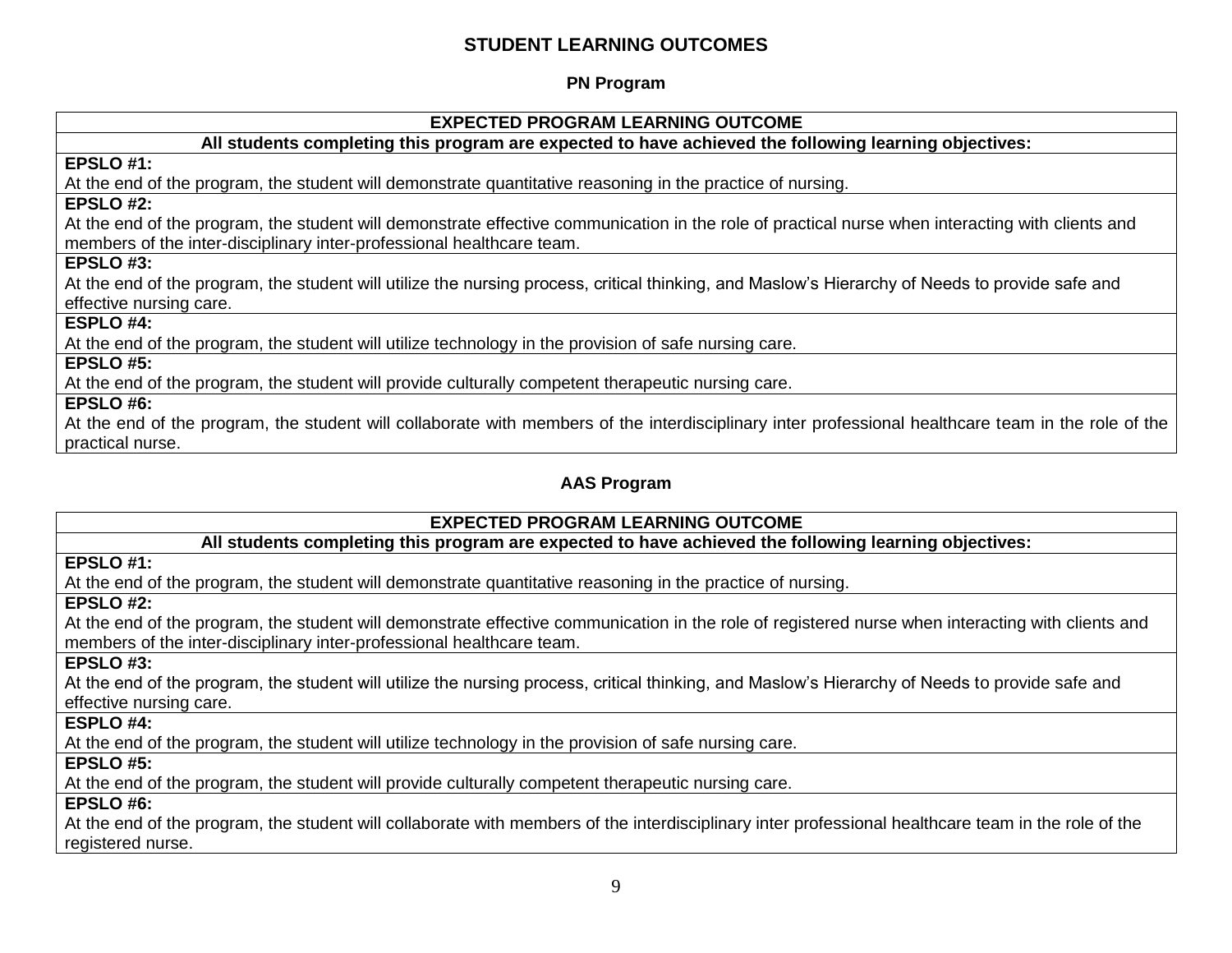# STUDENT LEARNING OUTCOMES

## PN Program

| EXPECTED PROGRAM LEARNING OUTCOME |
|---|
| **All students completing this program are expected to have achieved the following learning objectives:** |
| **EPSLO #1:** At the end of the program, the student will demonstrate quantitative reasoning in the practice of nursing. |
| **EPSLO #2:** At the end of the program, the student will demonstrate effective communication in the role of practical nurse when interacting with clients and members of the inter-disciplinary inter-professional healthcare team. |
| **EPSLO #3:** At the end of the program, the student will utilize the nursing process, critical thinking, and Maslow's Hierarchy of Needs to provide safe and effective nursing care. |
| **ESPLO #4:** At the end of the program, the student will utilize technology in the provision of safe nursing care. |
| **EPSLO #5:** At the end of the program, the student will provide culturally competent therapeutic nursing care. |
| **EPSLO #6:** At the end of the program, the student will collaborate with members of the interdisciplinary inter professional healthcare team in the role of the practical nurse. |

## AAS Program

| EXPECTED PROGRAM LEARNING OUTCOME |
|---|
| **All students completing this program are expected to have achieved the following learning objectives:** |
| **EPSLO #1:** At the end of the program, the student will demonstrate quantitative reasoning in the practice of nursing. |
| **EPSLO #2:** At the end of the program, the student will demonstrate effective communication in the role of registered nurse when interacting with clients and members of the inter-disciplinary inter-professional healthcare team. |
| **EPSLO #3:** At the end of the program, the student will utilize the nursing process, critical thinking, and Maslow's Hierarchy of Needs to provide safe and effective nursing care. |
| **ESPLO #4:** At the end of the program, the student will utilize technology in the provision of safe nursing care. |
| **EPSLO #5:** At the end of the program, the student will provide culturally competent therapeutic nursing care. |
| **EPSLO #6:** At the end of the program, the student will collaborate with members of the interdisciplinary inter professional healthcare team in the role of the registered nurse. |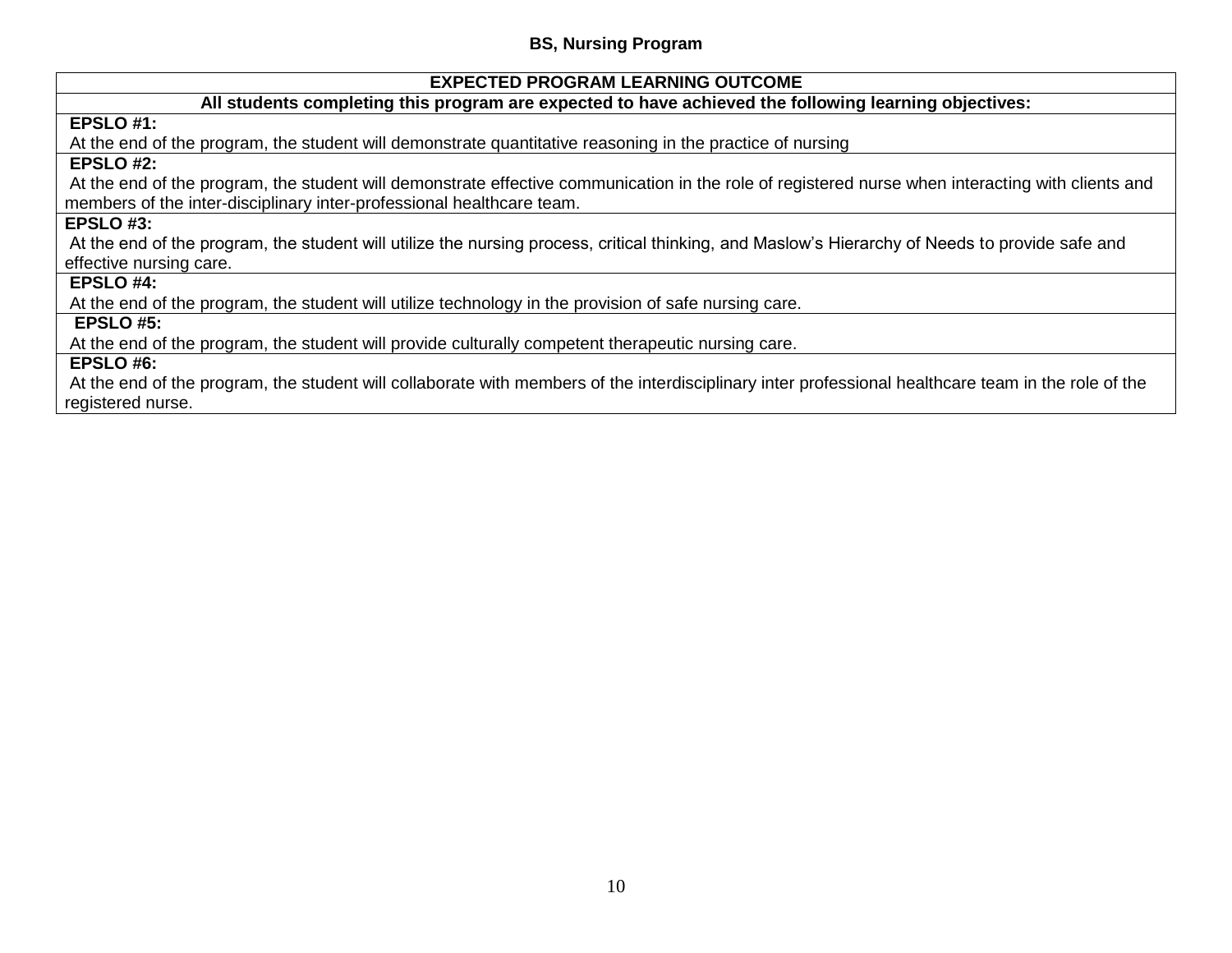**BS, Nursing Program**

| EXPECTED PROGRAM LEARNING OUTCOME |
|---|
| **All students completing this program are expected to have achieved the following learning objectives:** |
| **EPSLO #1:** At the end of the program, the student will demonstrate quantitative reasoning in the practice of nursing |
| **EPSLO #2:** At the end of the program, the student will demonstrate effective communication in the role of registered nurse when interacting with clients and members of the inter-disciplinary inter-professional healthcare team. |
| **EPSLO #3:** At the end of the program, the student will utilize the nursing process, critical thinking, and Maslow's Hierarchy of Needs to provide safe and effective nursing care. |
| **EPSLO #4:** At the end of the program, the student will utilize technology in the provision of safe nursing care. |
| **EPSLO #5:** At the end of the program, the student will provide culturally competent therapeutic nursing care. |
| **EPSLO #6:** At the end of the program, the student will collaborate with members of the interdisciplinary inter professional healthcare team in the role of the registered nurse. |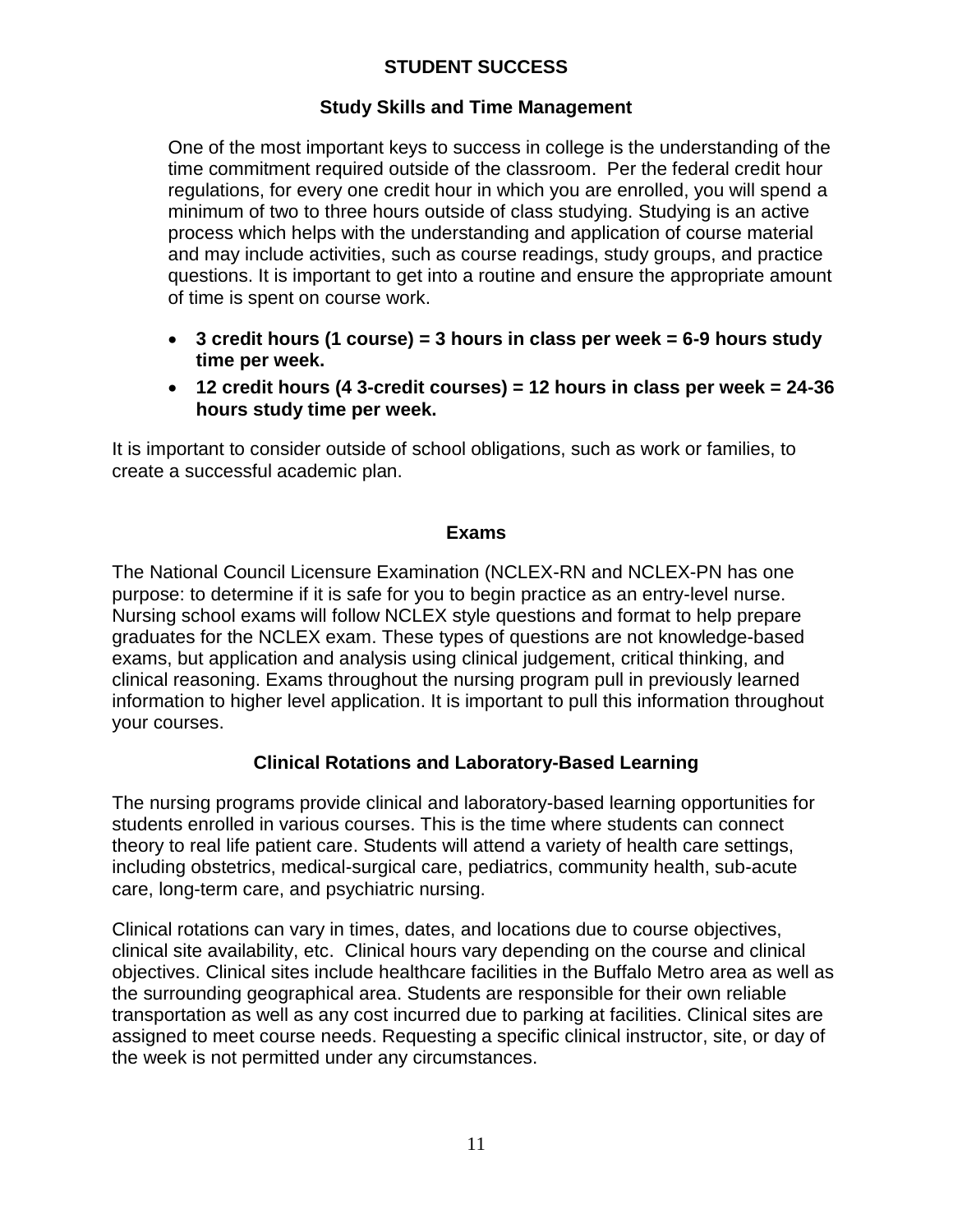## STUDENT SUCCESS

### Study Skills and Time Management

One of the most important keys to success in college is the understanding of the time commitment required outside of the classroom. Per the federal credit hour regulations, for every one credit hour in which you are enrolled, you will spend a minimum of two to three hours outside of class studying. Studying is an active process which helps with the understanding and application of course material and may include activities, such as course readings, study groups, and practice questions. It is important to get into a routine and ensure the appropriate amount of time is spent on course work.

- **3 credit hours (1 course) = 3 hours in class per week = 6-9 hours study time per week.**
- **12 credit hours (4 3-credit courses) = 12 hours in class per week = 24-36 hours study time per week.**

It is important to consider outside of school obligations, such as work or families, to create a successful academic plan.

### Exams

The National Council Licensure Examination (NCLEX-RN and NCLEX-PN has one purpose: to determine if it is safe for you to begin practice as an entry-level nurse. Nursing school exams will follow NCLEX style questions and format to help prepare graduates for the NCLEX exam. These types of questions are not knowledge-based exams, but application and analysis using clinical judgement, critical thinking, and clinical reasoning. Exams throughout the nursing program pull in previously learned information to higher level application. It is important to pull this information throughout your courses.

### Clinical Rotations and Laboratory-Based Learning

The nursing programs provide clinical and laboratory-based learning opportunities for students enrolled in various courses. This is the time where students can connect theory to real life patient care. Students will attend a variety of health care settings, including obstetrics, medical-surgical care, pediatrics, community health, sub-acute care, long-term care, and psychiatric nursing.

Clinical rotations can vary in times, dates, and locations due to course objectives, clinical site availability, etc. Clinical hours vary depending on the course and clinical objectives. Clinical sites include healthcare facilities in the Buffalo Metro area as well as the surrounding geographical area. Students are responsible for their own reliable transportation as well as any cost incurred due to parking at facilities. Clinical sites are assigned to meet course needs. Requesting a specific clinical instructor, site, or day of the week is not permitted under any circumstances.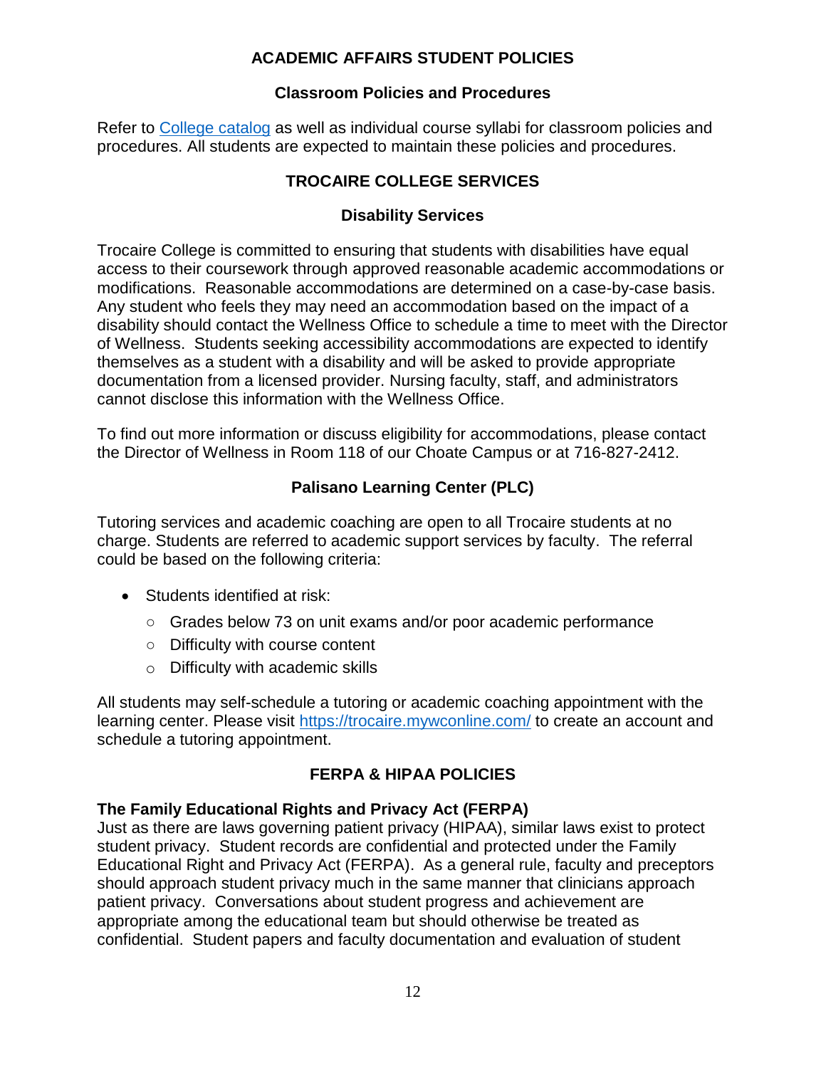## ACADEMIC AFFAIRS STUDENT POLICIES

### Classroom Policies and Procedures

Refer to [College catalog]() as well as individual course syllabi for classroom policies and procedures. All students are expected to maintain these policies and procedures.

## TROCAIRE COLLEGE SERVICES

### Disability Services

Trocaire College is committed to ensuring that students with disabilities have equal access to their coursework through approved reasonable academic accommodations or modifications. Reasonable accommodations are determined on a case-by-case basis. Any student who feels they may need an accommodation based on the impact of a disability should contact the Wellness Office to schedule a time to meet with the Director of Wellness. Students seeking accessibility accommodations are expected to identify themselves as a student with a disability and will be asked to provide appropriate documentation from a licensed provider. Nursing faculty, staff, and administrators cannot disclose this information with the Wellness Office.

To find out more information or discuss eligibility for accommodations, please contact the Director of Wellness in Room 118 of our Choate Campus or at 716-827-2412.

### Palisano Learning Center (PLC)

Tutoring services and academic coaching are open to all Trocaire students at no charge. Students are referred to academic support services by faculty. The referral could be based on the following criteria:

- Students identified at risk:
  - Grades below 73 on unit exams and/or poor academic performance
  - Difficulty with course content
  - Difficulty with academic skills

All students may self-schedule a tutoring or academic coaching appointment with the learning center. Please visit [https://trocaire.mywconline.com/](https://trocaire.mywconline.com/) to create an account and schedule a tutoring appointment.

## FERPA & HIPAA POLICIES

**The Family Educational Rights and Privacy Act (FERPA)**

Just as there are laws governing patient privacy (HIPAA), similar laws exist to protect student privacy. Student records are confidential and protected under the Family Educational Right and Privacy Act (FERPA). As a general rule, faculty and preceptors should approach student privacy much in the same manner that clinicians approach patient privacy. Conversations about student progress and achievement are appropriate among the educational team but should otherwise be treated as confidential. Student papers and faculty documentation and evaluation of student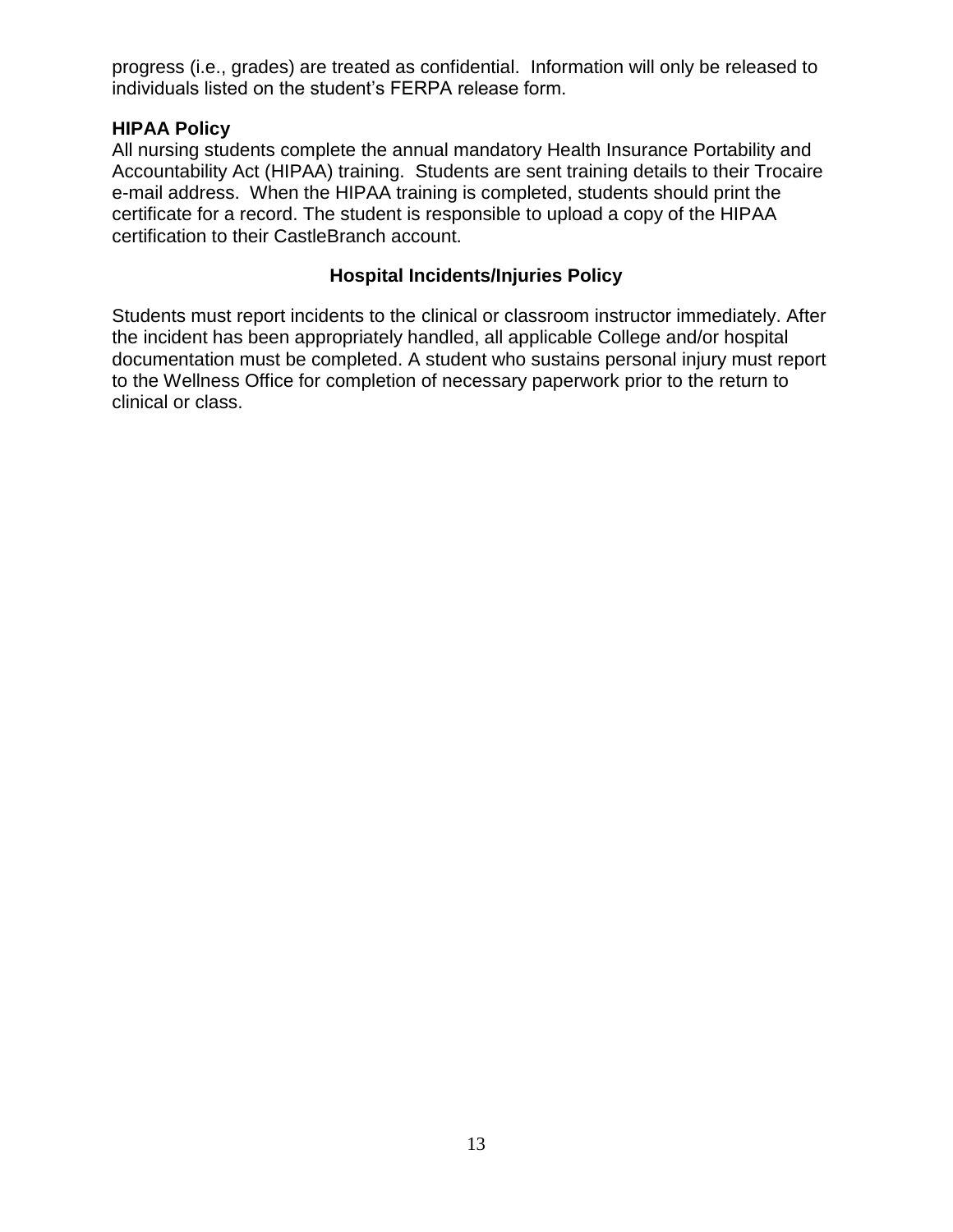progress (i.e., grades) are treated as confidential. Information will only be released to individuals listed on the student's FERPA release form.

### HIPAA Policy

All nursing students complete the annual mandatory Health Insurance Portability and Accountability Act (HIPAA) training. Students are sent training details to their Trocaire e-mail address. When the HIPAA training is completed, students should print the certificate for a record. The student is responsible to upload a copy of the HIPAA certification to their CastleBranch account.

## Hospital Incidents/Injuries Policy

Students must report incidents to the clinical or classroom instructor immediately. After the incident has been appropriately handled, all applicable College and/or hospital documentation must be completed. A student who sustains personal injury must report to the Wellness Office for completion of necessary paperwork prior to the return to clinical or class.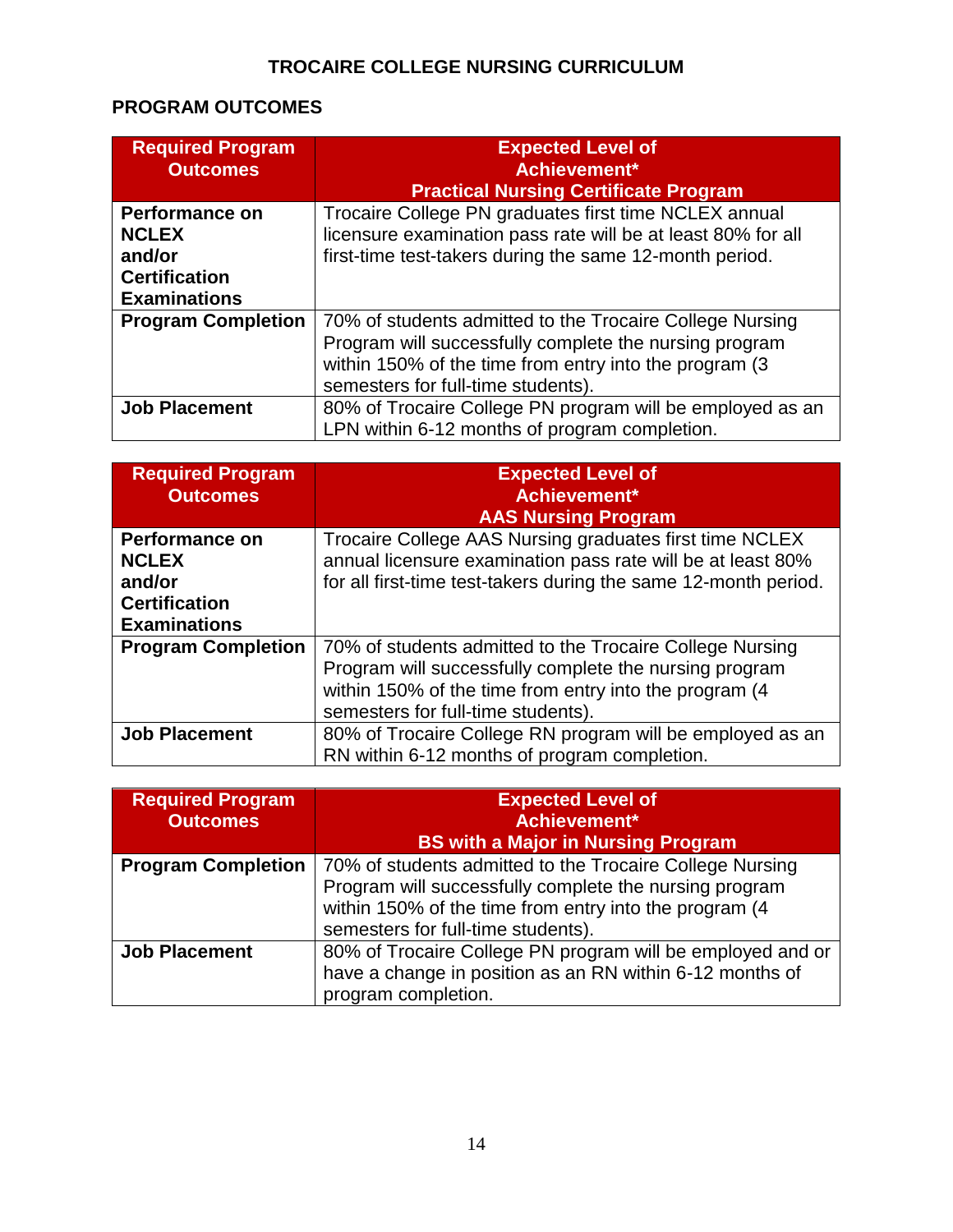# TROCAIRE COLLEGE NURSING CURRICULUM

## PROGRAM OUTCOMES

| Required Program Outcomes | Expected Level of Achievement* Practical Nursing Certificate Program |
|---|---|
| **Performance on NCLEX and/or Certification Examinations** | Trocaire College PN graduates first time NCLEX annual licensure examination pass rate will be at least 80% for all first-time test-takers during the same 12-month period. |
| **Program Completion** | 70% of students admitted to the Trocaire College Nursing Program will successfully complete the nursing program within 150% of the time from entry into the program (3 semesters for full-time students). |
| **Job Placement** | 80% of Trocaire College PN program will be employed as an LPN within 6-12 months of program completion. |

| Required Program Outcomes | Expected Level of Achievement* AAS Nursing Program |
|---|---|
| **Performance on NCLEX and/or Certification Examinations** | Trocaire College AAS Nursing graduates first time NCLEX annual licensure examination pass rate will be at least 80% for all first-time test-takers during the same 12-month period. |
| **Program Completion** | 70% of students admitted to the Trocaire College Nursing Program will successfully complete the nursing program within 150% of the time from entry into the program (4 semesters for full-time students). |
| **Job Placement** | 80% of Trocaire College RN program will be employed as an RN within 6-12 months of program completion. |

| Required Program Outcomes | Expected Level of Achievement* BS with a Major in Nursing Program |
|---|---|
| **Program Completion** | 70% of students admitted to the Trocaire College Nursing Program will successfully complete the nursing program within 150% of the time from entry into the program (4 semesters for full-time students). |
| **Job Placement** | 80% of Trocaire College PN program will be employed and or have a change in position as an RN within 6-12 months of program completion. |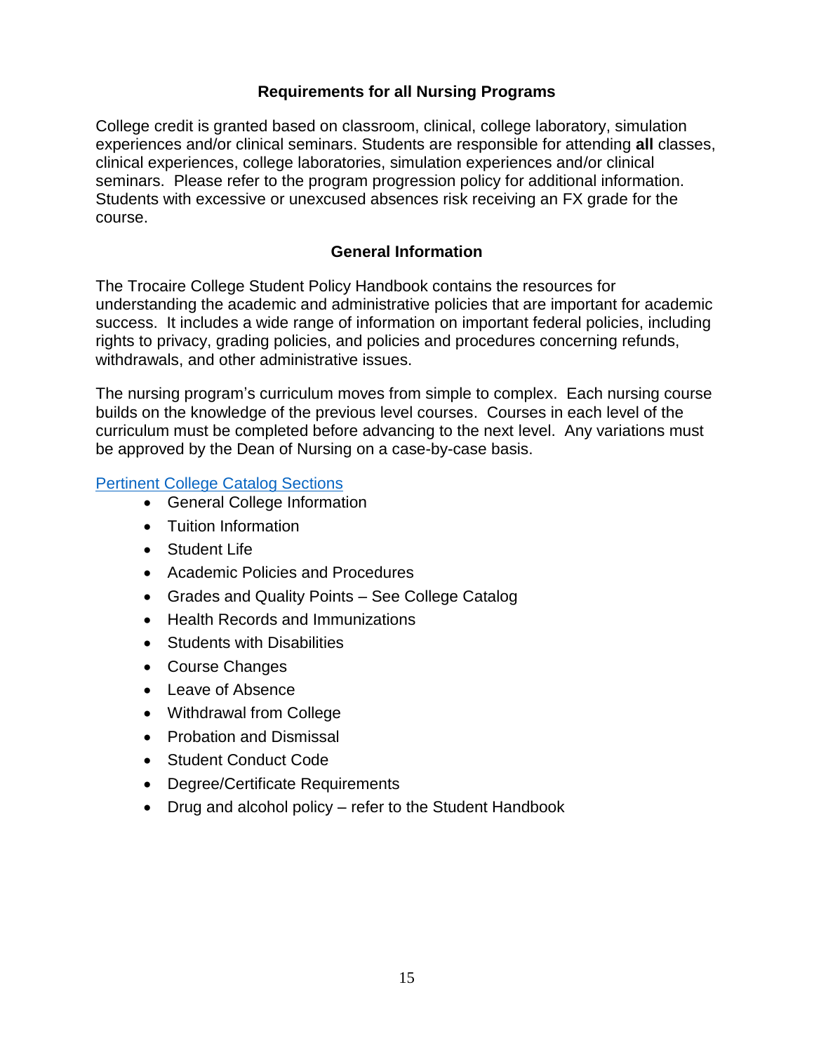## Requirements for all Nursing Programs

College credit is granted based on classroom, clinical, college laboratory, simulation experiences and/or clinical seminars. Students are responsible for attending **all** classes, clinical experiences, college laboratories, simulation experiences and/or clinical seminars. Please refer to the program progression policy for additional information. Students with excessive or unexcused absences risk receiving an FX grade for the course.

## General Information

The Trocaire College Student Policy Handbook contains the resources for understanding the academic and administrative policies that are important for academic success. It includes a wide range of information on important federal policies, including rights to privacy, grading policies, and policies and procedures concerning refunds, withdrawals, and other administrative issues.

The nursing program's curriculum moves from simple to complex. Each nursing course builds on the knowledge of the previous level courses. Courses in each level of the curriculum must be completed before advancing to the next level. Any variations must be approved by the Dean of Nursing on a case-by-case basis.

Pertinent College Catalog Sections

- General College Information
- Tuition Information
- Student Life
- Academic Policies and Procedures
- Grades and Quality Points – See College Catalog
- Health Records and Immunizations
- Students with Disabilities
- Course Changes
- Leave of Absence
- Withdrawal from College
- Probation and Dismissal
- Student Conduct Code
- Degree/Certificate Requirements
- Drug and alcohol policy – refer to the Student Handbook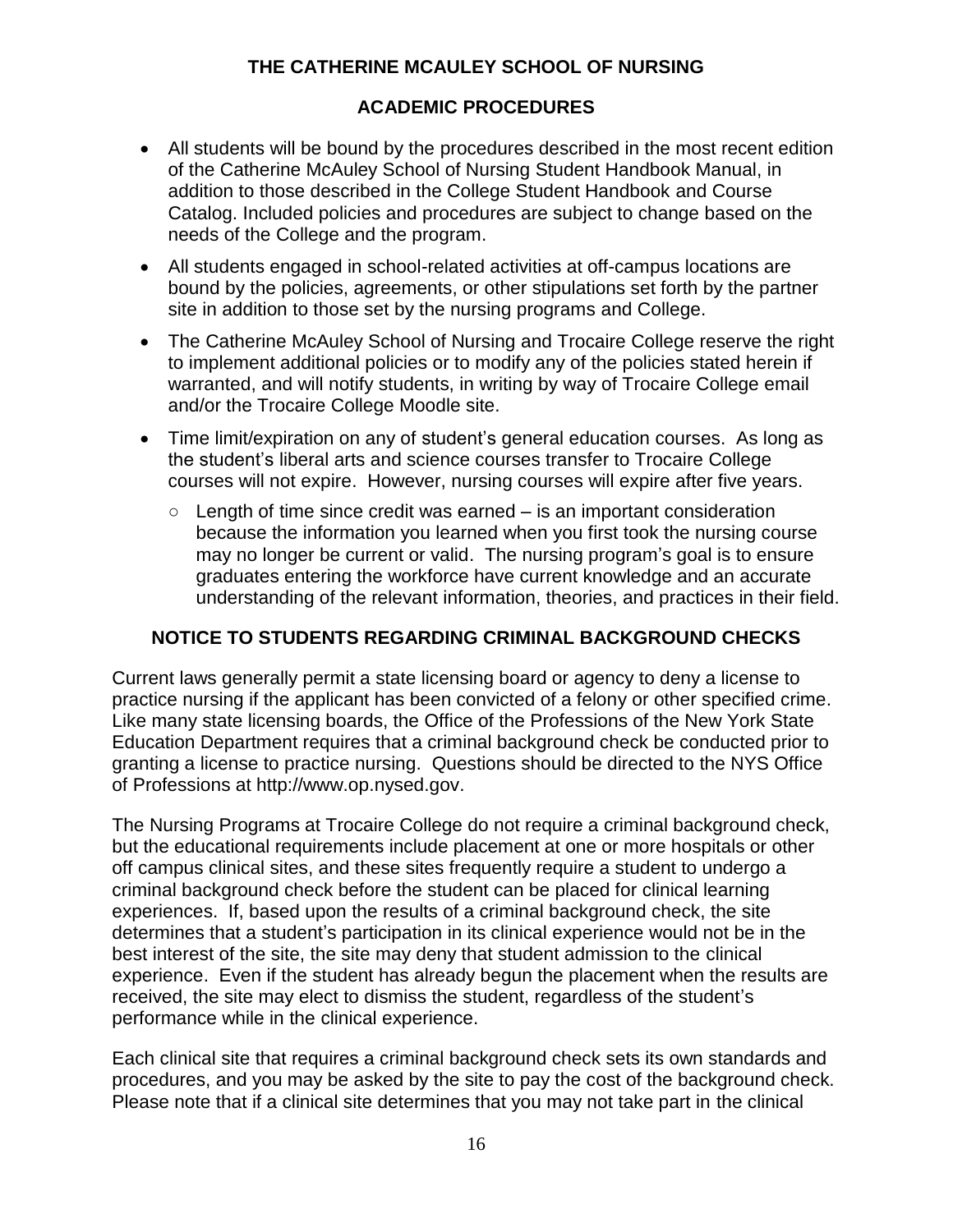## THE CATHERINE MCAULEY SCHOOL OF NURSING

### ACADEMIC PROCEDURES

- All students will be bound by the procedures described in the most recent edition of the Catherine McAuley School of Nursing Student Handbook Manual, in addition to those described in the College Student Handbook and Course Catalog. Included policies and procedures are subject to change based on the needs of the College and the program.
- All students engaged in school-related activities at off-campus locations are bound by the policies, agreements, or other stipulations set forth by the partner site in addition to those set by the nursing programs and College.
- The Catherine McAuley School of Nursing and Trocaire College reserve the right to implement additional policies or to modify any of the policies stated herein if warranted, and will notify students, in writing by way of Trocaire College email and/or the Trocaire College Moodle site.
- Time limit/expiration on any of student's general education courses. As long as the student's liberal arts and science courses transfer to Trocaire College courses will not expire. However, nursing courses will expire after five years.
  - Length of time since credit was earned – is an important consideration because the information you learned when you first took the nursing course may no longer be current or valid. The nursing program's goal is to ensure graduates entering the workforce have current knowledge and an accurate understanding of the relevant information, theories, and practices in their field.

### NOTICE TO STUDENTS REGARDING CRIMINAL BACKGROUND CHECKS

Current laws generally permit a state licensing board or agency to deny a license to practice nursing if the applicant has been convicted of a felony or other specified crime. Like many state licensing boards, the Office of the Professions of the New York State Education Department requires that a criminal background check be conducted prior to granting a license to practice nursing. Questions should be directed to the NYS Office of Professions at http://www.op.nysed.gov.

The Nursing Programs at Trocaire College do not require a criminal background check, but the educational requirements include placement at one or more hospitals or other off campus clinical sites, and these sites frequently require a student to undergo a criminal background check before the student can be placed for clinical learning experiences. If, based upon the results of a criminal background check, the site determines that a student's participation in its clinical experience would not be in the best interest of the site, the site may deny that student admission to the clinical experience. Even if the student has already begun the placement when the results are received, the site may elect to dismiss the student, regardless of the student's performance while in the clinical experience.

Each clinical site that requires a criminal background check sets its own standards and procedures, and you may be asked by the site to pay the cost of the background check. Please note that if a clinical site determines that you may not take part in the clinical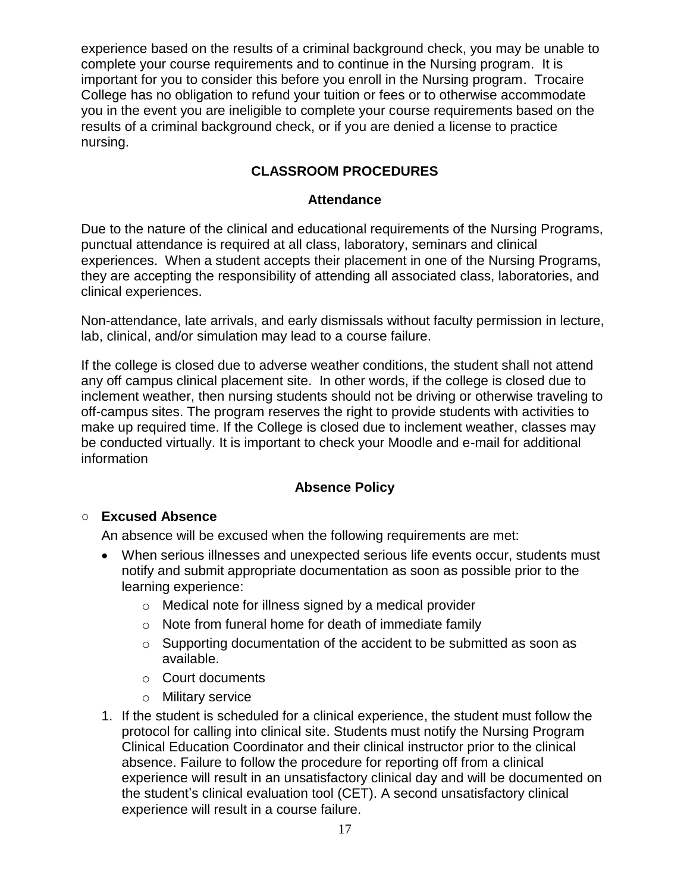experience based on the results of a criminal background check, you may be unable to complete your course requirements and to continue in the Nursing program. It is important for you to consider this before you enroll in the Nursing program. Trocaire College has no obligation to refund your tuition or fees or to otherwise accommodate you in the event you are ineligible to complete your course requirements based on the results of a criminal background check, or if you are denied a license to practice nursing.

## CLASSROOM PROCEDURES

### Attendance

Due to the nature of the clinical and educational requirements of the Nursing Programs, punctual attendance is required at all class, laboratory, seminars and clinical experiences. When a student accepts their placement in one of the Nursing Programs, they are accepting the responsibility of attending all associated class, laboratories, and clinical experiences.

Non-attendance, late arrivals, and early dismissals without faculty permission in lecture, lab, clinical, and/or simulation may lead to a course failure.

If the college is closed due to adverse weather conditions, the student shall not attend any off campus clinical placement site. In other words, if the college is closed due to inclement weather, then nursing students should not be driving or otherwise traveling to off-campus sites. The program reserves the right to provide students with activities to make up required time. If the College is closed due to inclement weather, classes may be conducted virtually. It is important to check your Moodle and e-mail for additional information

### Absence Policy

- **Excused Absence**

  An absence will be excused when the following requirements are met:

  - When serious illnesses and unexpected serious life events occur, students must notify and submit appropriate documentation as soon as possible prior to the learning experience:
    - Medical note for illness signed by a medical provider
    - Note from funeral home for death of immediate family
    - Supporting documentation of the accident to be submitted as soon as available.
    - Court documents
    - Military service

  1. If the student is scheduled for a clinical experience, the student must follow the protocol for calling into clinical site. Students must notify the Nursing Program Clinical Education Coordinator and their clinical instructor prior to the clinical absence. Failure to follow the procedure for reporting off from a clinical experience will result in an unsatisfactory clinical day and will be documented on the student's clinical evaluation tool (CET). A second unsatisfactory clinical experience will result in a course failure.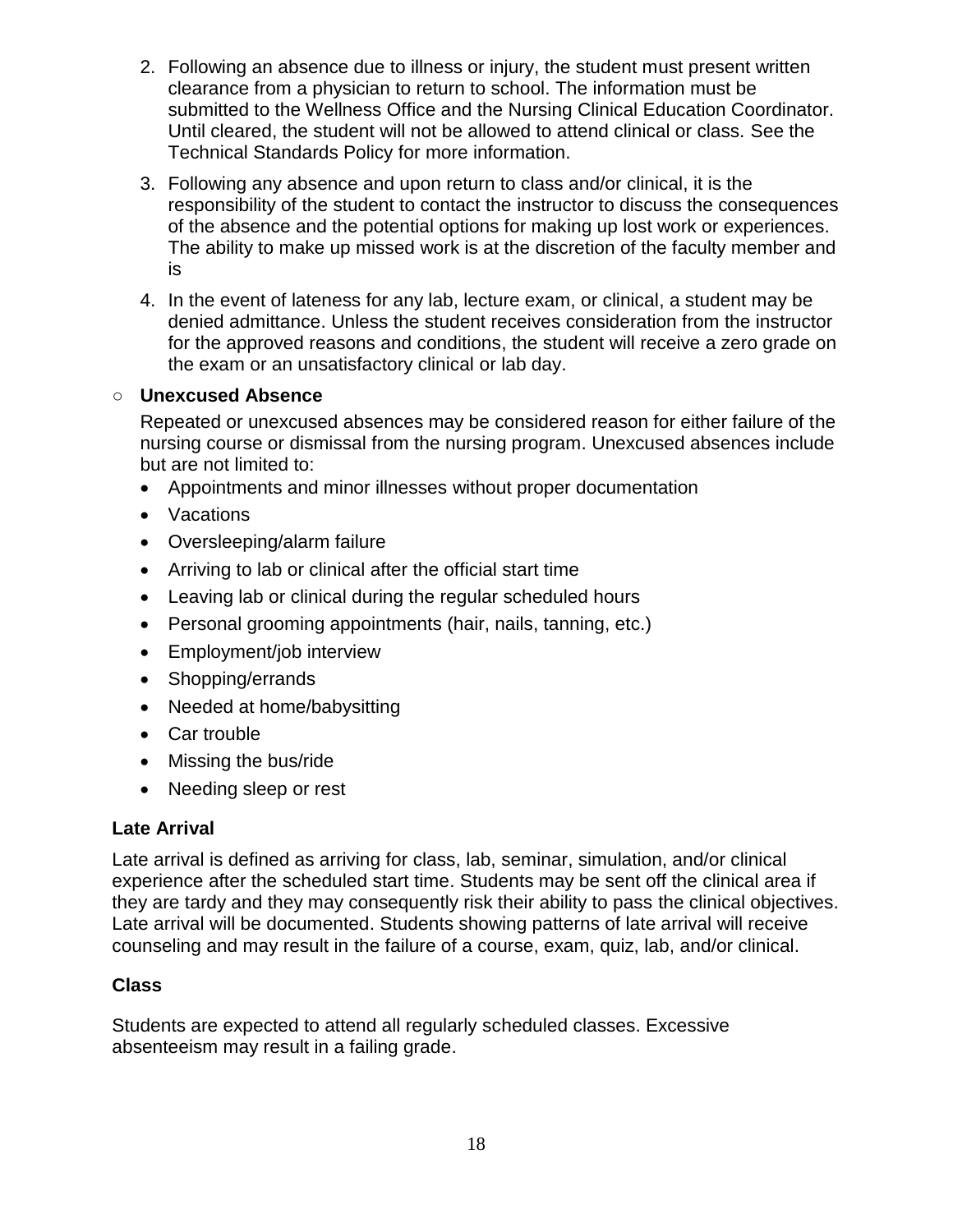2. Following an absence due to illness or injury, the student must present written clearance from a physician to return to school. The information must be submitted to the Wellness Office and the Nursing Clinical Education Coordinator. Until cleared, the student will not be allowed to attend clinical or class. See the Technical Standards Policy for more information.
3. Following any absence and upon return to class and/or clinical, it is the responsibility of the student to contact the instructor to discuss the consequences of the absence and the potential options for making up lost work or experiences. The ability to make up missed work is at the discretion of the faculty member and is
4. In the event of lateness for any lab, lecture exam, or clinical, a student may be denied admittance. Unless the student receives consideration from the instructor for the approved reasons and conditions, the student will receive a zero grade on the exam or an unsatisfactory clinical or lab day.

- **Unexcused Absence**

  Repeated or unexcused absences may be considered reason for either failure of the nursing course or dismissal from the nursing program. Unexcused absences include but are not limited to:

  - Appointments and minor illnesses without proper documentation
  - Vacations
  - Oversleeping/alarm failure
  - Arriving to lab or clinical after the official start time
  - Leaving lab or clinical during the regular scheduled hours
  - Personal grooming appointments (hair, nails, tanning, etc.)
  - Employment/job interview
  - Shopping/errands
  - Needed at home/babysitting
  - Car trouble
  - Missing the bus/ride
  - Needing sleep or rest

### Late Arrival

Late arrival is defined as arriving for class, lab, seminar, simulation, and/or clinical experience after the scheduled start time. Students may be sent off the clinical area if they are tardy and they may consequently risk their ability to pass the clinical objectives. Late arrival will be documented. Students showing patterns of late arrival will receive counseling and may result in the failure of a course, exam, quiz, lab, and/or clinical.

### Class

Students are expected to attend all regularly scheduled classes. Excessive absenteeism may result in a failing grade.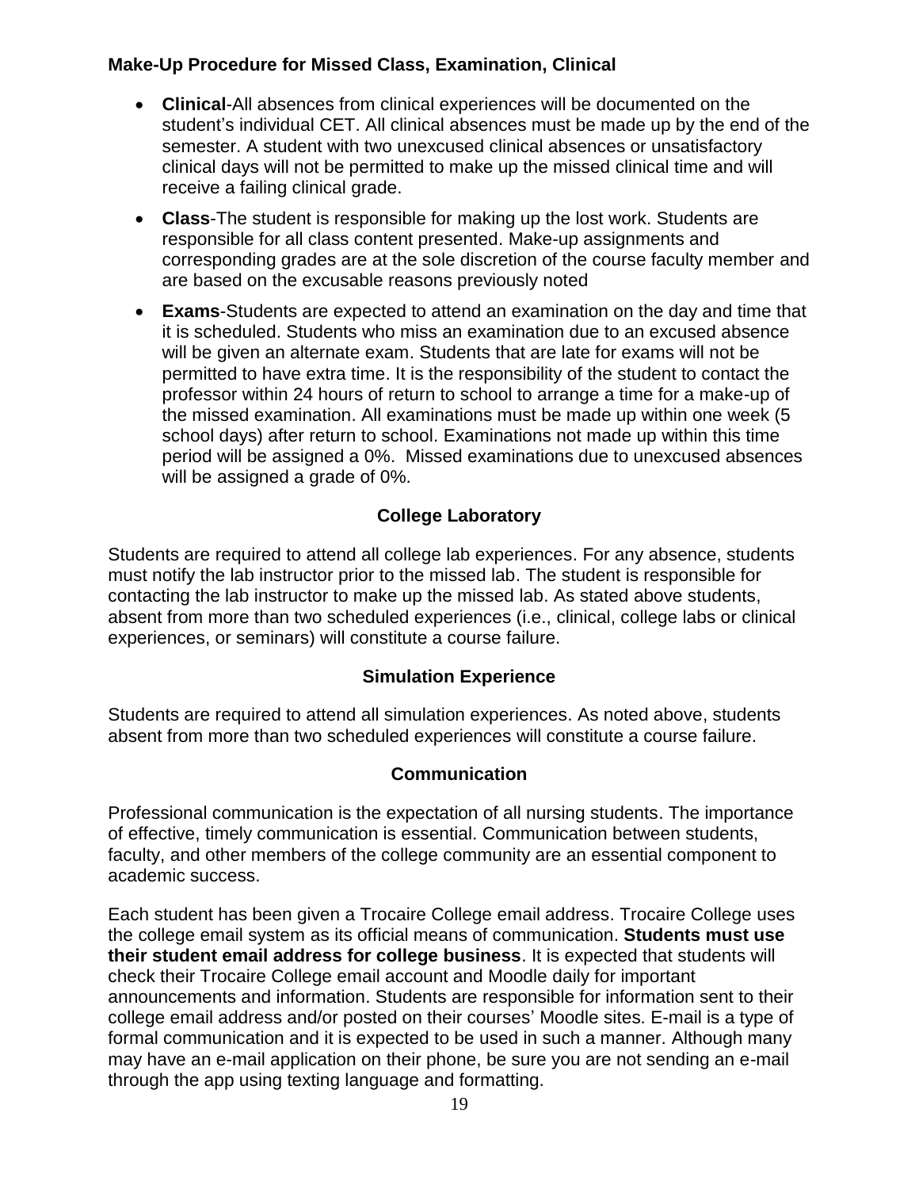### Make-Up Procedure for Missed Class, Examination, Clinical

- **Clinical**-All absences from clinical experiences will be documented on the student's individual CET. All clinical absences must be made up by the end of the semester. A student with two unexcused clinical absences or unsatisfactory clinical days will not be permitted to make up the missed clinical time and will receive a failing clinical grade.
- **Class**-The student is responsible for making up the lost work. Students are responsible for all class content presented. Make-up assignments and corresponding grades are at the sole discretion of the course faculty member and are based on the excusable reasons previously noted
- **Exams**-Students are expected to attend an examination on the day and time that it is scheduled. Students who miss an examination due to an excused absence will be given an alternate exam. Students that are late for exams will not be permitted to have extra time. It is the responsibility of the student to contact the professor within 24 hours of return to school to arrange a time for a make-up of the missed examination. All examinations must be made up within one week (5 school days) after return to school. Examinations not made up within this time period will be assigned a 0%. Missed examinations due to unexcused absences will be assigned a grade of 0%.

### College Laboratory

Students are required to attend all college lab experiences. For any absence, students must notify the lab instructor prior to the missed lab. The student is responsible for contacting the lab instructor to make up the missed lab. As stated above students, absent from more than two scheduled experiences (i.e., clinical, college labs or clinical experiences, or seminars) will constitute a course failure.

### Simulation Experience

Students are required to attend all simulation experiences. As noted above, students absent from more than two scheduled experiences will constitute a course failure.

### Communication

Professional communication is the expectation of all nursing students. The importance of effective, timely communication is essential. Communication between students, faculty, and other members of the college community are an essential component to academic success.

Each student has been given a Trocaire College email address. Trocaire College uses the college email system as its official means of communication. **Students must use their student email address for college business**. It is expected that students will check their Trocaire College email account and Moodle daily for important announcements and information. Students are responsible for information sent to their college email address and/or posted on their courses' Moodle sites. E-mail is a type of formal communication and it is expected to be used in such a manner. Although many may have an e-mail application on their phone, be sure you are not sending an e-mail through the app using texting language and formatting.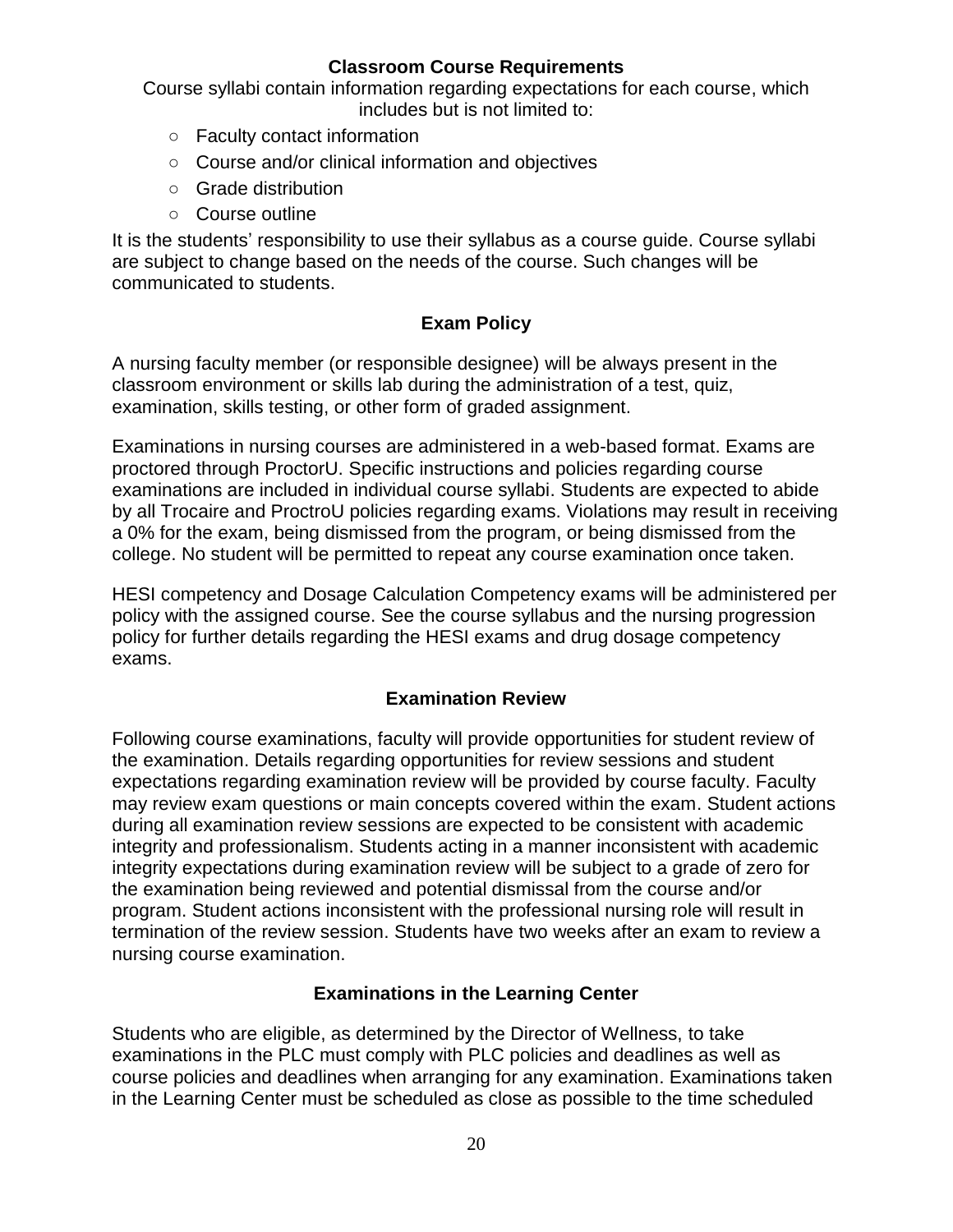## Classroom Course Requirements

Course syllabi contain information regarding expectations for each course, which includes but is not limited to:

- Faculty contact information
- Course and/or clinical information and objectives
- Grade distribution
- Course outline

It is the students' responsibility to use their syllabus as a course guide. Course syllabi are subject to change based on the needs of the course. Such changes will be communicated to students.

## Exam Policy

A nursing faculty member (or responsible designee) will be always present in the classroom environment or skills lab during the administration of a test, quiz, examination, skills testing, or other form of graded assignment.

Examinations in nursing courses are administered in a web-based format. Exams are proctored through ProctorU. Specific instructions and policies regarding course examinations are included in individual course syllabi. Students are expected to abide by all Trocaire and ProctroU policies regarding exams. Violations may result in receiving a 0% for the exam, being dismissed from the program, or being dismissed from the college. No student will be permitted to repeat any course examination once taken.

HESI competency and Dosage Calculation Competency exams will be administered per policy with the assigned course. See the course syllabus and the nursing progression policy for further details regarding the HESI exams and drug dosage competency exams.

## Examination Review

Following course examinations, faculty will provide opportunities for student review of the examination. Details regarding opportunities for review sessions and student expectations regarding examination review will be provided by course faculty. Faculty may review exam questions or main concepts covered within the exam. Student actions during all examination review sessions are expected to be consistent with academic integrity and professionalism. Students acting in a manner inconsistent with academic integrity expectations during examination review will be subject to a grade of zero for the examination being reviewed and potential dismissal from the course and/or program. Student actions inconsistent with the professional nursing role will result in termination of the review session. Students have two weeks after an exam to review a nursing course examination.

## Examinations in the Learning Center

Students who are eligible, as determined by the Director of Wellness, to take examinations in the PLC must comply with PLC policies and deadlines as well as course policies and deadlines when arranging for any examination. Examinations taken in the Learning Center must be scheduled as close as possible to the time scheduled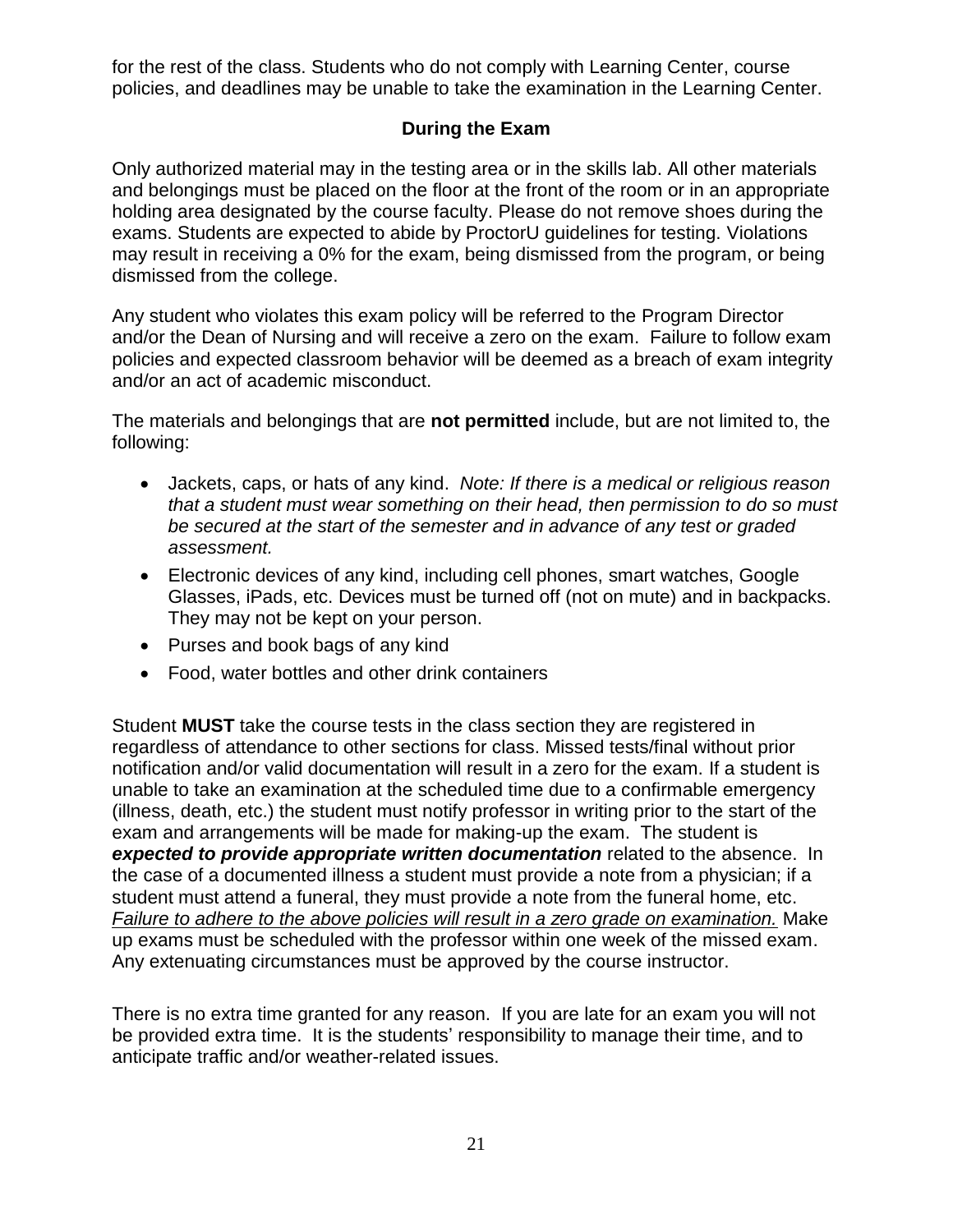for the rest of the class. Students who do not comply with Learning Center, course policies, and deadlines may be unable to take the examination in the Learning Center.

### During the Exam

Only authorized material may in the testing area or in the skills lab. All other materials and belongings must be placed on the floor at the front of the room or in an appropriate holding area designated by the course faculty. Please do not remove shoes during the exams. Students are expected to abide by ProctorU guidelines for testing. Violations may result in receiving a 0% for the exam, being dismissed from the program, or being dismissed from the college.

Any student who violates this exam policy will be referred to the Program Director and/or the Dean of Nursing and will receive a zero on the exam. Failure to follow exam policies and expected classroom behavior will be deemed as a breach of exam integrity and/or an act of academic misconduct.

The materials and belongings that are **not permitted** include, but are not limited to, the following:

- Jackets, caps, or hats of any kind. *Note: If there is a medical or religious reason that a student must wear something on their head, then permission to do so must be secured at the start of the semester and in advance of any test or graded assessment.*
- Electronic devices of any kind, including cell phones, smart watches, Google Glasses, iPads, etc. Devices must be turned off (not on mute) and in backpacks. They may not be kept on your person.
- Purses and book bags of any kind
- Food, water bottles and other drink containers

Student **MUST** take the course tests in the class section they are registered in regardless of attendance to other sections for class. Missed tests/final without prior notification and/or valid documentation will result in a zero for the exam. If a student is unable to take an examination at the scheduled time due to a confirmable emergency (illness, death, etc.) the student must notify professor in writing prior to the start of the exam and arrangements will be made for making-up the exam. The student is ***expected to provide appropriate written documentation*** related to the absence. In the case of a documented illness a student must provide a note from a physician; if a student must attend a funeral, they must provide a note from the funeral home, etc. *Failure to adhere to the above policies will result in a zero grade on examination.* Make up exams must be scheduled with the professor within one week of the missed exam. Any extenuating circumstances must be approved by the course instructor.

There is no extra time granted for any reason. If you are late for an exam you will not be provided extra time. It is the students' responsibility to manage their time, and to anticipate traffic and/or weather-related issues.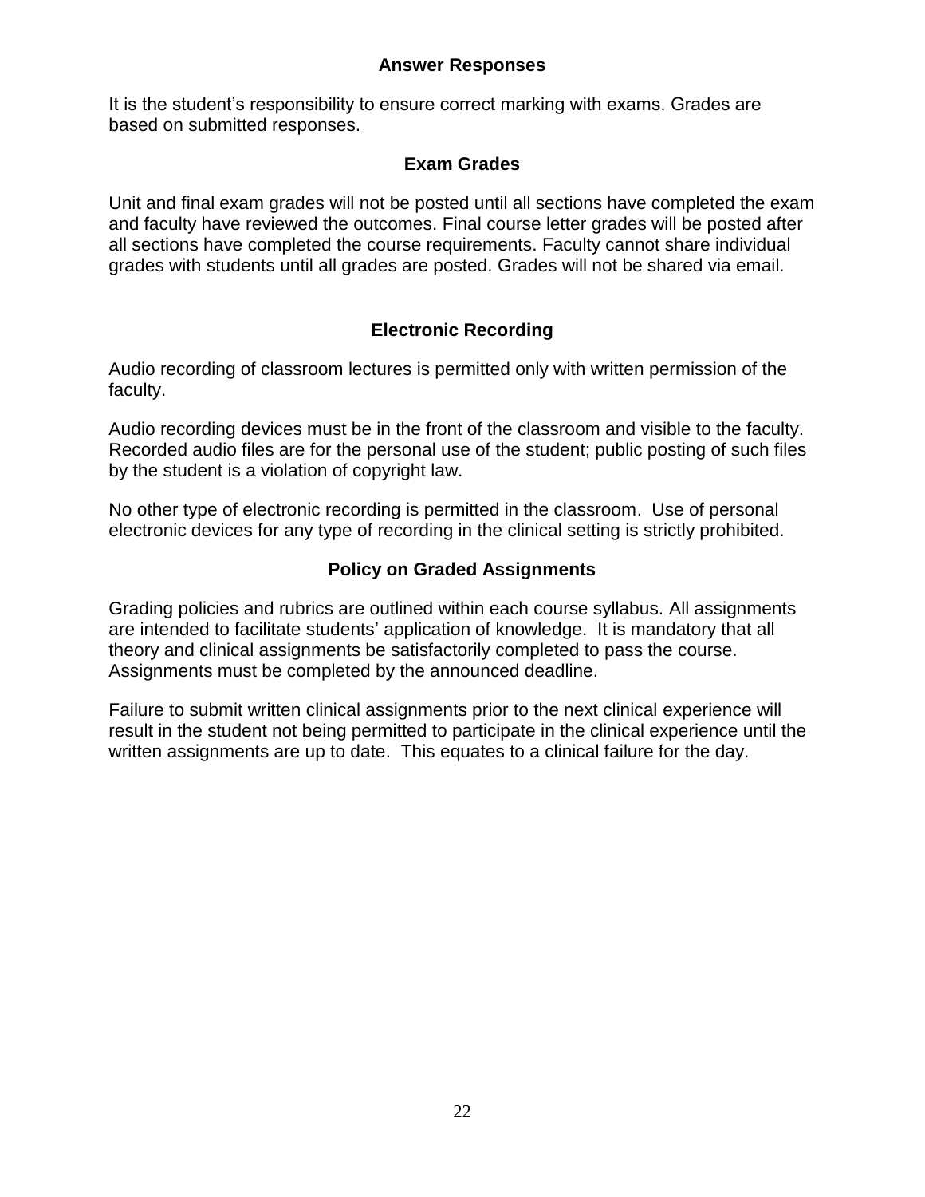## Answer Responses

It is the student’s responsibility to ensure correct marking with exams. Grades are based on submitted responses.

## Exam Grades

Unit and final exam grades will not be posted until all sections have completed the exam and faculty have reviewed the outcomes. Final course letter grades will be posted after all sections have completed the course requirements. Faculty cannot share individual grades with students until all grades are posted. Grades will not be shared via email.

## Electronic Recording

Audio recording of classroom lectures is permitted only with written permission of the faculty.

Audio recording devices must be in the front of the classroom and visible to the faculty. Recorded audio files are for the personal use of the student; public posting of such files by the student is a violation of copyright law.

No other type of electronic recording is permitted in the classroom. Use of personal electronic devices for any type of recording in the clinical setting is strictly prohibited.

## Policy on Graded Assignments

Grading policies and rubrics are outlined within each course syllabus. All assignments are intended to facilitate students’ application of knowledge. It is mandatory that all theory and clinical assignments be satisfactorily completed to pass the course. Assignments must be completed by the announced deadline.

Failure to submit written clinical assignments prior to the next clinical experience will result in the student not being permitted to participate in the clinical experience until the written assignments are up to date. This equates to a clinical failure for the day.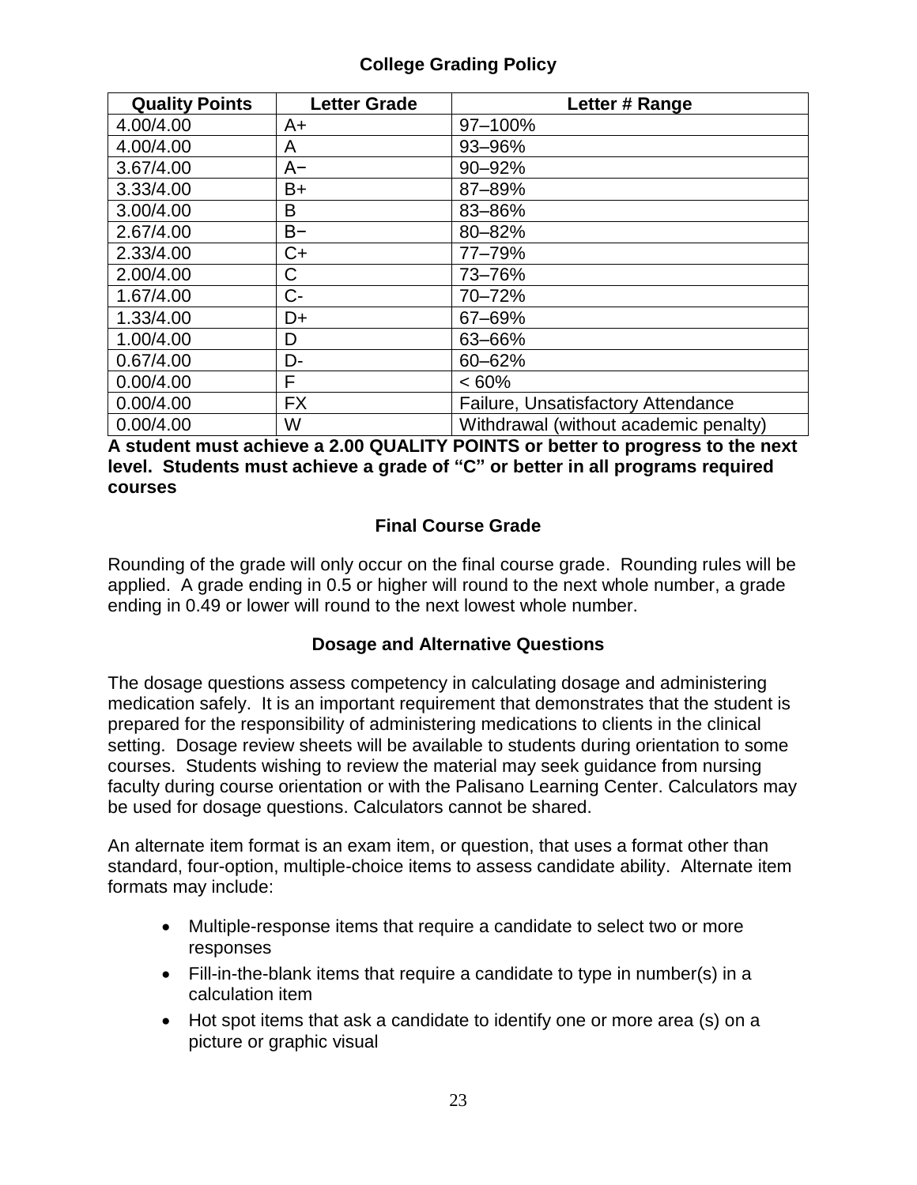## College Grading Policy

| Quality Points | Letter Grade | Letter # Range |
|---|---|---|
| 4.00/4.00 | A+ | 97–100% |
| 4.00/4.00 | A | 93–96% |
| 3.67/4.00 | A− | 90–92% |
| 3.33/4.00 | B+ | 87–89% |
| 3.00/4.00 | B | 83–86% |
| 2.67/4.00 | B− | 80–82% |
| 2.33/4.00 | C+ | 77–79% |
| 2.00/4.00 | C | 73–76% |
| 1.67/4.00 | C- | 70–72% |
| 1.33/4.00 | D+ | 67–69% |
| 1.00/4.00 | D | 63–66% |
| 0.67/4.00 | D- | 60–62% |
| 0.00/4.00 | F | < 60% |
| 0.00/4.00 | FX | Failure, Unsatisfactory Attendance |
| 0.00/4.00 | W | Withdrawal (without academic penalty) |

**A student must achieve a 2.00 QUALITY POINTS or better to progress to the next level. Students must achieve a grade of "C" or better in all programs required courses**

## Final Course Grade

Rounding of the grade will only occur on the final course grade. Rounding rules will be applied. A grade ending in 0.5 or higher will round to the next whole number, a grade ending in 0.49 or lower will round to the next lowest whole number.

## Dosage and Alternative Questions

The dosage questions assess competency in calculating dosage and administering medication safely. It is an important requirement that demonstrates that the student is prepared for the responsibility of administering medications to clients in the clinical setting. Dosage review sheets will be available to students during orientation to some courses. Students wishing to review the material may seek guidance from nursing faculty during course orientation or with the Palisano Learning Center. Calculators may be used for dosage questions. Calculators cannot be shared.

An alternate item format is an exam item, or question, that uses a format other than standard, four-option, multiple-choice items to assess candidate ability. Alternate item formats may include:

- Multiple-response items that require a candidate to select two or more responses
- Fill-in-the-blank items that require a candidate to type in number(s) in a calculation item
- Hot spot items that ask a candidate to identify one or more area (s) on a picture or graphic visual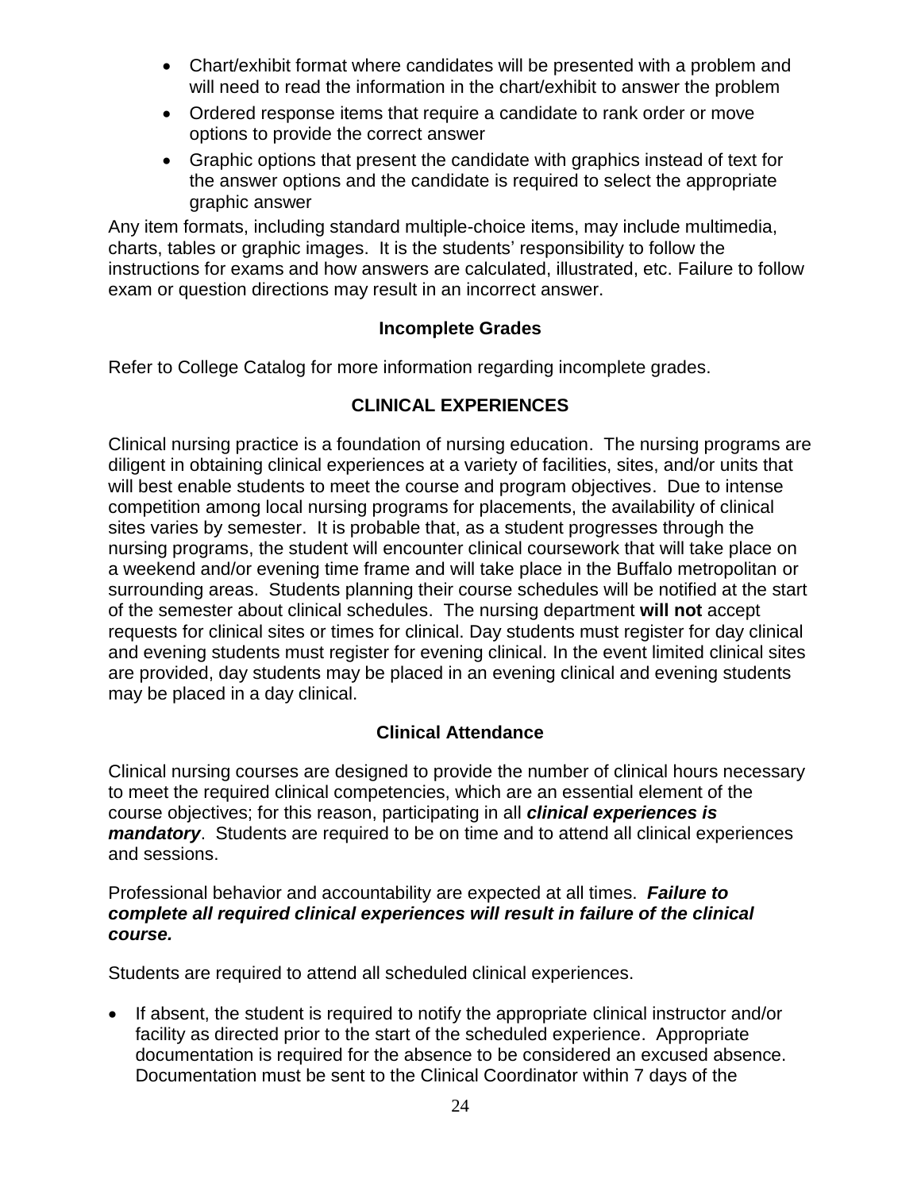- Chart/exhibit format where candidates will be presented with a problem and will need to read the information in the chart/exhibit to answer the problem
- Ordered response items that require a candidate to rank order or move options to provide the correct answer
- Graphic options that present the candidate with graphics instead of text for the answer options and the candidate is required to select the appropriate graphic answer

Any item formats, including standard multiple-choice items, may include multimedia, charts, tables or graphic images. It is the students' responsibility to follow the instructions for exams and how answers are calculated, illustrated, etc. Failure to follow exam or question directions may result in an incorrect answer.

### Incomplete Grades

Refer to College Catalog for more information regarding incomplete grades.

## CLINICAL EXPERIENCES

Clinical nursing practice is a foundation of nursing education. The nursing programs are diligent in obtaining clinical experiences at a variety of facilities, sites, and/or units that will best enable students to meet the course and program objectives. Due to intense competition among local nursing programs for placements, the availability of clinical sites varies by semester. It is probable that, as a student progresses through the nursing programs, the student will encounter clinical coursework that will take place on a weekend and/or evening time frame and will take place in the Buffalo metropolitan or surrounding areas. Students planning their course schedules will be notified at the start of the semester about clinical schedules. The nursing department **will not** accept requests for clinical sites or times for clinical. Day students must register for day clinical and evening students must register for evening clinical. In the event limited clinical sites are provided, day students may be placed in an evening clinical and evening students may be placed in a day clinical.

### Clinical Attendance

Clinical nursing courses are designed to provide the number of clinical hours necessary to meet the required clinical competencies, which are an essential element of the course objectives; for this reason, participating in all ***clinical experiences is mandatory***. Students are required to be on time and to attend all clinical experiences and sessions.

Professional behavior and accountability are expected at all times. ***Failure to complete all required clinical experiences will result in failure of the clinical course.***

Students are required to attend all scheduled clinical experiences.

- If absent, the student is required to notify the appropriate clinical instructor and/or facility as directed prior to the start of the scheduled experience. Appropriate documentation is required for the absence to be considered an excused absence. Documentation must be sent to the Clinical Coordinator within 7 days of the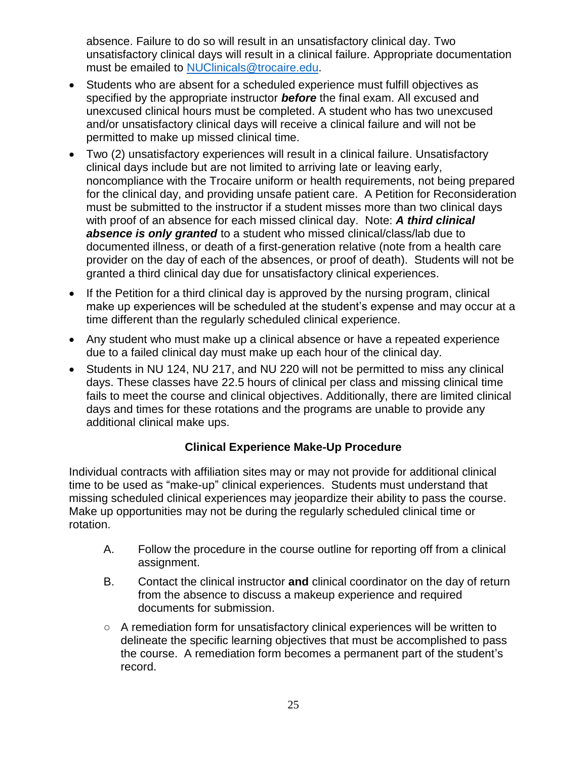absence. Failure to do so will result in an unsatisfactory clinical day. Two unsatisfactory clinical days will result in a clinical failure. Appropriate documentation must be emailed to NUClinicals@trocaire.edu.

- Students who are absent for a scheduled experience must fulfill objectives as specified by the appropriate instructor ***before*** the final exam. All excused and unexcused clinical hours must be completed. A student who has two unexcused and/or unsatisfactory clinical days will receive a clinical failure and will not be permitted to make up missed clinical time.
- Two (2) unsatisfactory experiences will result in a clinical failure. Unsatisfactory clinical days include but are not limited to arriving late or leaving early, noncompliance with the Trocaire uniform or health requirements, not being prepared for the clinical day, and providing unsafe patient care. A Petition for Reconsideration must be submitted to the instructor if a student misses more than two clinical days with proof of an absence for each missed clinical day. Note: ***A third clinical absence is only granted*** to a student who missed clinical/class/lab due to documented illness, or death of a first-generation relative (note from a health care provider on the day of each of the absences, or proof of death). Students will not be granted a third clinical day due for unsatisfactory clinical experiences.
- If the Petition for a third clinical day is approved by the nursing program, clinical make up experiences will be scheduled at the student's expense and may occur at a time different than the regularly scheduled clinical experience.
- Any student who must make up a clinical absence or have a repeated experience due to a failed clinical day must make up each hour of the clinical day.
- Students in NU 124, NU 217, and NU 220 will not be permitted to miss any clinical days. These classes have 22.5 hours of clinical per class and missing clinical time fails to meet the course and clinical objectives. Additionally, there are limited clinical days and times for these rotations and the programs are unable to provide any additional clinical make ups.

### Clinical Experience Make-Up Procedure

Individual contracts with affiliation sites may or may not provide for additional clinical time to be used as "make-up" clinical experiences. Students must understand that missing scheduled clinical experiences may jeopardize their ability to pass the course. Make up opportunities may not be during the regularly scheduled clinical time or rotation.

A. Follow the procedure in the course outline for reporting off from a clinical assignment.

B. Contact the clinical instructor **and** clinical coordinator on the day of return from the absence to discuss a makeup experience and required documents for submission.

- A remediation form for unsatisfactory clinical experiences will be written to delineate the specific learning objectives that must be accomplished to pass the course. A remediation form becomes a permanent part of the student's record.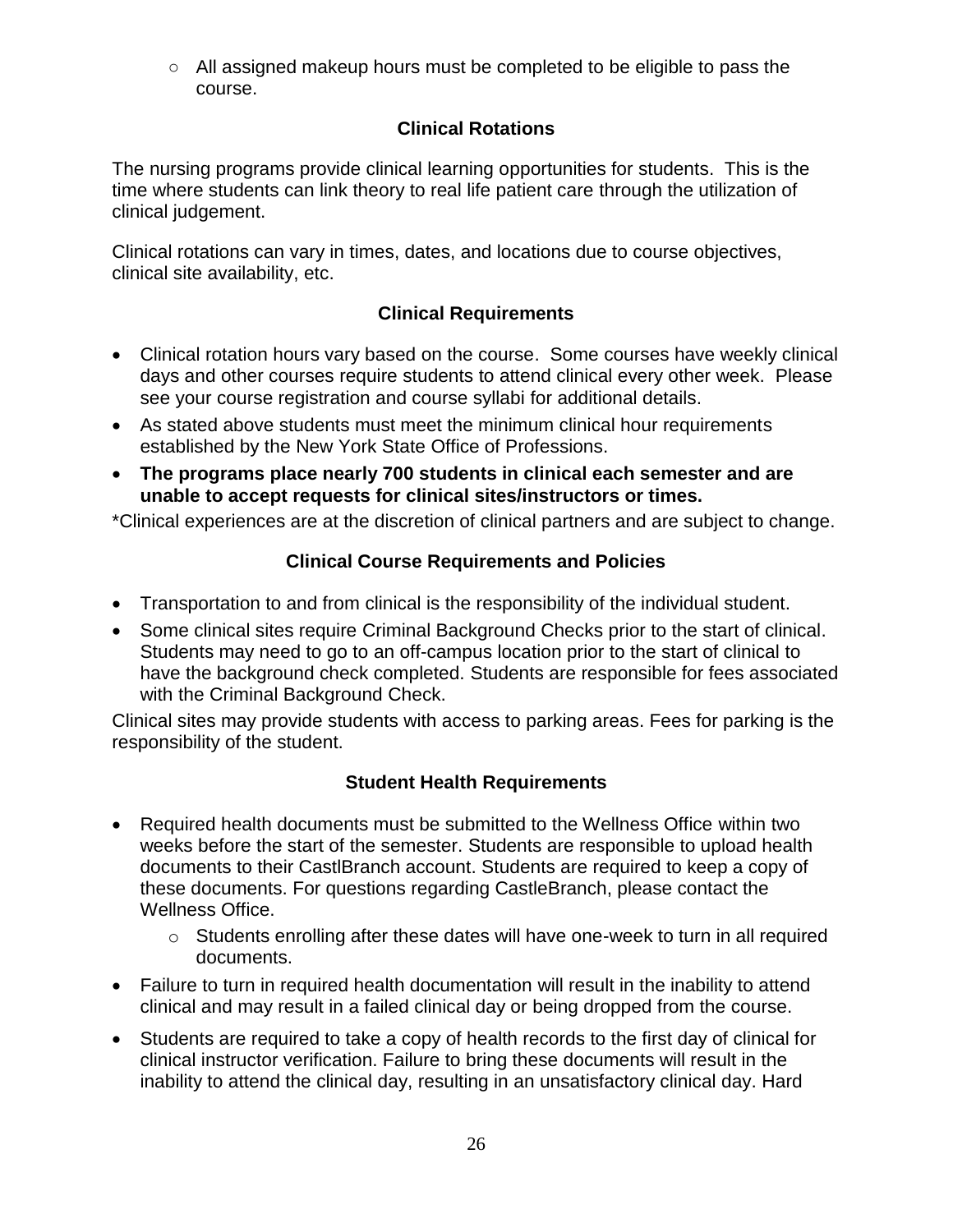- All assigned makeup hours must be completed to be eligible to pass the course.

## Clinical Rotations

The nursing programs provide clinical learning opportunities for students. This is the time where students can link theory to real life patient care through the utilization of clinical judgement.

Clinical rotations can vary in times, dates, and locations due to course objectives, clinical site availability, etc.

## Clinical Requirements

- Clinical rotation hours vary based on the course. Some courses have weekly clinical days and other courses require students to attend clinical every other week. Please see your course registration and course syllabi for additional details.
- As stated above students must meet the minimum clinical hour requirements established by the New York State Office of Professions.
- **The programs place nearly 700 students in clinical each semester and are unable to accept requests for clinical sites/instructors or times.**

*Clinical experiences are at the discretion of clinical partners and are subject to change.

## Clinical Course Requirements and Policies

- Transportation to and from clinical is the responsibility of the individual student.
- Some clinical sites require Criminal Background Checks prior to the start of clinical. Students may need to go to an off-campus location prior to the start of clinical to have the background check completed. Students are responsible for fees associated with the Criminal Background Check.

Clinical sites may provide students with access to parking areas. Fees for parking is the responsibility of the student.

## Student Health Requirements

- Required health documents must be submitted to the Wellness Office within two weeks before the start of the semester. Students are responsible to upload health documents to their CastlBranch account. Students are required to keep a copy of these documents. For questions regarding CastleBranch, please contact the Wellness Office.
  - Students enrolling after these dates will have one-week to turn in all required documents.
- Failure to turn in required health documentation will result in the inability to attend clinical and may result in a failed clinical day or being dropped from the course.
- Students are required to take a copy of health records to the first day of clinical for clinical instructor verification. Failure to bring these documents will result in the inability to attend the clinical day, resulting in an unsatisfactory clinical day. Hard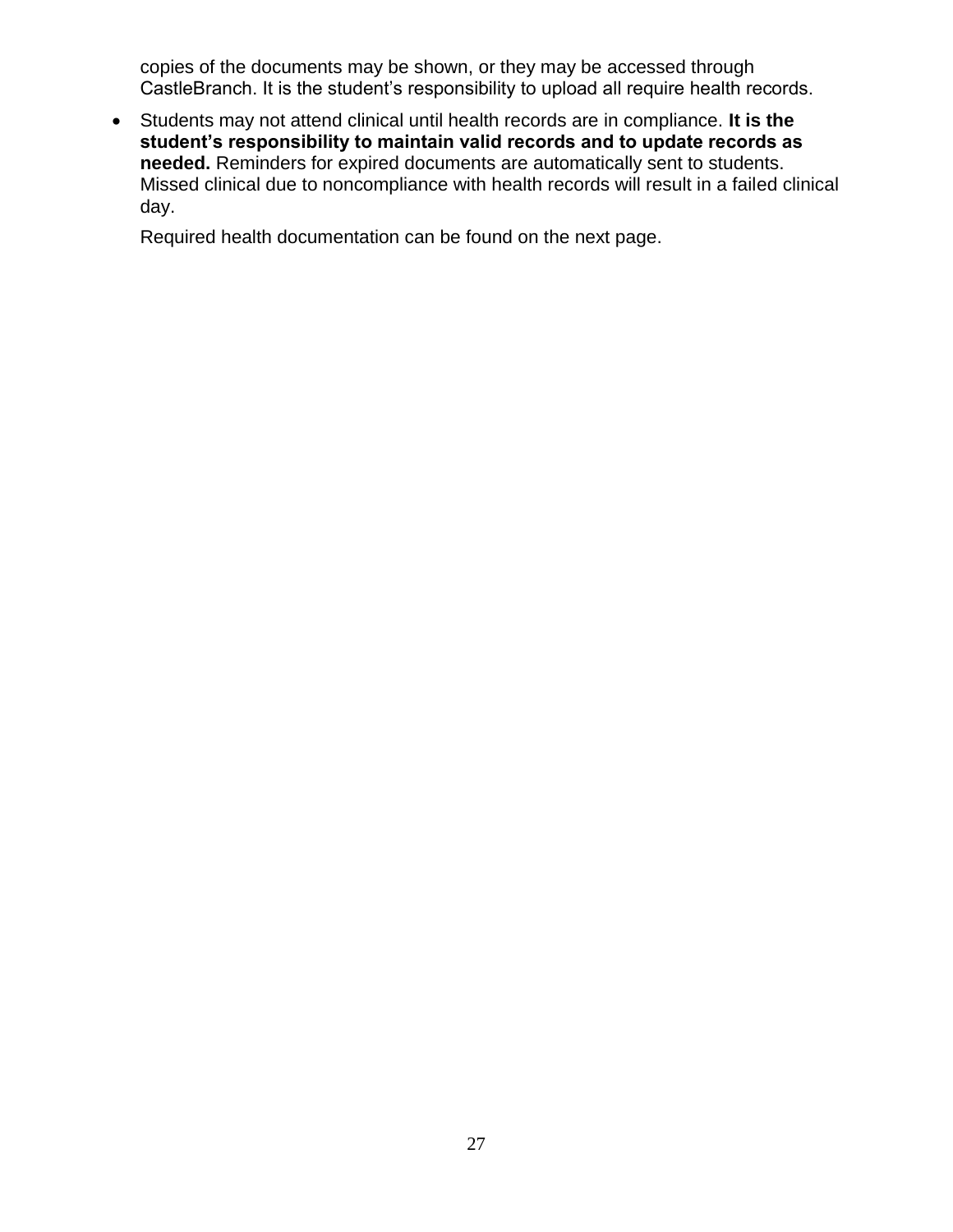copies of the documents may be shown, or they may be accessed through CastleBranch. It is the student's responsibility to upload all require health records.

- Students may not attend clinical until health records are in compliance. **It is the student's responsibility to maintain valid records and to update records as needed.** Reminders for expired documents are automatically sent to students. Missed clinical due to noncompliance with health records will result in a failed clinical day.

  Required health documentation can be found on the next page.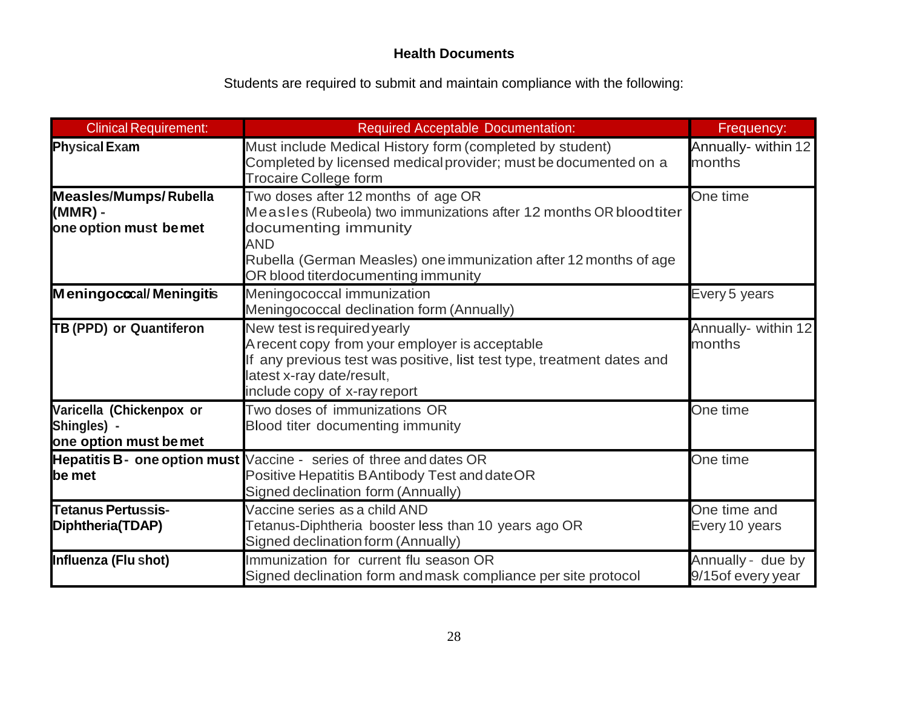## Health Documents

Students are required to submit and maintain compliance with the following:

| Clinical Requirement: | Required Acceptable Documentation: | Frequency: |
|---|---|---|
| **Physical Exam** | Must include Medical History form (completed by student)<br>Completed by licensed medical provider; must be documented on a Trocaire College form | Annually- within 12 months |
| **Measles/Mumps/ Rubella (MMR) - one option must be met** | Two doses after 12 months of age OR<br>Measles (Rubeola) two immunizations after 12 months OR blood titer documenting immunity<br>AND<br>Rubella (German Measles) one immunization after 12 months of age OR blood titer documenting immunity | One time |
| **Meningococcal/ Meningitis** | Meningococcal immunization<br>Meningococcal declination form (Annually) | Every 5 years |
| **TB (PPD) or Quantiferon** | New test is required yearly<br>A recent copy from your employer is acceptable<br>If any previous test was positive, list test type, treatment dates and latest x-ray date/result,<br>include copy of x-ray report | Annually- within 12 months |
| **Varicella (Chickenpox or Shingles) - one option must be met** | Two doses of immunizations OR<br>Blood titer documenting immunity | One time |
| **Hepatitis B - one option must be met** | Vaccine - series of three and dates OR<br>Positive Hepatitis B Antibody Test and date OR<br>Signed declination form (Annually) | One time |
| **Tetanus Pertussis-Diphtheria(TDAP)** | Vaccine series as a child AND<br>Tetanus-Diphtheria booster less than 10 years ago OR<br>Signed declination form (Annually) | One time and Every 10 years |
| **Influenza (Flu shot)** | Immunization for current flu season OR<br>Signed declination form and mask compliance per site protocol | Annually - due by 9/15of every year |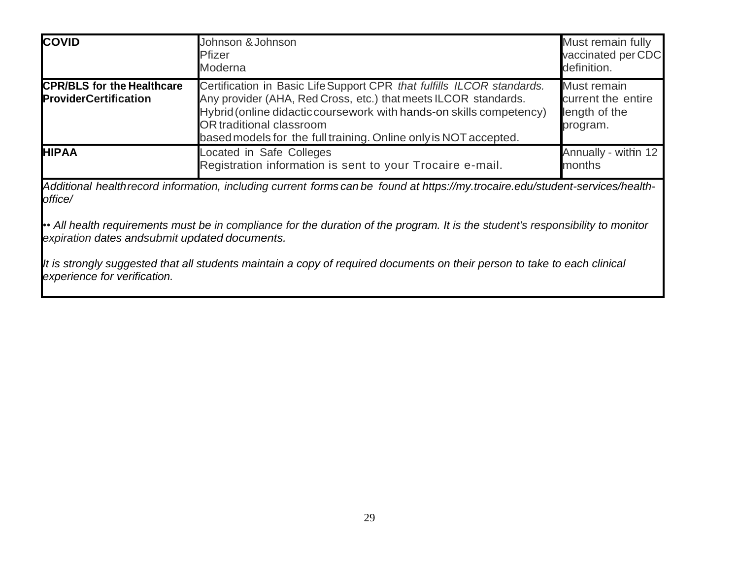| | | |
|---|---|---|
| **COVID** | Johnson & Johnson<br>Pfizer<br>Moderna | Must remain fully vaccinated per CDC definition. |
| **CPR/BLS for the Healthcare ProviderCertification** | Certification in Basic Life Support CPR *that fulfills ILCOR standards.* Any provider (AHA, Red Cross, etc.) that meets ILCOR standards. Hybrid (online didactic coursework with hands-on skills competency) OR traditional classroom based models for the full training. Online only is NOT accepted. | Must remain current the entire length of the program. |
| **HIPAA** | Located in Safe Colleges<br>Registration information is sent to your Trocaire e-mail. | Annually - within 12 months |

*Additional health record information, including current forms can be found at https://my.trocaire.edu/student-services/health-office/*

•• *All health requirements must be in compliance for the duration of the program. It is the student's responsibility to monitor expiration dates and submit updated documents.*

*It is strongly suggested that all students maintain a copy of required documents on their person to take to each clinical experience for verification.*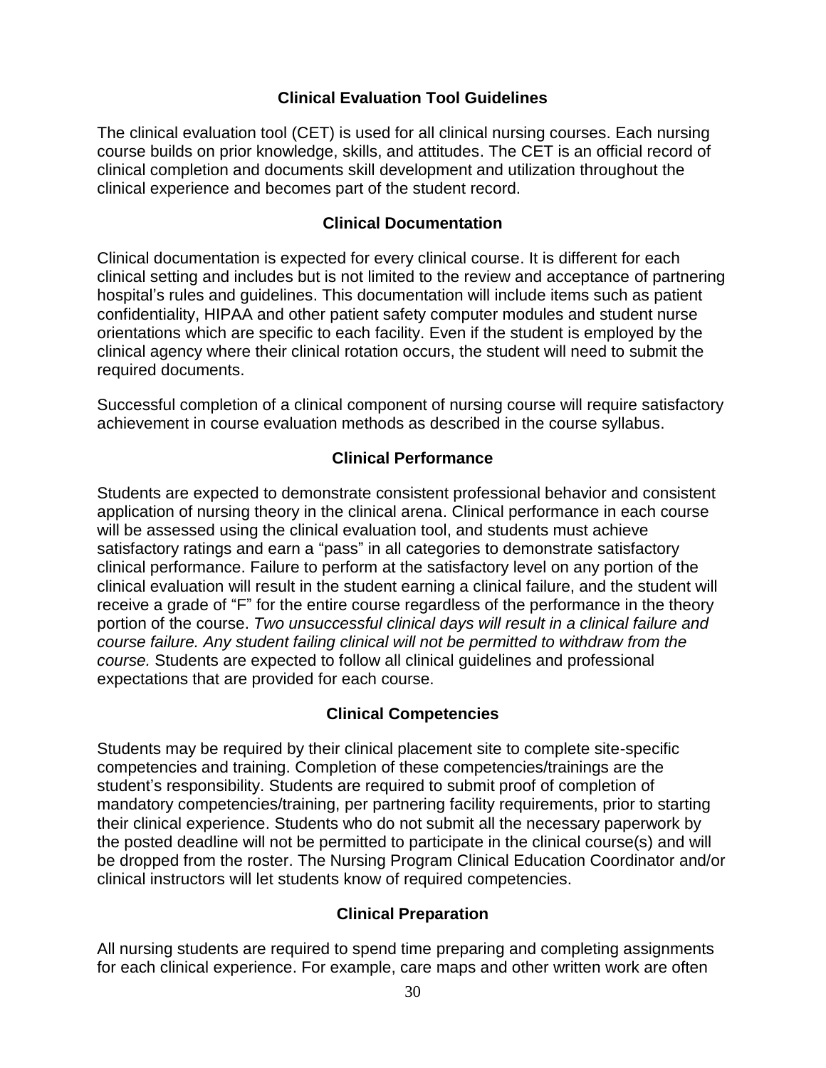## Clinical Evaluation Tool Guidelines

The clinical evaluation tool (CET) is used for all clinical nursing courses. Each nursing course builds on prior knowledge, skills, and attitudes. The CET is an official record of clinical completion and documents skill development and utilization throughout the clinical experience and becomes part of the student record.

## Clinical Documentation

Clinical documentation is expected for every clinical course. It is different for each clinical setting and includes but is not limited to the review and acceptance of partnering hospital's rules and guidelines. This documentation will include items such as patient confidentiality, HIPAA and other patient safety computer modules and student nurse orientations which are specific to each facility. Even if the student is employed by the clinical agency where their clinical rotation occurs, the student will need to submit the required documents.

Successful completion of a clinical component of nursing course will require satisfactory achievement in course evaluation methods as described in the course syllabus.

## Clinical Performance

Students are expected to demonstrate consistent professional behavior and consistent application of nursing theory in the clinical arena. Clinical performance in each course will be assessed using the clinical evaluation tool, and students must achieve satisfactory ratings and earn a "pass" in all categories to demonstrate satisfactory clinical performance. Failure to perform at the satisfactory level on any portion of the clinical evaluation will result in the student earning a clinical failure, and the student will receive a grade of "F" for the entire course regardless of the performance in the theory portion of the course. *Two unsuccessful clinical days will result in a clinical failure and course failure. Any student failing clinical will not be permitted to withdraw from the course.* Students are expected to follow all clinical guidelines and professional expectations that are provided for each course.

## Clinical Competencies

Students may be required by their clinical placement site to complete site-specific competencies and training. Completion of these competencies/trainings are the student's responsibility. Students are required to submit proof of completion of mandatory competencies/training, per partnering facility requirements, prior to starting their clinical experience. Students who do not submit all the necessary paperwork by the posted deadline will not be permitted to participate in the clinical course(s) and will be dropped from the roster. The Nursing Program Clinical Education Coordinator and/or clinical instructors will let students know of required competencies.

## Clinical Preparation

All nursing students are required to spend time preparing and completing assignments for each clinical experience. For example, care maps and other written work are often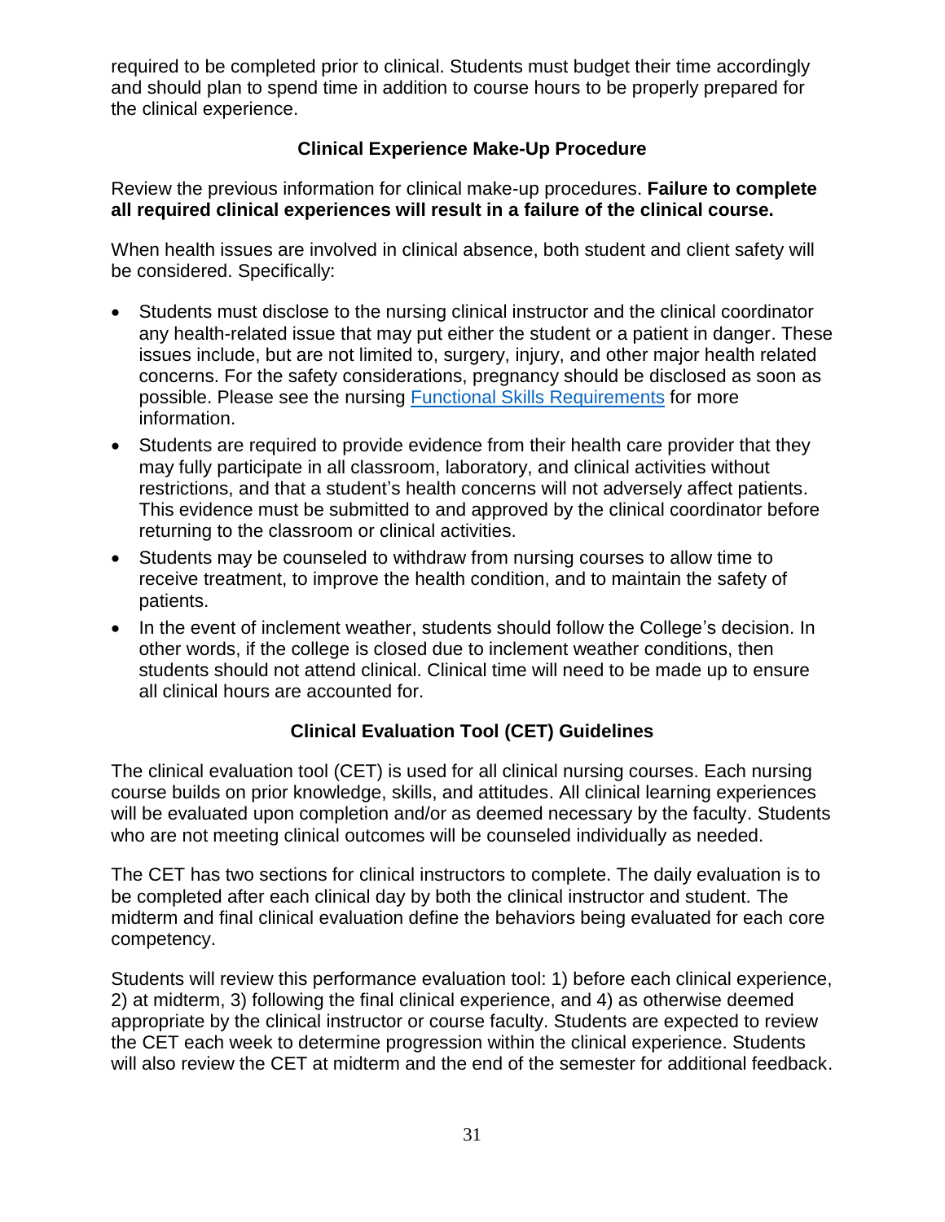required to be completed prior to clinical. Students must budget their time accordingly and should plan to spend time in addition to course hours to be properly prepared for the clinical experience.

### Clinical Experience Make-Up Procedure

Review the previous information for clinical make-up procedures. **Failure to complete all required clinical experiences will result in a failure of the clinical course.**

When health issues are involved in clinical absence, both student and client safety will be considered. Specifically:

- Students must disclose to the nursing clinical instructor and the clinical coordinator any health-related issue that may put either the student or a patient in danger. These issues include, but are not limited to, surgery, injury, and other major health related concerns. For the safety considerations, pregnancy should be disclosed as soon as possible. Please see the nursing Functional Skills Requirements for more information.
- Students are required to provide evidence from their health care provider that they may fully participate in all classroom, laboratory, and clinical activities without restrictions, and that a student's health concerns will not adversely affect patients. This evidence must be submitted to and approved by the clinical coordinator before returning to the classroom or clinical activities.
- Students may be counseled to withdraw from nursing courses to allow time to receive treatment, to improve the health condition, and to maintain the safety of patients.
- In the event of inclement weather, students should follow the College's decision. In other words, if the college is closed due to inclement weather conditions, then students should not attend clinical. Clinical time will need to be made up to ensure all clinical hours are accounted for.

### Clinical Evaluation Tool (CET) Guidelines

The clinical evaluation tool (CET) is used for all clinical nursing courses. Each nursing course builds on prior knowledge, skills, and attitudes. All clinical learning experiences will be evaluated upon completion and/or as deemed necessary by the faculty. Students who are not meeting clinical outcomes will be counseled individually as needed.

The CET has two sections for clinical instructors to complete. The daily evaluation is to be completed after each clinical day by both the clinical instructor and student. The midterm and final clinical evaluation define the behaviors being evaluated for each core competency.

Students will review this performance evaluation tool: 1) before each clinical experience, 2) at midterm, 3) following the final clinical experience, and 4) as otherwise deemed appropriate by the clinical instructor or course faculty. Students are expected to review the CET each week to determine progression within the clinical experience. Students will also review the CET at midterm and the end of the semester for additional feedback.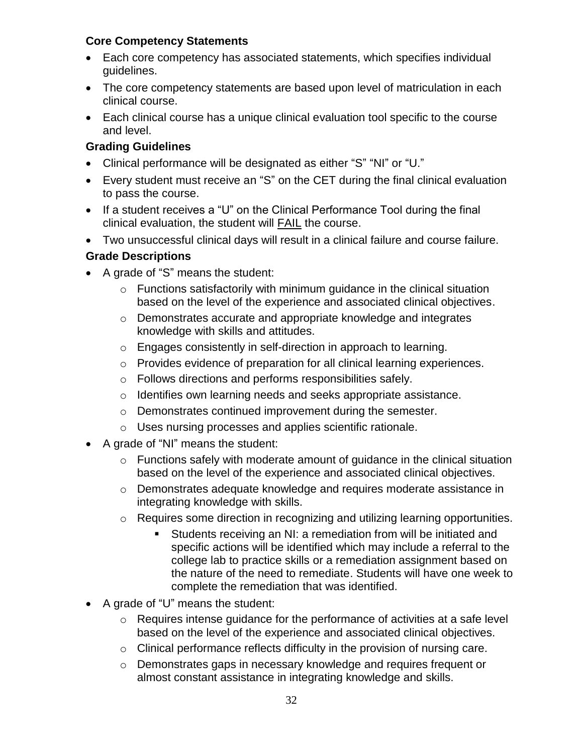**Core Competency Statements**

- Each core competency has associated statements, which specifies individual guidelines.
- The core competency statements are based upon level of matriculation in each clinical course.
- Each clinical course has a unique clinical evaluation tool specific to the course and level.

**Grading Guidelines**

- Clinical performance will be designated as either “S” “NI” or “U.”
- Every student must receive an “S” on the CET during the final clinical evaluation to pass the course.
- If a student receives a “U” on the Clinical Performance Tool during the final clinical evaluation, the student will FAIL the course.
- Two unsuccessful clinical days will result in a clinical failure and course failure.

**Grade Descriptions**

- A grade of “S” means the student:
  - Functions satisfactorily with minimum guidance in the clinical situation based on the level of the experience and associated clinical objectives.
  - Demonstrates accurate and appropriate knowledge and integrates knowledge with skills and attitudes.
  - Engages consistently in self-direction in approach to learning.
  - Provides evidence of preparation for all clinical learning experiences.
  - Follows directions and performs responsibilities safely.
  - Identifies own learning needs and seeks appropriate assistance.
  - Demonstrates continued improvement during the semester.
  - Uses nursing processes and applies scientific rationale.
- A grade of “NI” means the student:
  - Functions safely with moderate amount of guidance in the clinical situation based on the level of the experience and associated clinical objectives.
  - Demonstrates adequate knowledge and requires moderate assistance in integrating knowledge with skills.
  - Requires some direction in recognizing and utilizing learning opportunities.
    - Students receiving an NI: a remediation from will be initiated and specific actions will be identified which may include a referral to the college lab to practice skills or a remediation assignment based on the nature of the need to remediate. Students will have one week to complete the remediation that was identified.
- A grade of “U” means the student:
  - Requires intense guidance for the performance of activities at a safe level based on the level of the experience and associated clinical objectives.
  - Clinical performance reflects difficulty in the provision of nursing care.
  - Demonstrates gaps in necessary knowledge and requires frequent or almost constant assistance in integrating knowledge and skills.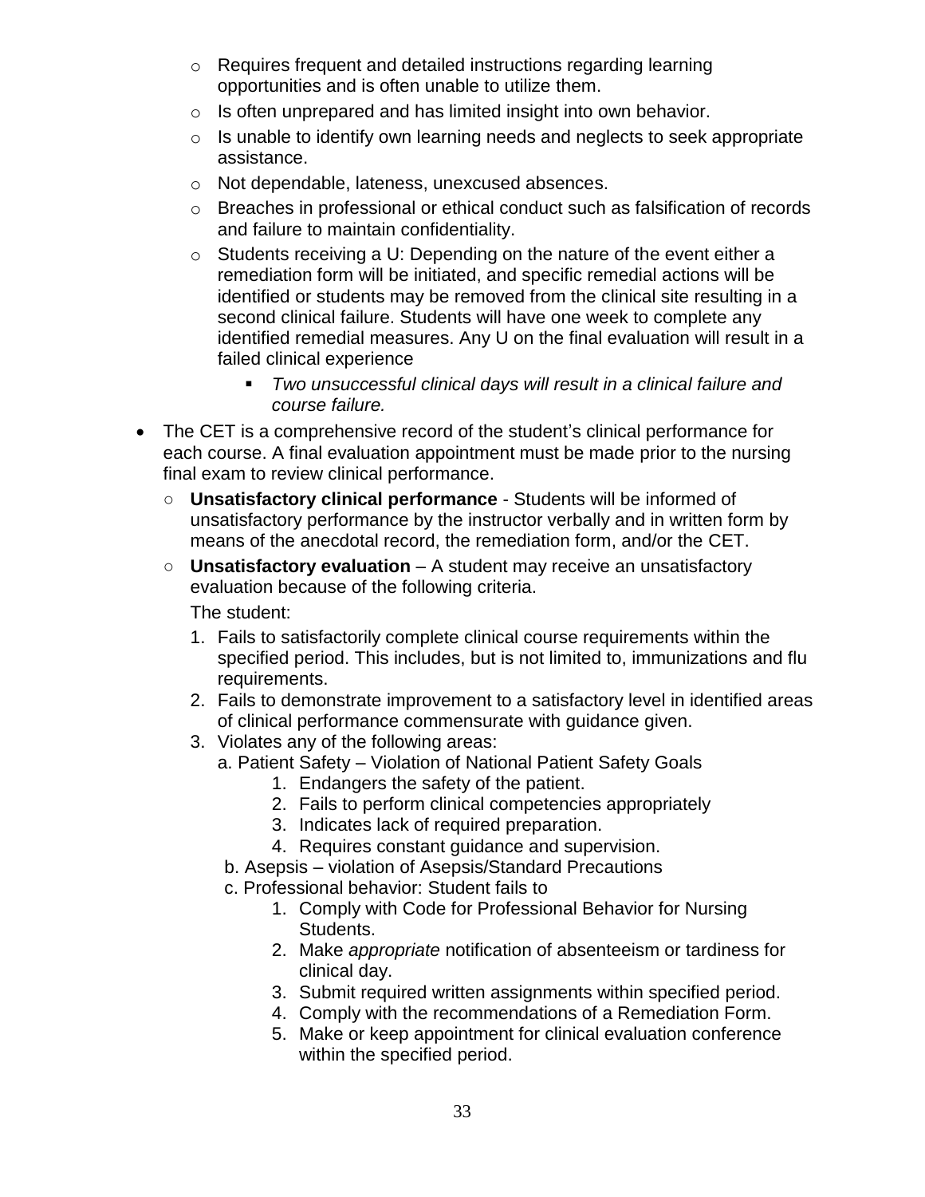- Requires frequent and detailed instructions regarding learning opportunities and is often unable to utilize them.
    - Is often unprepared and has limited insight into own behavior.
    - Is unable to identify own learning needs and neglects to seek appropriate assistance.
    - Not dependable, lateness, unexcused absences.
    - Breaches in professional or ethical conduct such as falsification of records and failure to maintain confidentiality.
    - Students receiving a U: Depending on the nature of the event either a remediation form will be initiated, and specific remedial actions will be identified or students may be removed from the clinical site resulting in a second clinical failure. Students will have one week to complete any identified remedial measures. Any U on the final evaluation will result in a failed clinical experience
        - *Two unsuccessful clinical days will result in a clinical failure and course failure.*

- The CET is a comprehensive record of the student's clinical performance for each course. A final evaluation appointment must be made prior to the nursing final exam to review clinical performance.
    - **Unsatisfactory clinical performance** - Students will be informed of unsatisfactory performance by the instructor verbally and in written form by means of the anecdotal record, the remediation form, and/or the CET.
    - **Unsatisfactory evaluation** – A student may receive an unsatisfactory evaluation because of the following criteria.

      The student:

      1. Fails to satisfactorily complete clinical course requirements within the specified period. This includes, but is not limited to, immunizations and flu requirements.
      2. Fails to demonstrate improvement to a satisfactory level in identified areas of clinical performance commensurate with guidance given.
      3. Violates any of the following areas:

         a. Patient Safety – Violation of National Patient Safety Goals

            1. Endangers the safety of the patient.
            2. Fails to perform clinical competencies appropriately
            3. Indicates lack of required preparation.
            4. Requires constant guidance and supervision.

         b. Asepsis – violation of Asepsis/Standard Precautions

         c. Professional behavior: Student fails to

            1. Comply with Code for Professional Behavior for Nursing Students.
            2. Make *appropriate* notification of absenteeism or tardiness for clinical day.
            3. Submit required written assignments within specified period.
            4. Comply with the recommendations of a Remediation Form.
            5. Make or keep appointment for clinical evaluation conference within the specified period.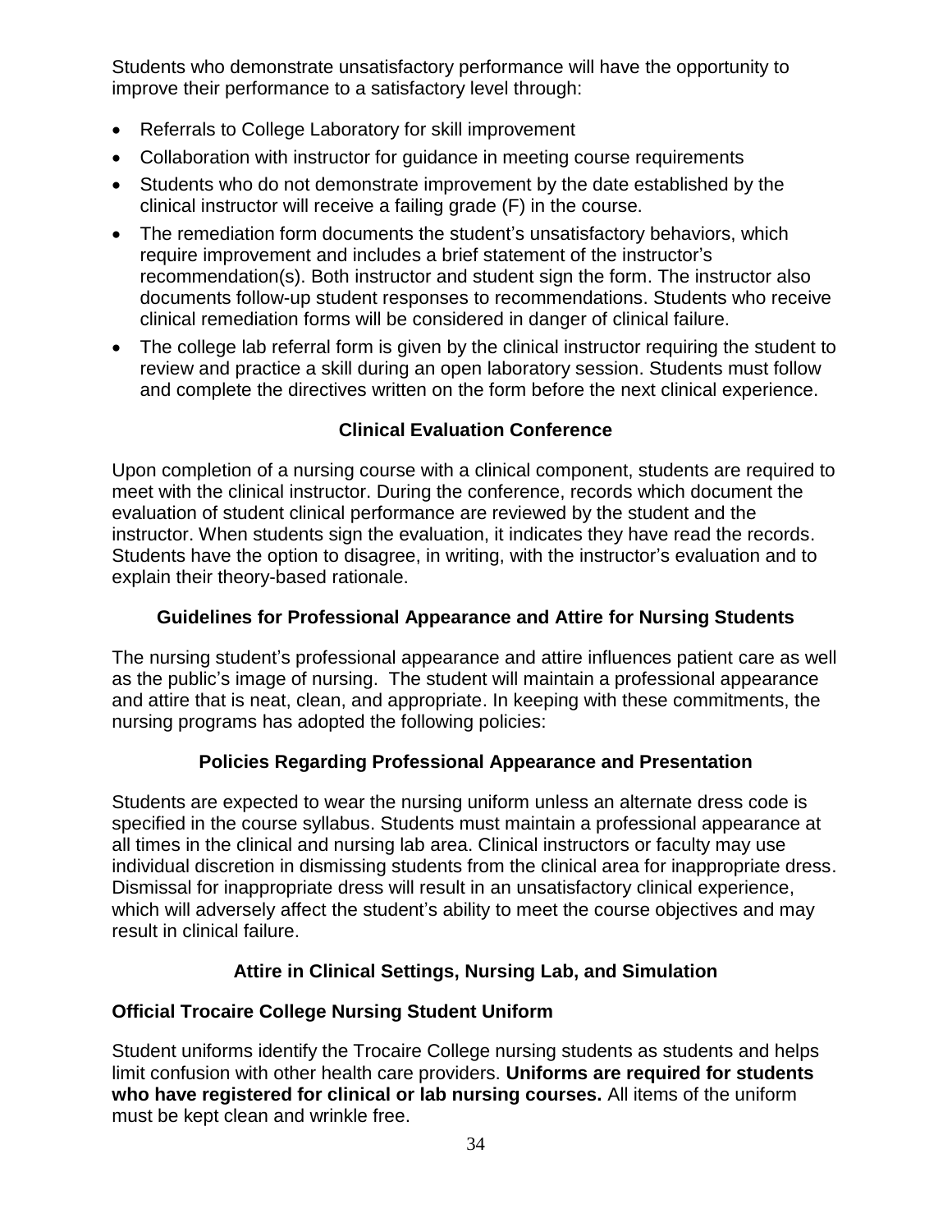Students who demonstrate unsatisfactory performance will have the opportunity to improve their performance to a satisfactory level through:

- Referrals to College Laboratory for skill improvement
- Collaboration with instructor for guidance in meeting course requirements
- Students who do not demonstrate improvement by the date established by the clinical instructor will receive a failing grade (F) in the course.
- The remediation form documents the student's unsatisfactory behaviors, which require improvement and includes a brief statement of the instructor's recommendation(s). Both instructor and student sign the form. The instructor also documents follow-up student responses to recommendations. Students who receive clinical remediation forms will be considered in danger of clinical failure.
- The college lab referral form is given by the clinical instructor requiring the student to review and practice a skill during an open laboratory session. Students must follow and complete the directives written on the form before the next clinical experience.

## Clinical Evaluation Conference

Upon completion of a nursing course with a clinical component, students are required to meet with the clinical instructor. During the conference, records which document the evaluation of student clinical performance are reviewed by the student and the instructor. When students sign the evaluation, it indicates they have read the records. Students have the option to disagree, in writing, with the instructor's evaluation and to explain their theory-based rationale.

## Guidelines for Professional Appearance and Attire for Nursing Students

The nursing student's professional appearance and attire influences patient care as well as the public's image of nursing. The student will maintain a professional appearance and attire that is neat, clean, and appropriate. In keeping with these commitments, the nursing programs has adopted the following policies:

## Policies Regarding Professional Appearance and Presentation

Students are expected to wear the nursing uniform unless an alternate dress code is specified in the course syllabus. Students must maintain a professional appearance at all times in the clinical and nursing lab area. Clinical instructors or faculty may use individual discretion in dismissing students from the clinical area for inappropriate dress. Dismissal for inappropriate dress will result in an unsatisfactory clinical experience, which will adversely affect the student's ability to meet the course objectives and may result in clinical failure.

## Attire in Clinical Settings, Nursing Lab, and Simulation

### Official Trocaire College Nursing Student Uniform

Student uniforms identify the Trocaire College nursing students as students and helps limit confusion with other health care providers. **Uniforms are required for students who have registered for clinical or lab nursing courses.** All items of the uniform must be kept clean and wrinkle free.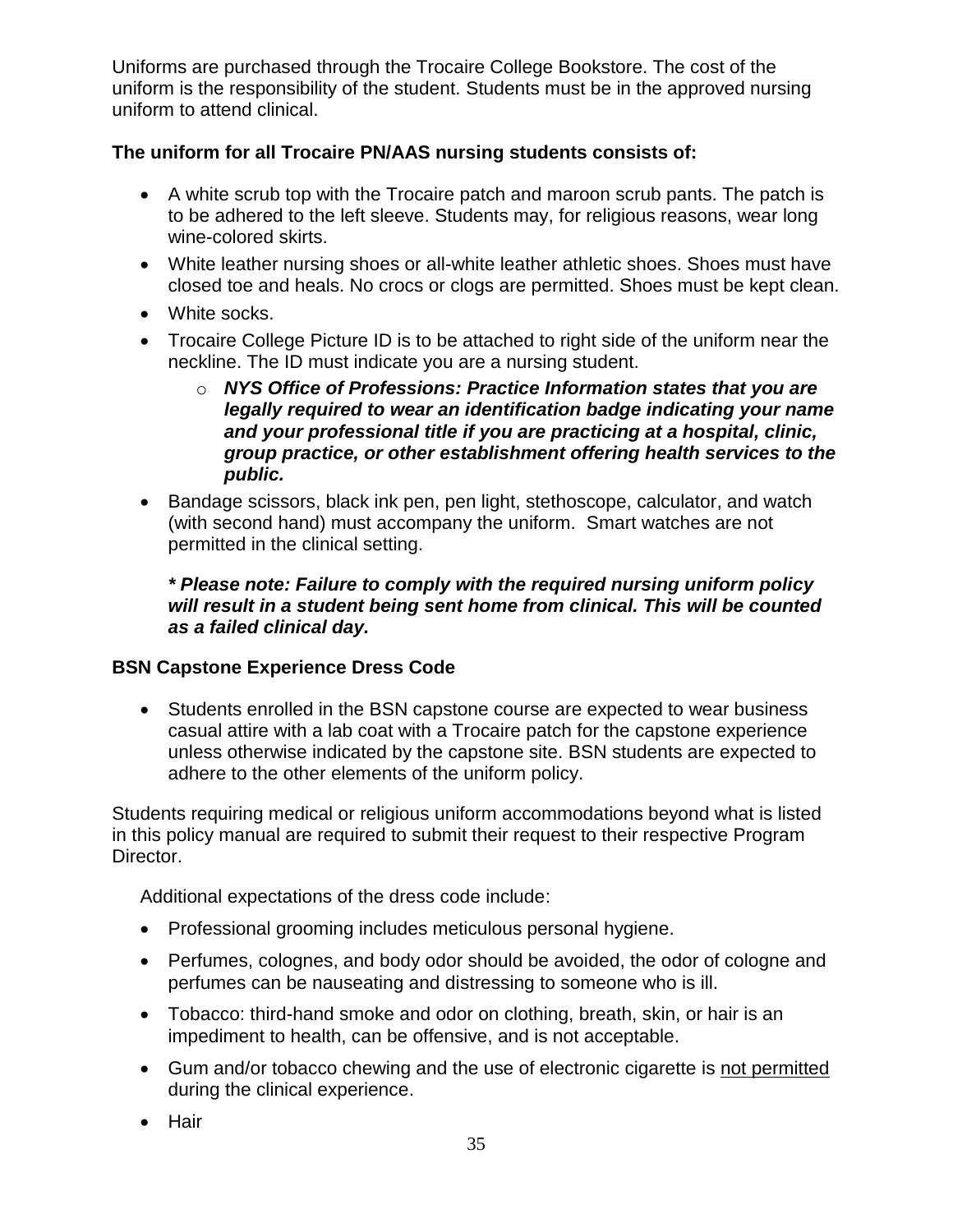Uniforms are purchased through the Trocaire College Bookstore. The cost of the uniform is the responsibility of the student. Students must be in the approved nursing uniform to attend clinical.

**The uniform for all Trocaire PN/AAS nursing students consists of:**

- A white scrub top with the Trocaire patch and maroon scrub pants. The patch is to be adhered to the left sleeve. Students may, for religious reasons, wear long wine-colored skirts.
- White leather nursing shoes or all-white leather athletic shoes. Shoes must have closed toe and heals. No crocs or clogs are permitted. Shoes must be kept clean.
- White socks.
- Trocaire College Picture ID is to be attached to right side of the uniform near the neckline. The ID must indicate you are a nursing student.
  - ***NYS Office of Professions: Practice Information states that you are legally required to wear an identification badge indicating your name and your professional title if you are practicing at a hospital, clinic, group practice, or other establishment offering health services to the public.***
- Bandage scissors, black ink pen, pen light, stethoscope, calculator, and watch (with second hand) must accompany the uniform. Smart watches are not permitted in the clinical setting.

  ***\* Please note: Failure to comply with the required nursing uniform policy will result in a student being sent home from clinical. This will be counted as a failed clinical day.***

**BSN Capstone Experience Dress Code**

- Students enrolled in the BSN capstone course are expected to wear business casual attire with a lab coat with a Trocaire patch for the capstone experience unless otherwise indicated by the capstone site. BSN students are expected to adhere to the other elements of the uniform policy.

Students requiring medical or religious uniform accommodations beyond what is listed in this policy manual are required to submit their request to their respective Program Director.

Additional expectations of the dress code include:

- Professional grooming includes meticulous personal hygiene.
- Perfumes, colognes, and body odor should be avoided, the odor of cologne and perfumes can be nauseating and distressing to someone who is ill.
- Tobacco: third-hand smoke and odor on clothing, breath, skin, or hair is an impediment to health, can be offensive, and is not acceptable.
- Gum and/or tobacco chewing and the use of electronic cigarette is <u>not permitted</u> during the clinical experience.
- Hair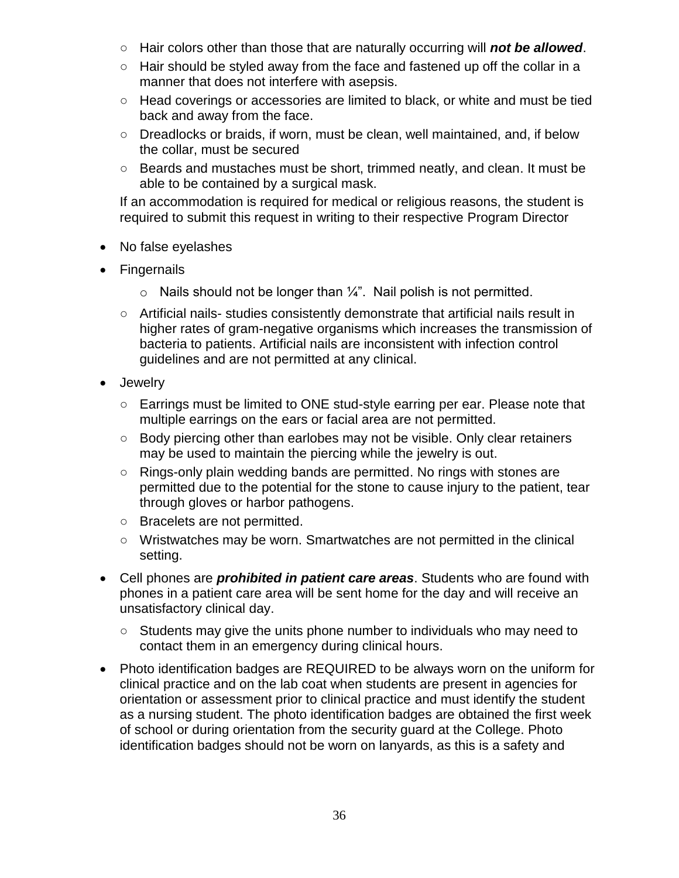- Hair colors other than those that are naturally occurring will ***not be allowed***.
  - Hair should be styled away from the face and fastened up off the collar in a manner that does not interfere with asepsis.
  - Head coverings or accessories are limited to black, or white and must be tied back and away from the face.
  - Dreadlocks or braids, if worn, must be clean, well maintained, and, if below the collar, must be secured
  - Beards and mustaches must be short, trimmed neatly, and clean. It must be able to be contained by a surgical mask.

  If an accommodation is required for medical or religious reasons, the student is required to submit this request in writing to their respective Program Director

- No false eyelashes
- Fingernails
  - Nails should not be longer than ¼". Nail polish is not permitted.
  - Artificial nails- studies consistently demonstrate that artificial nails result in higher rates of gram-negative organisms which increases the transmission of bacteria to patients. Artificial nails are inconsistent with infection control guidelines and are not permitted at any clinical.
- Jewelry
  - Earrings must be limited to ONE stud-style earring per ear. Please note that multiple earrings on the ears or facial area are not permitted.
  - Body piercing other than earlobes may not be visible. Only clear retainers may be used to maintain the piercing while the jewelry is out.
  - Rings-only plain wedding bands are permitted. No rings with stones are permitted due to the potential for the stone to cause injury to the patient, tear through gloves or harbor pathogens.
  - Bracelets are not permitted.
  - Wristwatches may be worn. Smartwatches are not permitted in the clinical setting.
- Cell phones are ***prohibited in patient care areas***. Students who are found with phones in a patient care area will be sent home for the day and will receive an unsatisfactory clinical day.
  - Students may give the units phone number to individuals who may need to contact them in an emergency during clinical hours.
- Photo identification badges are REQUIRED to be always worn on the uniform for clinical practice and on the lab coat when students are present in agencies for orientation or assessment prior to clinical practice and must identify the student as a nursing student. The photo identification badges are obtained the first week of school or during orientation from the security guard at the College. Photo identification badges should not be worn on lanyards, as this is a safety and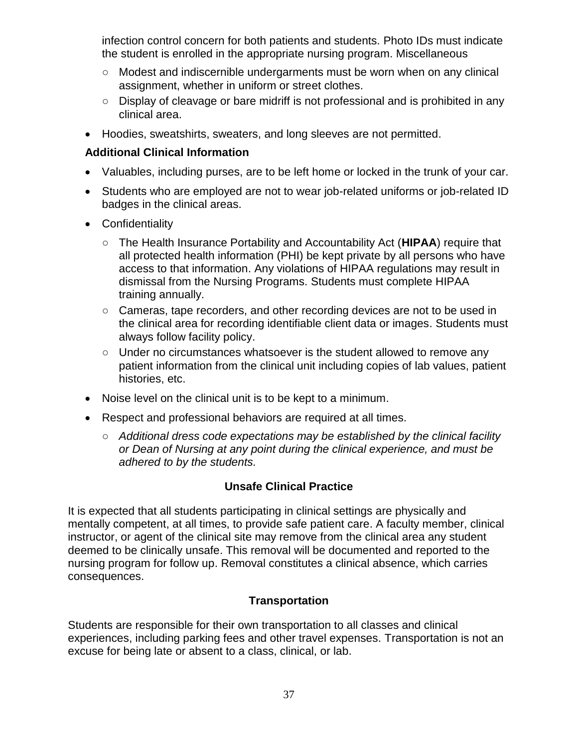infection control concern for both patients and students. Photo IDs must indicate the student is enrolled in the appropriate nursing program. Miscellaneous

  - Modest and indiscernible undergarments must be worn when on any clinical assignment, whether in uniform or street clothes.
  - Display of cleavage or bare midriff is not professional and is prohibited in any clinical area.
- Hoodies, sweatshirts, sweaters, and long sleeves are not permitted.

### Additional Clinical Information

- Valuables, including purses, are to be left home or locked in the trunk of your car.
- Students who are employed are not to wear job-related uniforms or job-related ID badges in the clinical areas.
- Confidentiality
  - The Health Insurance Portability and Accountability Act (**HIPAA**) require that all protected health information (PHI) be kept private by all persons who have access to that information. Any violations of HIPAA regulations may result in dismissal from the Nursing Programs. Students must complete HIPAA training annually.
  - Cameras, tape recorders, and other recording devices are not to be used in the clinical area for recording identifiable client data or images. Students must always follow facility policy.
  - Under no circumstances whatsoever is the student allowed to remove any patient information from the clinical unit including copies of lab values, patient histories, etc.
- Noise level on the clinical unit is to be kept to a minimum.
- Respect and professional behaviors are required at all times.
  - *Additional dress code expectations may be established by the clinical facility or Dean of Nursing at any point during the clinical experience, and must be adhered to by the students.*

## Unsafe Clinical Practice

It is expected that all students participating in clinical settings are physically and mentally competent, at all times, to provide safe patient care. A faculty member, clinical instructor, or agent of the clinical site may remove from the clinical area any student deemed to be clinically unsafe. This removal will be documented and reported to the nursing program for follow up. Removal constitutes a clinical absence, which carries consequences.

## Transportation

Students are responsible for their own transportation to all classes and clinical experiences, including parking fees and other travel expenses. Transportation is not an excuse for being late or absent to a class, clinical, or lab.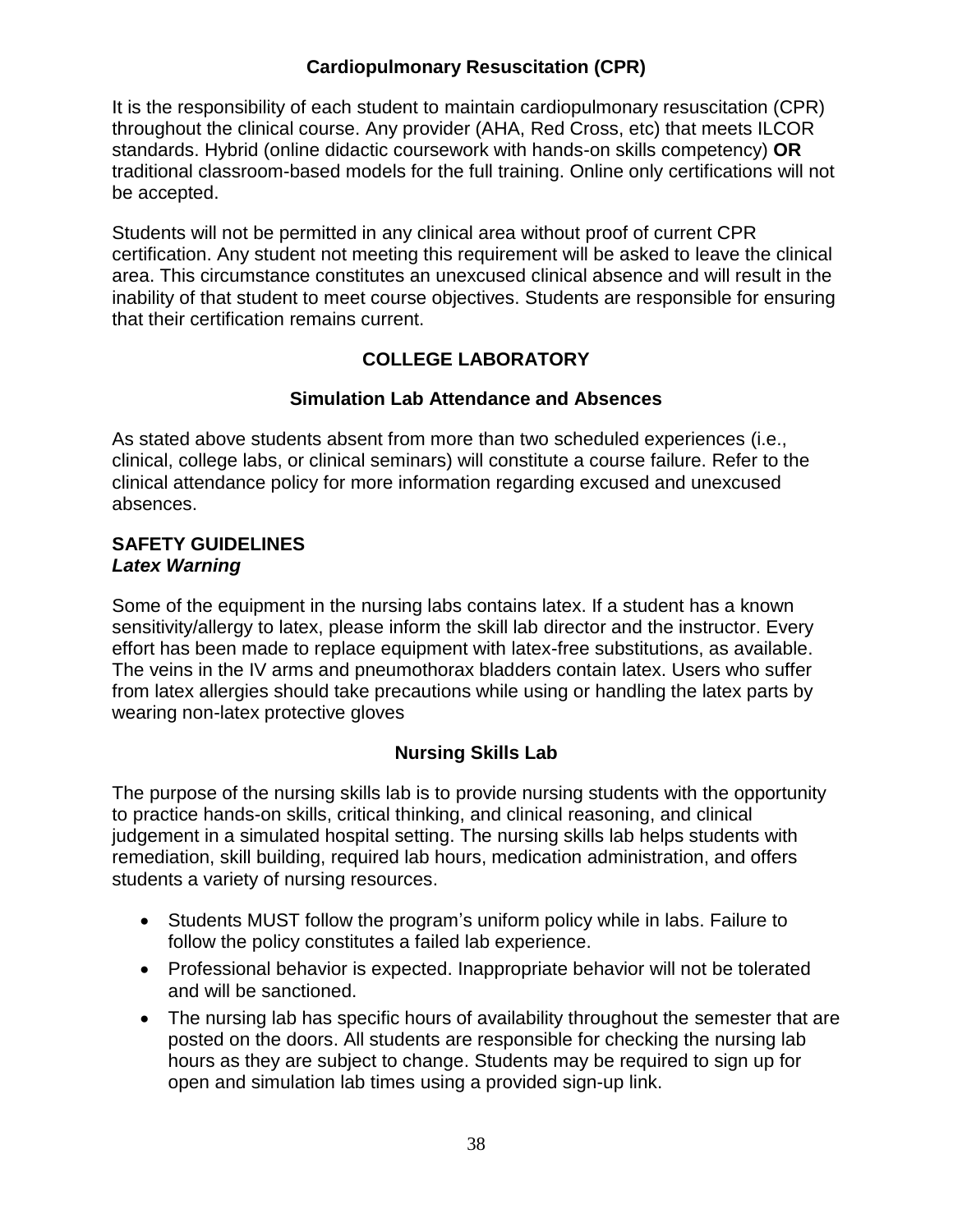### Cardiopulmonary Resuscitation (CPR)

It is the responsibility of each student to maintain cardiopulmonary resuscitation (CPR) throughout the clinical course. Any provider (AHA, Red Cross, etc) that meets ILCOR standards. Hybrid (online didactic coursework with hands-on skills competency) **OR** traditional classroom-based models for the full training. Online only certifications will not be accepted.

Students will not be permitted in any clinical area without proof of current CPR certification. Any student not meeting this requirement will be asked to leave the clinical area. This circumstance constitutes an unexcused clinical absence and will result in the inability of that student to meet course objectives. Students are responsible for ensuring that their certification remains current.

## COLLEGE LABORATORY

### Simulation Lab Attendance and Absences

As stated above students absent from more than two scheduled experiences (i.e., clinical, college labs, or clinical seminars) will constitute a course failure. Refer to the clinical attendance policy for more information regarding excused and unexcused absences.

**SAFETY GUIDELINES**
***Latex Warning***

Some of the equipment in the nursing labs contains latex. If a student has a known sensitivity/allergy to latex, please inform the skill lab director and the instructor. Every effort has been made to replace equipment with latex-free substitutions, as available. The veins in the IV arms and pneumothorax bladders contain latex. Users who suffer from latex allergies should take precautions while using or handling the latex parts by wearing non-latex protective gloves

### Nursing Skills Lab

The purpose of the nursing skills lab is to provide nursing students with the opportunity to practice hands-on skills, critical thinking, and clinical reasoning, and clinical judgement in a simulated hospital setting. The nursing skills lab helps students with remediation, skill building, required lab hours, medication administration, and offers students a variety of nursing resources.

- Students MUST follow the program's uniform policy while in labs. Failure to follow the policy constitutes a failed lab experience.
- Professional behavior is expected. Inappropriate behavior will not be tolerated and will be sanctioned.
- The nursing lab has specific hours of availability throughout the semester that are posted on the doors. All students are responsible for checking the nursing lab hours as they are subject to change. Students may be required to sign up for open and simulation lab times using a provided sign-up link.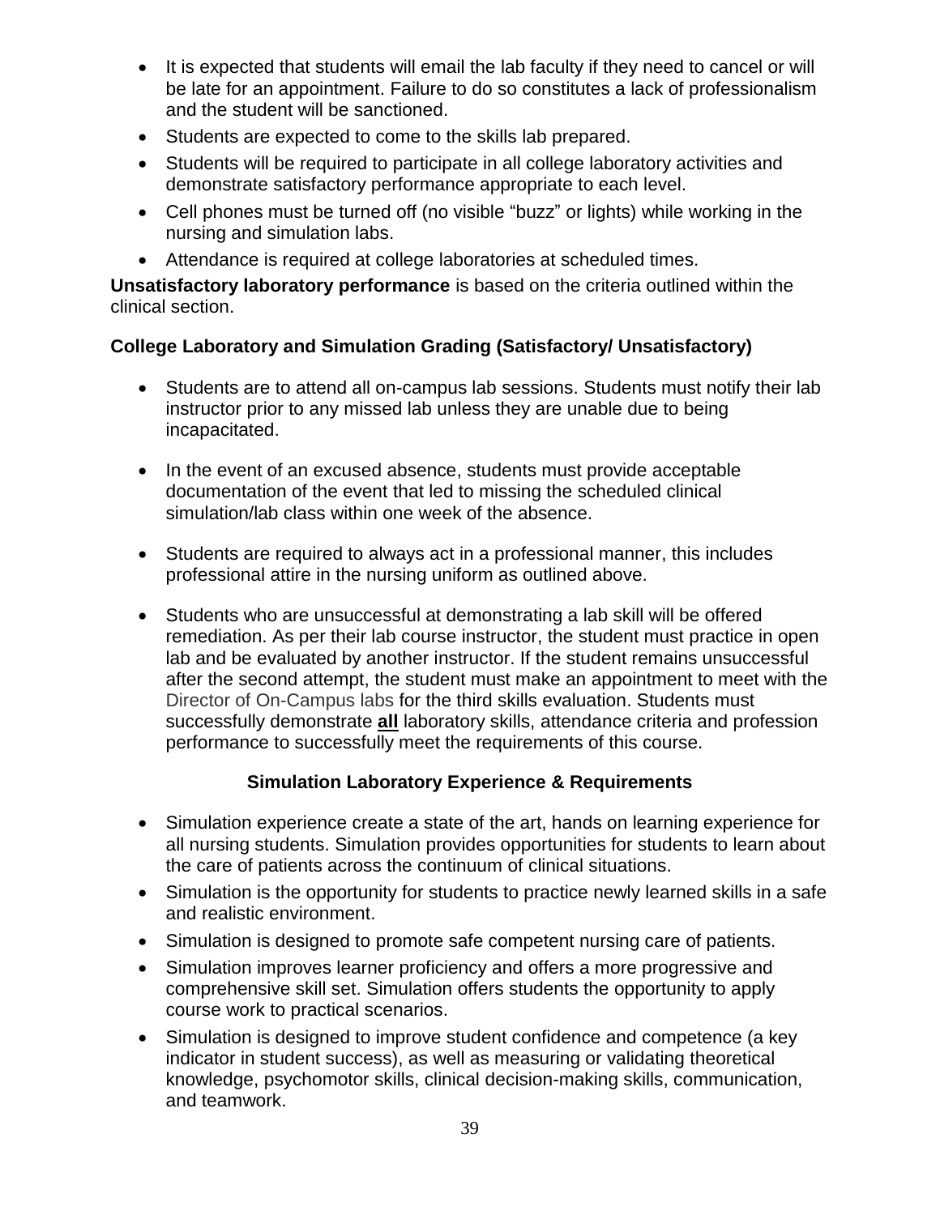- It is expected that students will email the lab faculty if they need to cancel or will be late for an appointment. Failure to do so constitutes a lack of professionalism and the student will be sanctioned.
- Students are expected to come to the skills lab prepared.
- Students will be required to participate in all college laboratory activities and demonstrate satisfactory performance appropriate to each level.
- Cell phones must be turned off (no visible “buzz” or lights) while working in the nursing and simulation labs.
- Attendance is required at college laboratories at scheduled times.

**Unsatisfactory laboratory performance** is based on the criteria outlined within the clinical section.

**College Laboratory and Simulation Grading (Satisfactory/ Unsatisfactory)**

- Students are to attend all on-campus lab sessions. Students must notify their lab instructor prior to any missed lab unless they are unable due to being incapacitated.

- In the event of an excused absence, students must provide acceptable documentation of the event that led to missing the scheduled clinical simulation/lab class within one week of the absence.

- Students are required to always act in a professional manner, this includes professional attire in the nursing uniform as outlined above.

- Students who are unsuccessful at demonstrating a lab skill will be offered remediation. As per their lab course instructor, the student must practice in open lab and be evaluated by another instructor. If the student remains unsuccessful after the second attempt, the student must make an appointment to meet with the Director of On-Campus labs for the third skills evaluation. Students must successfully demonstrate **<u>all</u>** laboratory skills, attendance criteria and profession performance to successfully meet the requirements of this course.

**Simulation Laboratory Experience & Requirements**

- Simulation experience create a state of the art, hands on learning experience for all nursing students. Simulation provides opportunities for students to learn about the care of patients across the continuum of clinical situations.
- Simulation is the opportunity for students to practice newly learned skills in a safe and realistic environment.
- Simulation is designed to promote safe competent nursing care of patients.
- Simulation improves learner proficiency and offers a more progressive and comprehensive skill set. Simulation offers students the opportunity to apply course work to practical scenarios.
- Simulation is designed to improve student confidence and competence (a key indicator in student success), as well as measuring or validating theoretical knowledge, psychomotor skills, clinical decision-making skills, communication, and teamwork.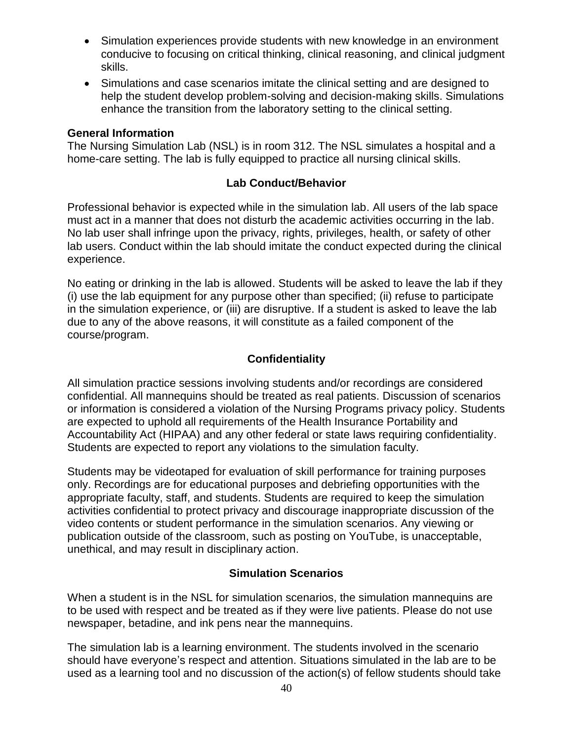- Simulation experiences provide students with new knowledge in an environment conducive to focusing on critical thinking, clinical reasoning, and clinical judgment skills.
- Simulations and case scenarios imitate the clinical setting and are designed to help the student develop problem-solving and decision-making skills. Simulations enhance the transition from the laboratory setting to the clinical setting.

**General Information**

The Nursing Simulation Lab (NSL) is in room 312. The NSL simulates a hospital and a home-care setting. The lab is fully equipped to practice all nursing clinical skills.

## Lab Conduct/Behavior

Professional behavior is expected while in the simulation lab. All users of the lab space must act in a manner that does not disturb the academic activities occurring in the lab. No lab user shall infringe upon the privacy, rights, privileges, health, or safety of other lab users. Conduct within the lab should imitate the conduct expected during the clinical experience.

No eating or drinking in the lab is allowed. Students will be asked to leave the lab if they (i) use the lab equipment for any purpose other than specified; (ii) refuse to participate in the simulation experience, or (iii) are disruptive. If a student is asked to leave the lab due to any of the above reasons, it will constitute as a failed component of the course/program.

## Confidentiality

All simulation practice sessions involving students and/or recordings are considered confidential. All mannequins should be treated as real patients. Discussion of scenarios or information is considered a violation of the Nursing Programs privacy policy. Students are expected to uphold all requirements of the Health Insurance Portability and Accountability Act (HIPAA) and any other federal or state laws requiring confidentiality. Students are expected to report any violations to the simulation faculty.

Students may be videotaped for evaluation of skill performance for training purposes only. Recordings are for educational purposes and debriefing opportunities with the appropriate faculty, staff, and students. Students are required to keep the simulation activities confidential to protect privacy and discourage inappropriate discussion of the video contents or student performance in the simulation scenarios. Any viewing or publication outside of the classroom, such as posting on YouTube, is unacceptable, unethical, and may result in disciplinary action.

## Simulation Scenarios

When a student is in the NSL for simulation scenarios, the simulation mannequins are to be used with respect and be treated as if they were live patients. Please do not use newspaper, betadine, and ink pens near the mannequins.

The simulation lab is a learning environment. The students involved in the scenario should have everyone's respect and attention. Situations simulated in the lab are to be used as a learning tool and no discussion of the action(s) of fellow students should take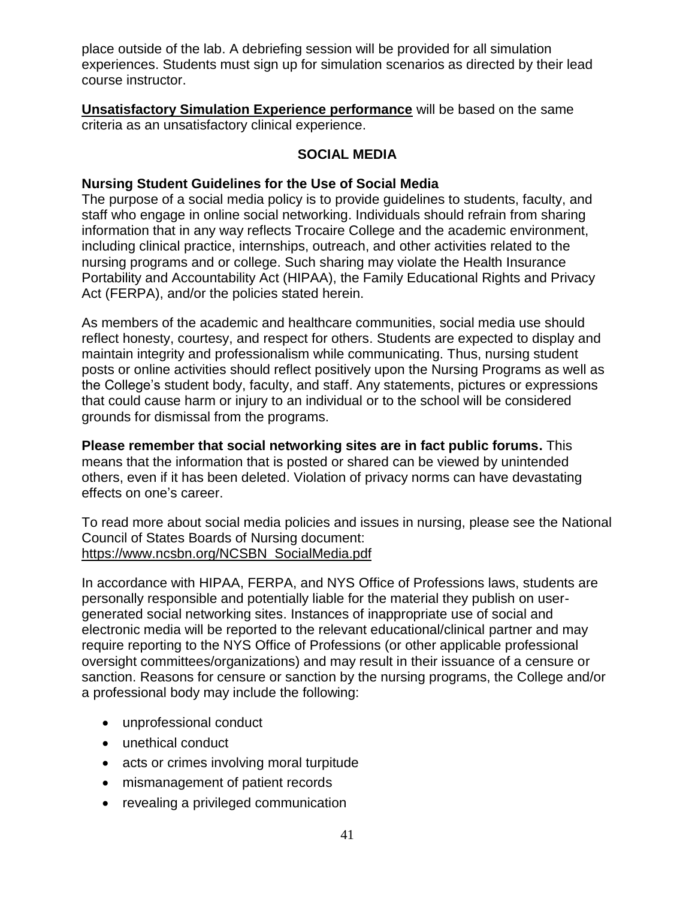place outside of the lab. A debriefing session will be provided for all simulation experiences. Students must sign up for simulation scenarios as directed by their lead course instructor.

**Unsatisfactory Simulation Experience performance** will be based on the same criteria as an unsatisfactory clinical experience.

## SOCIAL MEDIA

### Nursing Student Guidelines for the Use of Social Media

The purpose of a social media policy is to provide guidelines to students, faculty, and staff who engage in online social networking. Individuals should refrain from sharing information that in any way reflects Trocaire College and the academic environment, including clinical practice, internships, outreach, and other activities related to the nursing programs and or college. Such sharing may violate the Health Insurance Portability and Accountability Act (HIPAA), the Family Educational Rights and Privacy Act (FERPA), and/or the policies stated herein.

As members of the academic and healthcare communities, social media use should reflect honesty, courtesy, and respect for others. Students are expected to display and maintain integrity and professionalism while communicating. Thus, nursing student posts or online activities should reflect positively upon the Nursing Programs as well as the College's student body, faculty, and staff. Any statements, pictures or expressions that could cause harm or injury to an individual or to the school will be considered grounds for dismissal from the programs.

**Please remember that social networking sites are in fact public forums.** This means that the information that is posted or shared can be viewed by unintended others, even if it has been deleted. Violation of privacy norms can have devastating effects on one's career.

To read more about social media policies and issues in nursing, please see the National Council of States Boards of Nursing document: https://www.ncsbn.org/NCSBN_SocialMedia.pdf

In accordance with HIPAA, FERPA, and NYS Office of Professions laws, students are personally responsible and potentially liable for the material they publish on user-generated social networking sites. Instances of inappropriate use of social and electronic media will be reported to the relevant educational/clinical partner and may require reporting to the NYS Office of Professions (or other applicable professional oversight committees/organizations) and may result in their issuance of a censure or sanction. Reasons for censure or sanction by the nursing programs, the College and/or a professional body may include the following:

- unprofessional conduct
- unethical conduct
- acts or crimes involving moral turpitude
- mismanagement of patient records
- revealing a privileged communication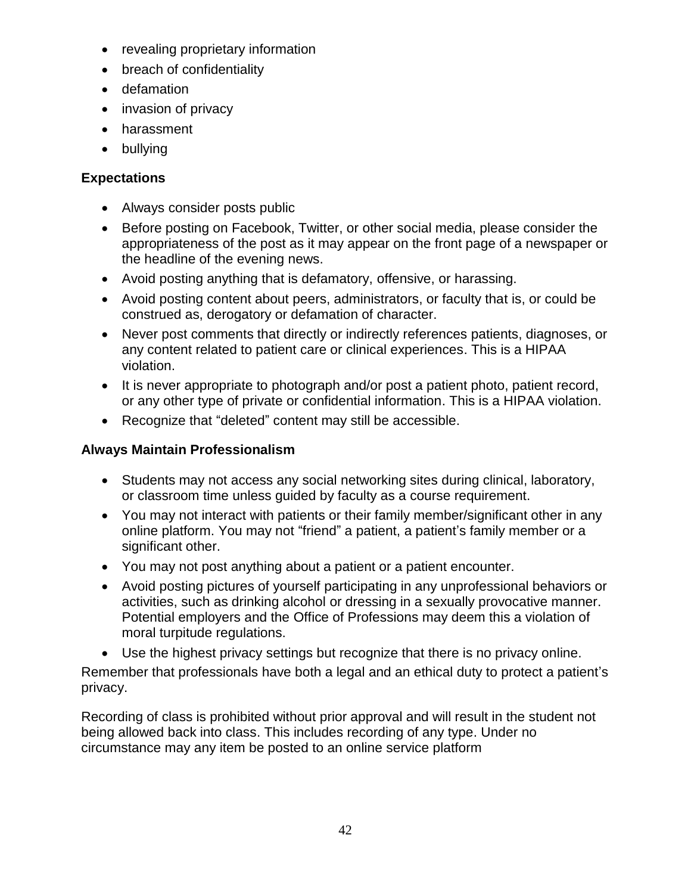- revealing proprietary information
- breach of confidentiality
- defamation
- invasion of privacy
- harassment
- bullying

**Expectations**

- Always consider posts public
- Before posting on Facebook, Twitter, or other social media, please consider the appropriateness of the post as it may appear on the front page of a newspaper or the headline of the evening news.
- Avoid posting anything that is defamatory, offensive, or harassing.
- Avoid posting content about peers, administrators, or faculty that is, or could be construed as, derogatory or defamation of character.
- Never post comments that directly or indirectly references patients, diagnoses, or any content related to patient care or clinical experiences. This is a HIPAA violation.
- It is never appropriate to photograph and/or post a patient photo, patient record, or any other type of private or confidential information. This is a HIPAA violation.
- Recognize that "deleted" content may still be accessible.

**Always Maintain Professionalism**

- Students may not access any social networking sites during clinical, laboratory, or classroom time unless guided by faculty as a course requirement.
- You may not interact with patients or their family member/significant other in any online platform. You may not "friend" a patient, a patient's family member or a significant other.
- You may not post anything about a patient or a patient encounter.
- Avoid posting pictures of yourself participating in any unprofessional behaviors or activities, such as drinking alcohol or dressing in a sexually provocative manner. Potential employers and the Office of Professions may deem this a violation of moral turpitude regulations.
- Use the highest privacy settings but recognize that there is no privacy online.

Remember that professionals have both a legal and an ethical duty to protect a patient's privacy.

Recording of class is prohibited without prior approval and will result in the student not being allowed back into class. This includes recording of any type. Under no circumstance may any item be posted to an online service platform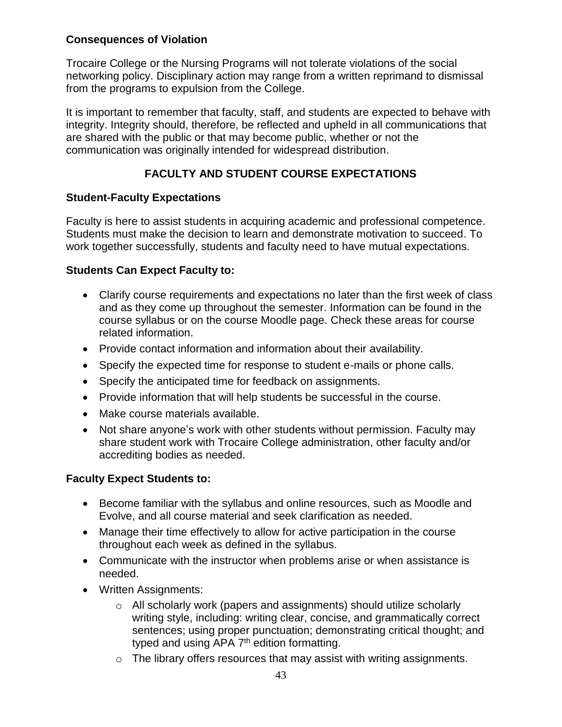### Consequences of Violation

Trocaire College or the Nursing Programs will not tolerate violations of the social networking policy. Disciplinary action may range from a written reprimand to dismissal from the programs to expulsion from the College.

It is important to remember that faculty, staff, and students are expected to behave with integrity. Integrity should, therefore, be reflected and upheld in all communications that are shared with the public or that may become public, whether or not the communication was originally intended for widespread distribution.

## FACULTY AND STUDENT COURSE EXPECTATIONS

### Student-Faculty Expectations

Faculty is here to assist students in acquiring academic and professional competence. Students must make the decision to learn and demonstrate motivation to succeed. To work together successfully, students and faculty need to have mutual expectations.

### Students Can Expect Faculty to:

- Clarify course requirements and expectations no later than the first week of class and as they come up throughout the semester. Information can be found in the course syllabus or on the course Moodle page. Check these areas for course related information.
- Provide contact information and information about their availability.
- Specify the expected time for response to student e-mails or phone calls.
- Specify the anticipated time for feedback on assignments.
- Provide information that will help students be successful in the course.
- Make course materials available.
- Not share anyone's work with other students without permission. Faculty may share student work with Trocaire College administration, other faculty and/or accrediting bodies as needed.

### Faculty Expect Students to:

- Become familiar with the syllabus and online resources, such as Moodle and Evolve, and all course material and seek clarification as needed.
- Manage their time effectively to allow for active participation in the course throughout each week as defined in the syllabus.
- Communicate with the instructor when problems arise or when assistance is needed.
- Written Assignments:
  - All scholarly work (papers and assignments) should utilize scholarly writing style, including: writing clear, concise, and grammatically correct sentences; using proper punctuation; demonstrating critical thought; and typed and using APA 7th edition formatting.
  - The library offers resources that may assist with writing assignments.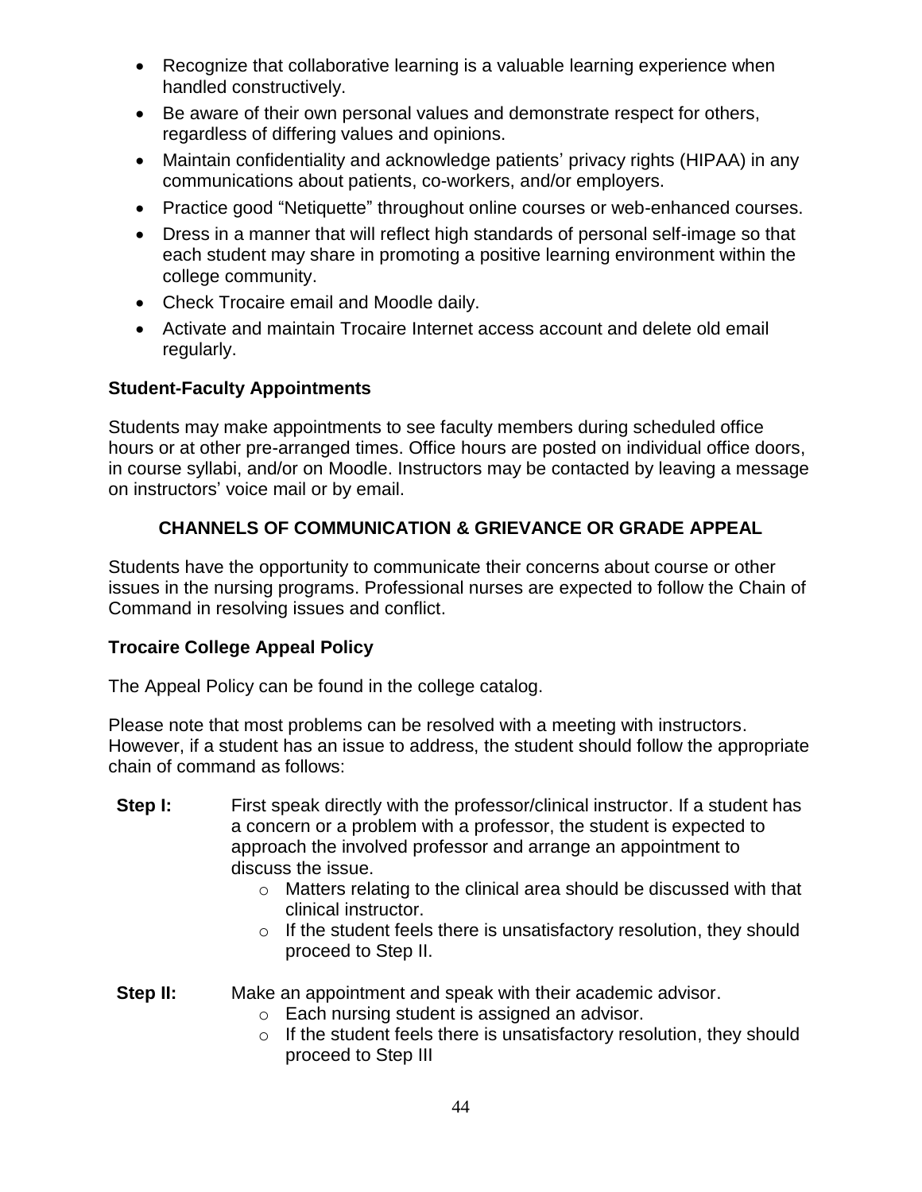- Recognize that collaborative learning is a valuable learning experience when handled constructively.
- Be aware of their own personal values and demonstrate respect for others, regardless of differing values and opinions.
- Maintain confidentiality and acknowledge patients' privacy rights (HIPAA) in any communications about patients, co-workers, and/or employers.
- Practice good "Netiquette" throughout online courses or web-enhanced courses.
- Dress in a manner that will reflect high standards of personal self-image so that each student may share in promoting a positive learning environment within the college community.
- Check Trocaire email and Moodle daily.
- Activate and maintain Trocaire Internet access account and delete old email regularly.

### Student-Faculty Appointments

Students may make appointments to see faculty members during scheduled office hours or at other pre-arranged times. Office hours are posted on individual office doors, in course syllabi, and/or on Moodle. Instructors may be contacted by leaving a message on instructors' voice mail or by email.

## CHANNELS OF COMMUNICATION & GRIEVANCE OR GRADE APPEAL

Students have the opportunity to communicate their concerns about course or other issues in the nursing programs. Professional nurses are expected to follow the Chain of Command in resolving issues and conflict.

### Trocaire College Appeal Policy

The Appeal Policy can be found in the college catalog.

Please note that most problems can be resolved with a meeting with instructors. However, if a student has an issue to address, the student should follow the appropriate chain of command as follows:

**Step I:** First speak directly with the professor/clinical instructor. If a student has a concern or a problem with a professor, the student is expected to approach the involved professor and arrange an appointment to discuss the issue.

- Matters relating to the clinical area should be discussed with that clinical instructor.
- If the student feels there is unsatisfactory resolution, they should proceed to Step II.

**Step II:** Make an appointment and speak with their academic advisor.

- Each nursing student is assigned an advisor.
- If the student feels there is unsatisfactory resolution, they should proceed to Step III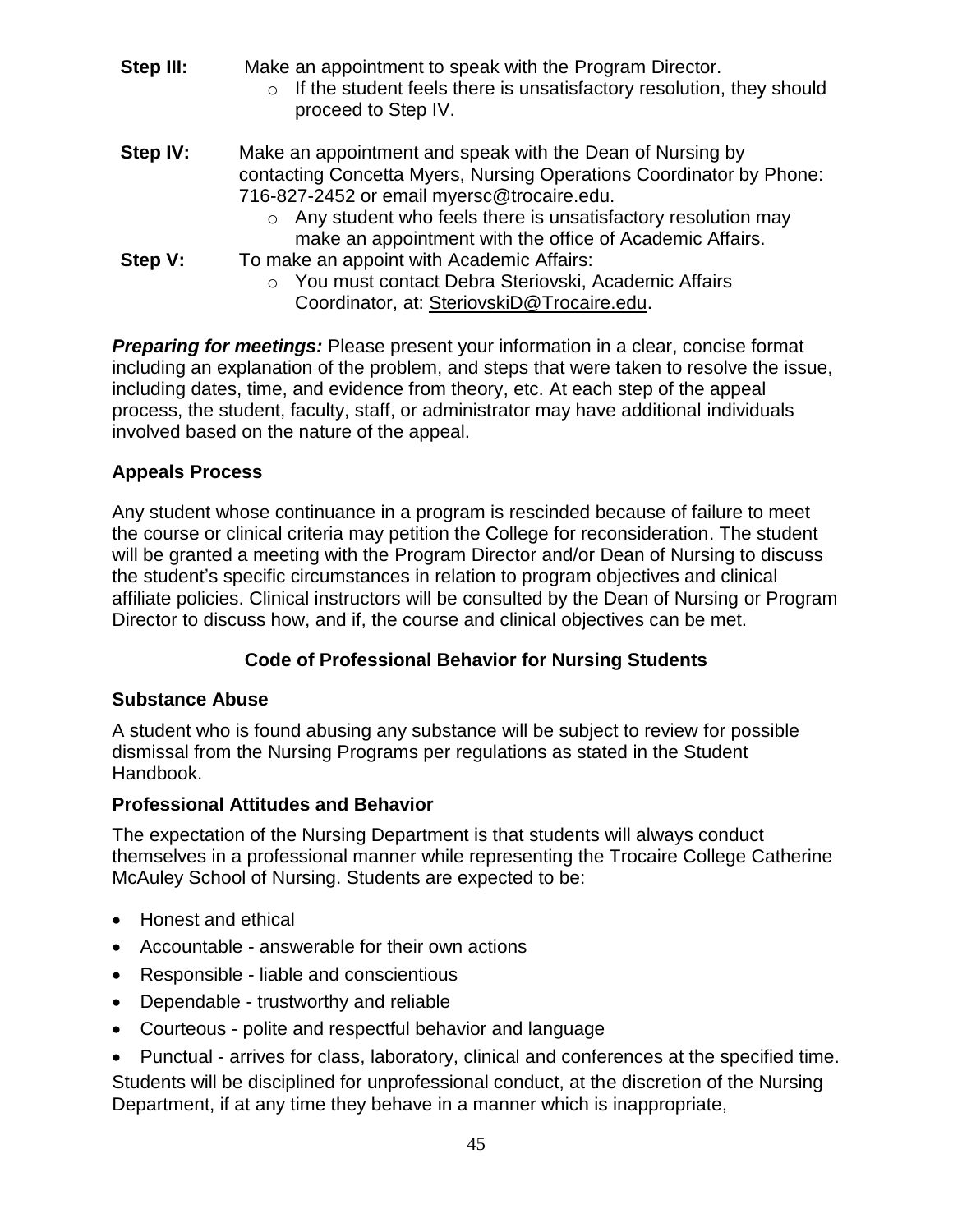**Step III:** Make an appointment to speak with the Program Director.

- If the student feels there is unsatisfactory resolution, they should proceed to Step IV.

**Step IV:** Make an appointment and speak with the Dean of Nursing by contacting Concetta Myers, Nursing Operations Coordinator by Phone: 716-827-2452 or email myersc@trocaire.edu.

- Any student who feels there is unsatisfactory resolution may make an appointment with the office of Academic Affairs.

**Step V:** To make an appoint with Academic Affairs:

- You must contact Debra Steriovski, Academic Affairs Coordinator, at: SteriovskiD@Trocaire.edu.

***Preparing for meetings:*** Please present your information in a clear, concise format including an explanation of the problem, and steps that were taken to resolve the issue, including dates, time, and evidence from theory, etc. At each step of the appeal process, the student, faculty, staff, or administrator may have additional individuals involved based on the nature of the appeal.

### Appeals Process

Any student whose continuance in a program is rescinded because of failure to meet the course or clinical criteria may petition the College for reconsideration. The student will be granted a meeting with the Program Director and/or Dean of Nursing to discuss the student's specific circumstances in relation to program objectives and clinical affiliate policies. Clinical instructors will be consulted by the Dean of Nursing or Program Director to discuss how, and if, the course and clinical objectives can be met.

## Code of Professional Behavior for Nursing Students

### Substance Abuse

A student who is found abusing any substance will be subject to review for possible dismissal from the Nursing Programs per regulations as stated in the Student Handbook.

### Professional Attitudes and Behavior

The expectation of the Nursing Department is that students will always conduct themselves in a professional manner while representing the Trocaire College Catherine McAuley School of Nursing. Students are expected to be:

- Honest and ethical
- Accountable - answerable for their own actions
- Responsible - liable and conscientious
- Dependable - trustworthy and reliable
- Courteous - polite and respectful behavior and language
- Punctual - arrives for class, laboratory, clinical and conferences at the specified time.

Students will be disciplined for unprofessional conduct, at the discretion of the Nursing Department, if at any time they behave in a manner which is inappropriate,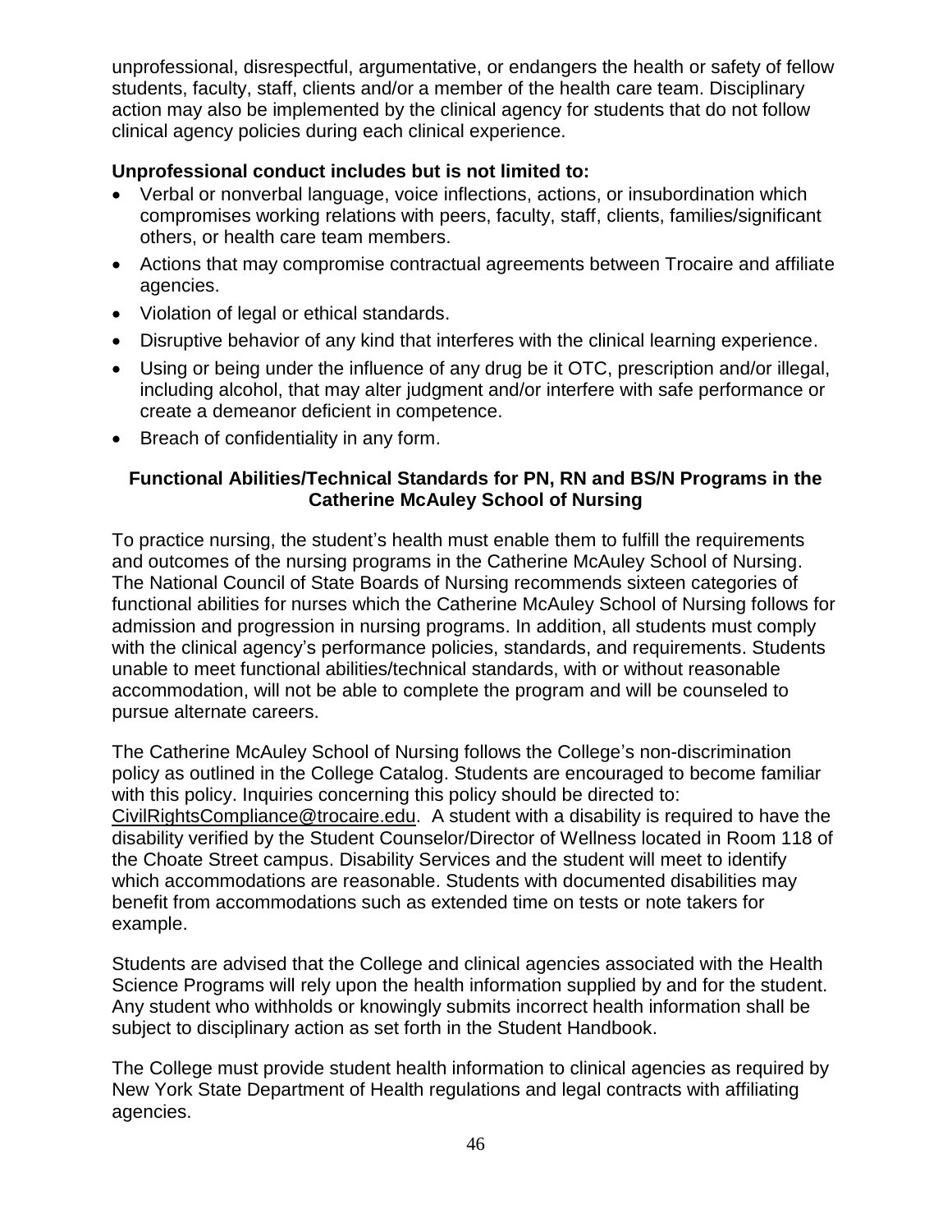unprofessional, disrespectful, argumentative, or endangers the health or safety of fellow students, faculty, staff, clients and/or a member of the health care team. Disciplinary action may also be implemented by the clinical agency for students that do not follow clinical agency policies during each clinical experience.

**Unprofessional conduct includes but is not limited to:**

- Verbal or nonverbal language, voice inflections, actions, or insubordination which compromises working relations with peers, faculty, staff, clients, families/significant others, or health care team members.
- Actions that may compromise contractual agreements between Trocaire and affiliate agencies.
- Violation of legal or ethical standards.
- Disruptive behavior of any kind that interferes with the clinical learning experience.
- Using or being under the influence of any drug be it OTC, prescription and/or illegal, including alcohol, that may alter judgment and/or interfere with safe performance or create a demeanor deficient in competence.
- Breach of confidentiality in any form.

### Functional Abilities/Technical Standards for PN, RN and BS/N Programs in the Catherine McAuley School of Nursing

To practice nursing, the student's health must enable them to fulfill the requirements and outcomes of the nursing programs in the Catherine McAuley School of Nursing. The National Council of State Boards of Nursing recommends sixteen categories of functional abilities for nurses which the Catherine McAuley School of Nursing follows for admission and progression in nursing programs. In addition, all students must comply with the clinical agency's performance policies, standards, and requirements. Students unable to meet functional abilities/technical standards, with or without reasonable accommodation, will not be able to complete the program and will be counseled to pursue alternate careers.

The Catherine McAuley School of Nursing follows the College's non-discrimination policy as outlined in the College Catalog. Students are encouraged to become familiar with this policy. Inquiries concerning this policy should be directed to: CivilRightsCompliance@trocaire.edu. A student with a disability is required to have the disability verified by the Student Counselor/Director of Wellness located in Room 118 of the Choate Street campus. Disability Services and the student will meet to identify which accommodations are reasonable. Students with documented disabilities may benefit from accommodations such as extended time on tests or note takers for example.

Students are advised that the College and clinical agencies associated with the Health Science Programs will rely upon the health information supplied by and for the student. Any student who withholds or knowingly submits incorrect health information shall be subject to disciplinary action as set forth in the Student Handbook.

The College must provide student health information to clinical agencies as required by New York State Department of Health regulations and legal contracts with affiliating agencies.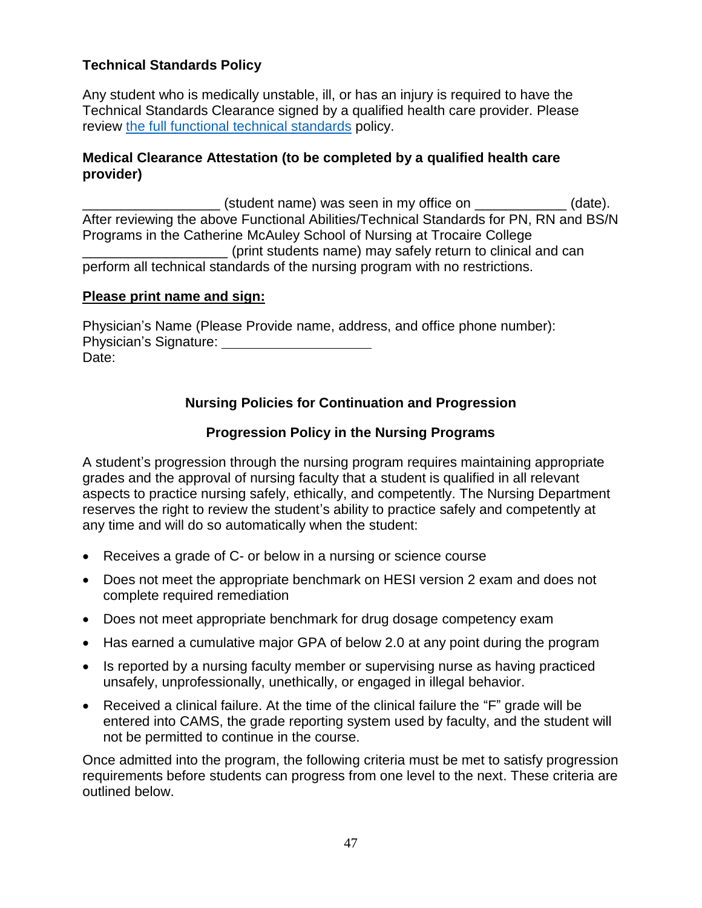**Technical Standards Policy**

Any student who is medically unstable, ill, or has an injury is required to have the Technical Standards Clearance signed by a qualified health care provider. Please review [the full functional technical standards](#) policy.

**Medical Clearance Attestation (to be completed by a qualified health care provider)**

__________________ (student name) was seen in my office on ____________ (date). After reviewing the above Functional Abilities/Technical Standards for PN, RN and BS/N Programs in the Catherine McAuley School of Nursing at Trocaire College ___________________ (print students name) may safely return to clinical and can perform all technical standards of the nursing program with no restrictions.

**Please print name and sign:**

Physician's Name (Please Provide name, address, and office phone number):
Physician's Signature: ____________________
Date:

## Nursing Policies for Continuation and Progression

### Progression Policy in the Nursing Programs

A student's progression through the nursing program requires maintaining appropriate grades and the approval of nursing faculty that a student is qualified in all relevant aspects to practice nursing safely, ethically, and competently. The Nursing Department reserves the right to review the student's ability to practice safely and competently at any time and will do so automatically when the student:

- Receives a grade of C- or below in a nursing or science course
- Does not meet the appropriate benchmark on HESI version 2 exam and does not complete required remediation
- Does not meet appropriate benchmark for drug dosage competency exam
- Has earned a cumulative major GPA of below 2.0 at any point during the program
- Is reported by a nursing faculty member or supervising nurse as having practiced unsafely, unprofessionally, unethically, or engaged in illegal behavior.
- Received a clinical failure. At the time of the clinical failure the "F" grade will be entered into CAMS, the grade reporting system used by faculty, and the student will not be permitted to continue in the course.

Once admitted into the program, the following criteria must be met to satisfy progression requirements before students can progress from one level to the next. These criteria are outlined below.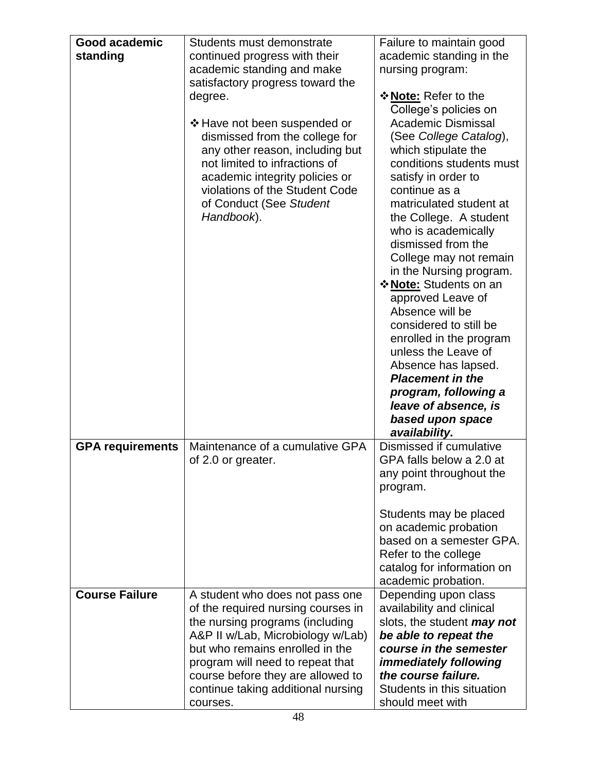| **Good academic standing** | Students must demonstrate continued progress with their academic standing and make satisfactory progress toward the degree.<br><br>❖ Have not been suspended or dismissed from the college for any other reason, including but not limited to infractions of academic integrity policies or violations of the Student Code of Conduct (See *Student Handbook*). | Failure to maintain good academic standing in the nursing program:<br><br>❖ **<u>Note:</u>** Refer to the College's policies on Academic Dismissal (See *College Catalog*), which stipulate the conditions students must satisfy in order to continue as a matriculated student at the College. A student who is academically dismissed from the College may not remain in the Nursing program.<br>❖ **<u>Note:</u>** Students on an approved Leave of Absence will be considered to still be enrolled in the program unless the Leave of Absence has lapsed. ***Placement in the program, following a leave of absence, is based upon space availability.*** |
|---|---|---|
| **GPA requirements** | Maintenance of a cumulative GPA of 2.0 or greater. | Dismissed if cumulative GPA falls below a 2.0 at any point throughout the program.<br><br>Students may be placed on academic probation based on a semester GPA. Refer to the college catalog for information on academic probation. |
| **Course Failure** | A student who does not pass one of the required nursing courses in the nursing programs (including A&P II w/Lab, Microbiology w/Lab) but who remains enrolled in the program will need to repeat that course before they are allowed to continue taking additional nursing courses. | Depending upon class availability and clinical slots, the student ***may not be able to repeat the course in the semester immediately following the course failure.*** Students in this situation should meet with |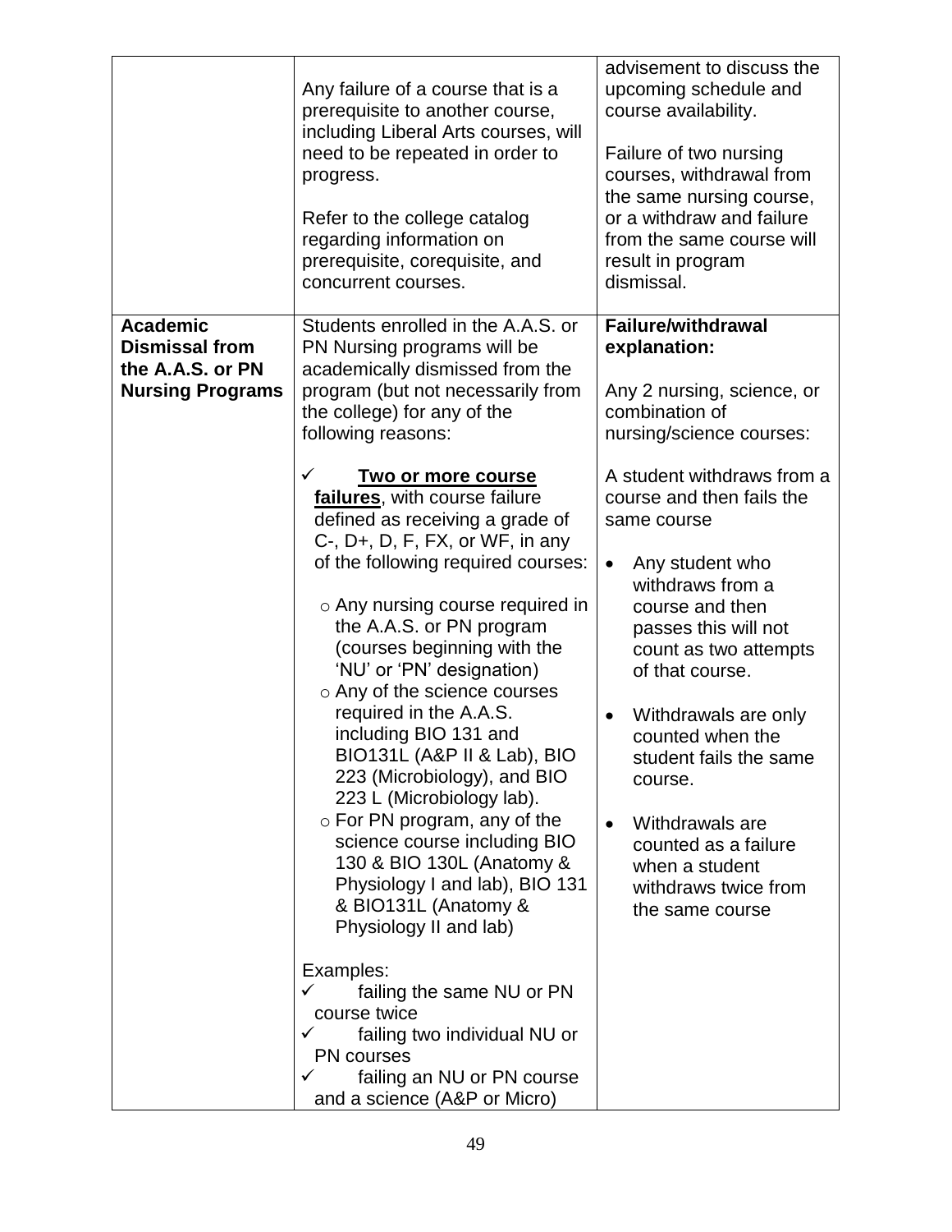| | | |
|---|---|---|
| | Any failure of a course that is a prerequisite to another course, including Liberal Arts courses, will need to be repeated in order to progress.<br><br>Refer to the college catalog regarding information on prerequisite, corequisite, and concurrent courses. | advisement to discuss the upcoming schedule and course availability.<br><br>Failure of two nursing courses, withdrawal from the same nursing course, or a withdraw and failure from the same course will result in program dismissal. |
| **Academic Dismissal from the A.A.S. or PN Nursing Programs** | Students enrolled in the A.A.S. or PN Nursing programs will be academically dismissed from the program (but not necessarily from the college) for any of the following reasons:<br><br>✓ **Two or more course failures**, with course failure defined as receiving a grade of C-, D+, D, F, FX, or WF, in any of the following required courses:<br><br>○ Any nursing course required in the A.A.S. or PN program (courses beginning with the 'NU' or 'PN' designation)<br>○ Any of the science courses required in the A.A.S. including BIO 131 and BIO131L (A&P II & Lab), BIO 223 (Microbiology), and BIO 223 L (Microbiology lab).<br>○ For PN program, any of the science course including BIO 130 & BIO 130L (Anatomy & Physiology I and lab), BIO 131 & BIO131L (Anatomy & Physiology II and lab)<br><br>Examples:<br>✓ failing the same NU or PN course twice<br>✓ failing two individual NU or PN courses<br>✓ failing an NU or PN course and a science (A&P or Micro) | **Failure/withdrawal explanation:**<br><br>Any 2 nursing, science, or combination of nursing/science courses:<br><br>A student withdraws from a course and then fails the same course<br><br>• Any student who withdraws from a course and then passes this will not count as two attempts of that course.<br><br>• Withdrawals are only counted when the student fails the same course.<br><br>• Withdrawals are counted as a failure when a student withdraws twice from the same course |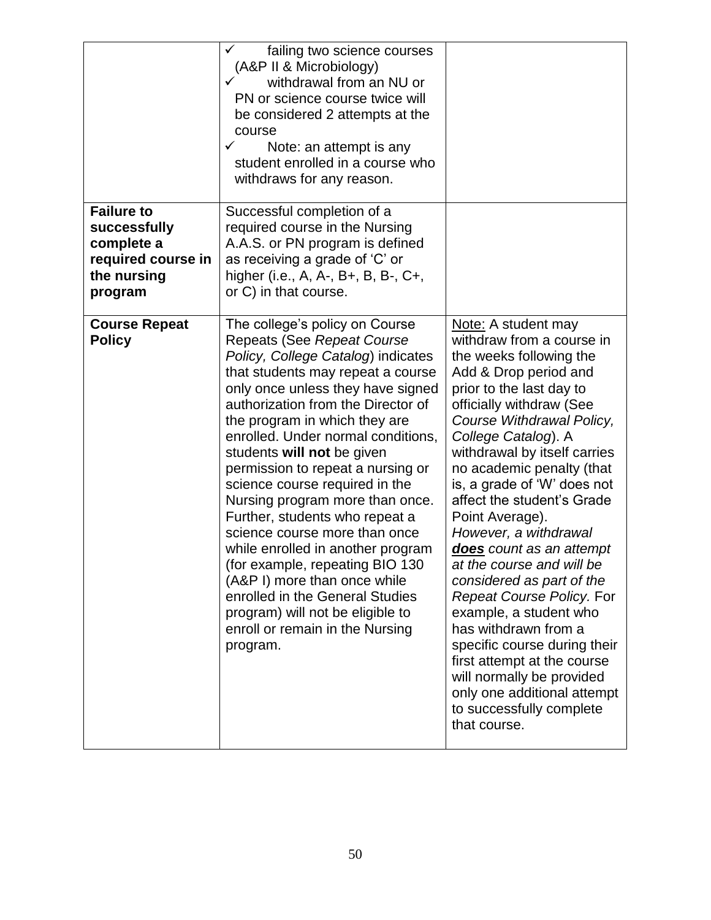| | | |
|---|---|---|
| | ✓ failing two science courses (A&P II & Microbiology)<br>✓ withdrawal from an NU or PN or science course twice will be considered 2 attempts at the course<br>✓ Note: an attempt is any student enrolled in a course who withdraws for any reason. | |
| **Failure to successfully complete a required course in the nursing program** | Successful completion of a required course in the Nursing A.A.S. or PN program is defined as receiving a grade of 'C' or higher (i.e., A, A-, B+, B, B-, C+, or C) in that course. | |
| **Course Repeat Policy** | The college's policy on Course Repeats (See *Repeat Course Policy, College Catalog*) indicates that students may repeat a course only once unless they have signed authorization from the Director of the program in which they are enrolled. Under normal conditions, students **will not** be given permission to repeat a nursing or science course required in the Nursing program more than once. Further, students who repeat a science course more than once while enrolled in another program (for example, repeating BIO 130 (A&P I) more than once while enrolled in the General Studies program) will not be eligible to enroll or remain in the Nursing program. | <u>Note:</u> A student may withdraw from a course in the weeks following the Add & Drop period and prior to the last day to officially withdraw (See *Course Withdrawal Policy, College Catalog*). A withdrawal by itself carries no academic penalty (that is, a grade of 'W' does not affect the student's Grade Point Average).<br>*However, a withdrawal **<u>does</u>** count as an attempt at the course and will be considered as part of the Repeat Course Policy.* For example, a student who has withdrawn from a specific course during their first attempt at the course will normally be provided only one additional attempt to successfully complete that course. |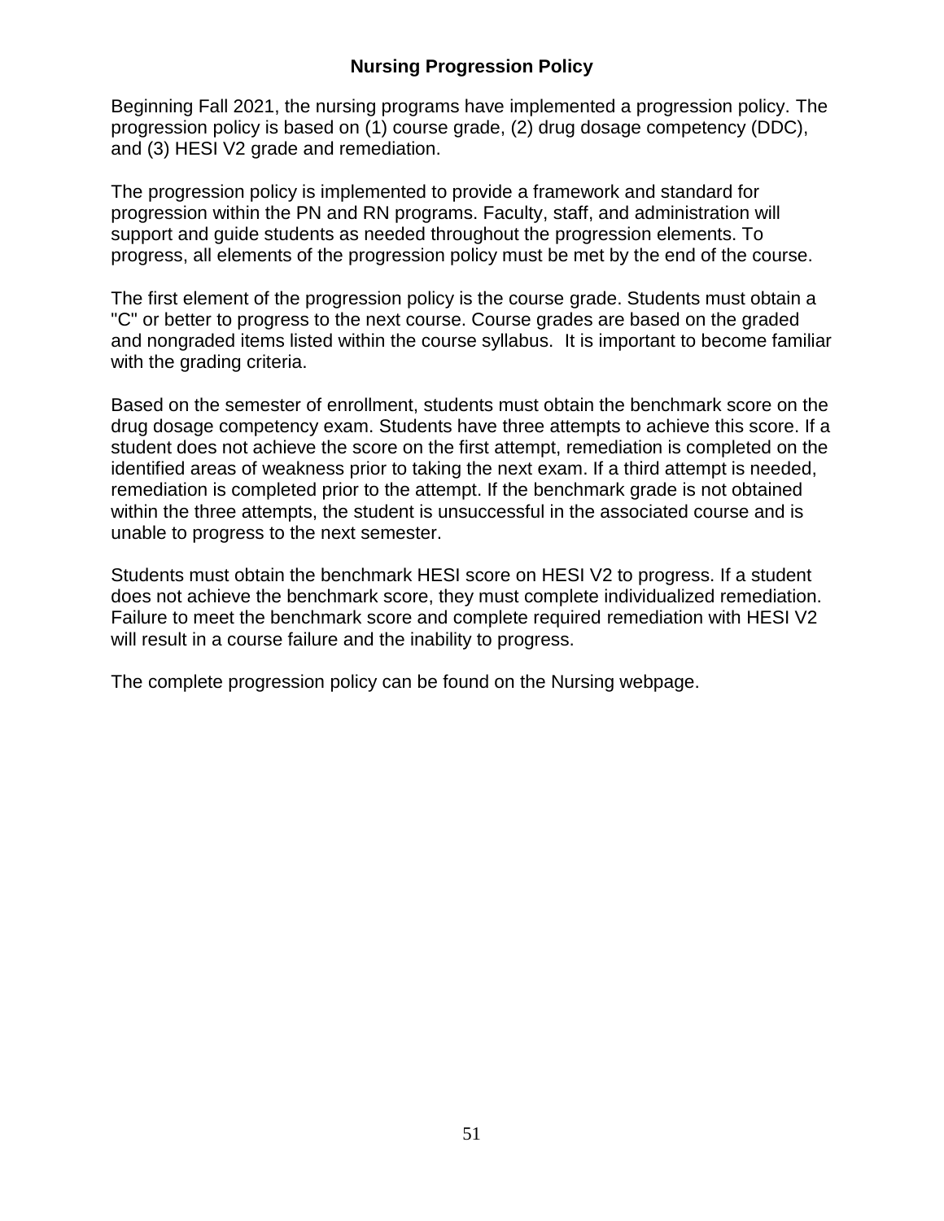# Nursing Progression Policy

Beginning Fall 2021, the nursing programs have implemented a progression policy. The progression policy is based on (1) course grade, (2) drug dosage competency (DDC), and (3) HESI V2 grade and remediation.

The progression policy is implemented to provide a framework and standard for progression within the PN and RN programs. Faculty, staff, and administration will support and guide students as needed throughout the progression elements. To progress, all elements of the progression policy must be met by the end of the course.

The first element of the progression policy is the course grade. Students must obtain a "C" or better to progress to the next course. Course grades are based on the graded and nongraded items listed within the course syllabus. It is important to become familiar with the grading criteria.

Based on the semester of enrollment, students must obtain the benchmark score on the drug dosage competency exam. Students have three attempts to achieve this score. If a student does not achieve the score on the first attempt, remediation is completed on the identified areas of weakness prior to taking the next exam. If a third attempt is needed, remediation is completed prior to the attempt. If the benchmark grade is not obtained within the three attempts, the student is unsuccessful in the associated course and is unable to progress to the next semester.

Students must obtain the benchmark HESI score on HESI V2 to progress. If a student does not achieve the benchmark score, they must complete individualized remediation. Failure to meet the benchmark score and complete required remediation with HESI V2 will result in a course failure and the inability to progress.

The complete progression policy can be found on the Nursing webpage.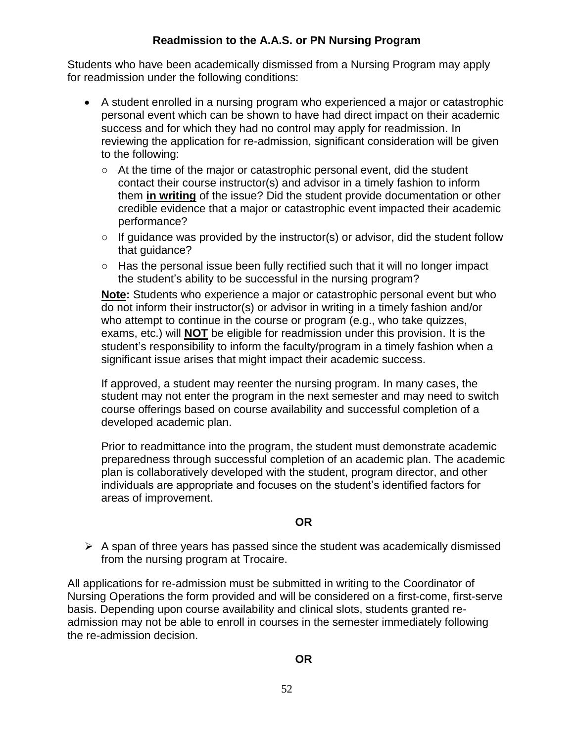### Readmission to the A.A.S. or PN Nursing Program

Students who have been academically dismissed from a Nursing Program may apply for readmission under the following conditions:

- A student enrolled in a nursing program who experienced a major or catastrophic personal event which can be shown to have had direct impact on their academic success and for which they had no control may apply for readmission. In reviewing the application for re-admission, significant consideration will be given to the following:
  - At the time of the major or catastrophic personal event, did the student contact their course instructor(s) and advisor in a timely fashion to inform them **in writing** of the issue? Did the student provide documentation or other credible evidence that a major or catastrophic event impacted their academic performance?
  - If guidance was provided by the instructor(s) or advisor, did the student follow that guidance?
  - Has the personal issue been fully rectified such that it will no longer impact the student's ability to be successful in the nursing program?

  **Note:** Students who experience a major or catastrophic personal event but who do not inform their instructor(s) or advisor in writing in a timely fashion and/or who attempt to continue in the course or program (e.g., who take quizzes, exams, etc.) will **NOT** be eligible for readmission under this provision. It is the student's responsibility to inform the faculty/program in a timely fashion when a significant issue arises that might impact their academic success.

  If approved, a student may reenter the nursing program. In many cases, the student may not enter the program in the next semester and may need to switch course offerings based on course availability and successful completion of a developed academic plan.

  Prior to readmittance into the program, the student must demonstrate academic preparedness through successful completion of an academic plan. The academic plan is collaboratively developed with the student, program director, and other individuals are appropriate and focuses on the student's identified factors for areas of improvement.

**OR**

- A span of three years has passed since the student was academically dismissed from the nursing program at Trocaire.

All applications for re-admission must be submitted in writing to the Coordinator of Nursing Operations the form provided and will be considered on a first-come, first-serve basis. Depending upon course availability and clinical slots, students granted re-admission may not be able to enroll in courses in the semester immediately following the re-admission decision.

**OR**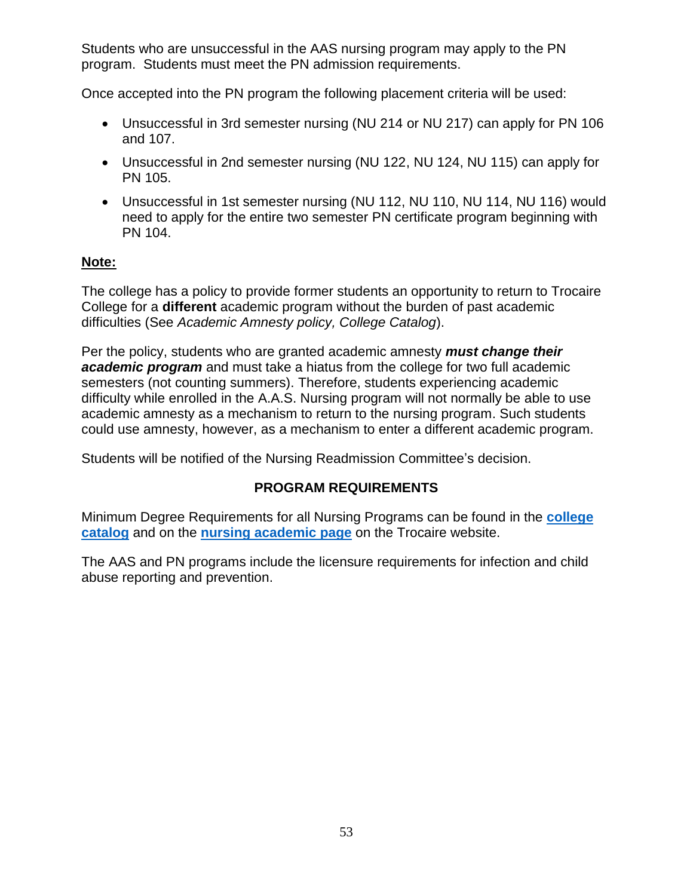Students who are unsuccessful in the AAS nursing program may apply to the PN program. Students must meet the PN admission requirements.

Once accepted into the PN program the following placement criteria will be used:

- Unsuccessful in 3rd semester nursing (NU 214 or NU 217) can apply for PN 106 and 107.
- Unsuccessful in 2nd semester nursing (NU 122, NU 124, NU 115) can apply for PN 105.
- Unsuccessful in 1st semester nursing (NU 112, NU 110, NU 114, NU 116) would need to apply for the entire two semester PN certificate program beginning with PN 104.

**Note:**

The college has a policy to provide former students an opportunity to return to Trocaire College for a **different** academic program without the burden of past academic difficulties (See *Academic Amnesty policy, College Catalog*).

Per the policy, students who are granted academic amnesty ***must change their academic program*** and must take a hiatus from the college for two full academic semesters (not counting summers). Therefore, students experiencing academic difficulty while enrolled in the A.A.S. Nursing program will not normally be able to use academic amnesty as a mechanism to return to the nursing program. Such students could use amnesty, however, as a mechanism to enter a different academic program.

Students will be notified of the Nursing Readmission Committee's decision.

## PROGRAM REQUIREMENTS

Minimum Degree Requirements for all Nursing Programs can be found in the **college catalog** and on the **nursing academic page** on the Trocaire website.

The AAS and PN programs include the licensure requirements for infection and child abuse reporting and prevention.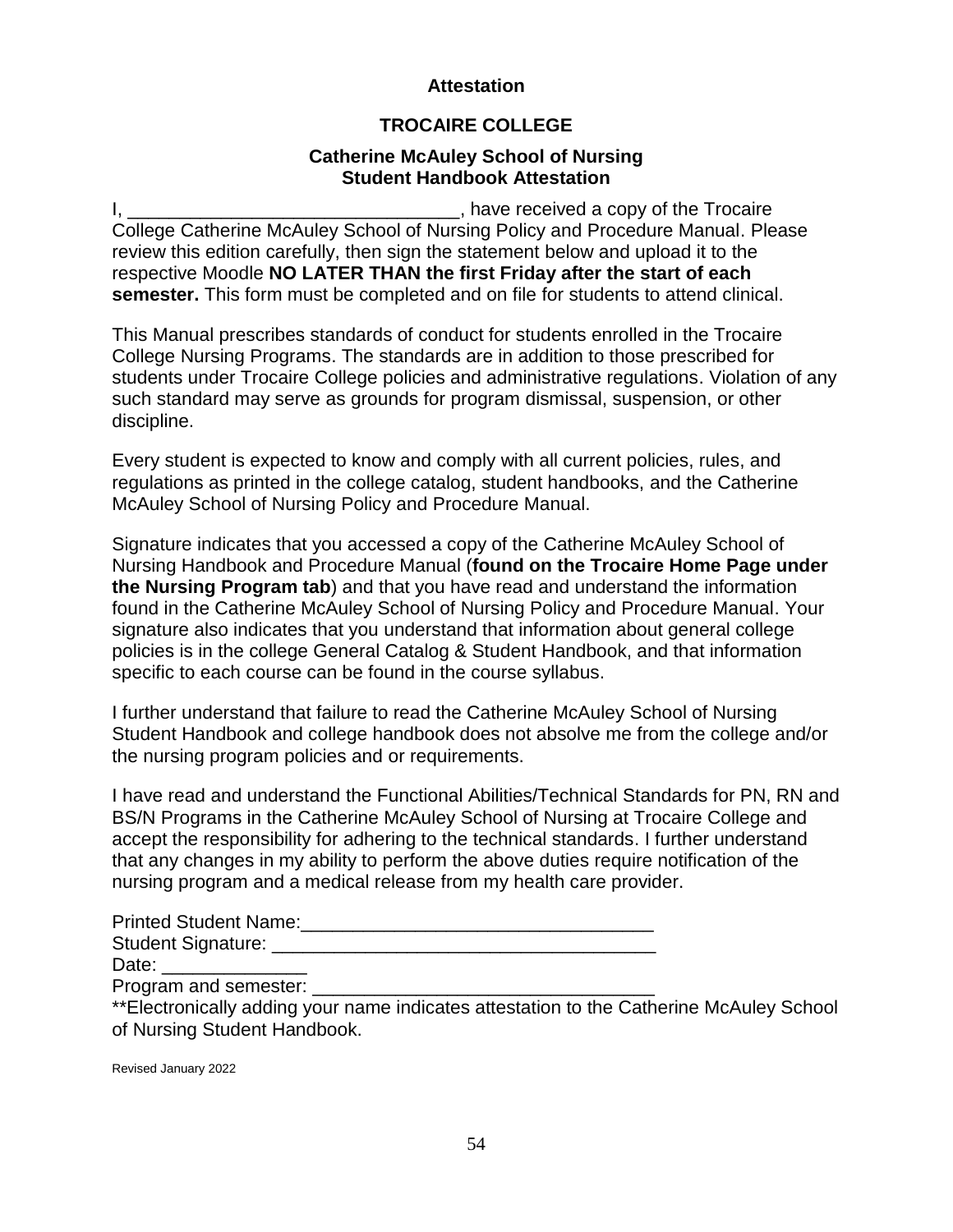## Attestation

### TROCAIRE COLLEGE

### Catherine McAuley School of Nursing
### Student Handbook Attestation

I, ________________________________, have received a copy of the Trocaire College Catherine McAuley School of Nursing Policy and Procedure Manual. Please review this edition carefully, then sign the statement below and upload it to the respective Moodle **NO LATER THAN the first Friday after the start of each semester.** This form must be completed and on file for students to attend clinical.

This Manual prescribes standards of conduct for students enrolled in the Trocaire College Nursing Programs. The standards are in addition to those prescribed for students under Trocaire College policies and administrative regulations. Violation of any such standard may serve as grounds for program dismissal, suspension, or other discipline.

Every student is expected to know and comply with all current policies, rules, and regulations as printed in the college catalog, student handbooks, and the Catherine McAuley School of Nursing Policy and Procedure Manual.

Signature indicates that you accessed a copy of the Catherine McAuley School of Nursing Handbook and Procedure Manual (**found on the Trocaire Home Page under the Nursing Program tab**) and that you have read and understand the information found in the Catherine McAuley School of Nursing Policy and Procedure Manual. Your signature also indicates that you understand that information about general college policies is in the college General Catalog & Student Handbook, and that information specific to each course can be found in the course syllabus.

I further understand that failure to read the Catherine McAuley School of Nursing Student Handbook and college handbook does not absolve me from the college and/or the nursing program policies and or requirements.

I have read and understand the Functional Abilities/Technical Standards for PN, RN and BS/N Programs in the Catherine McAuley School of Nursing at Trocaire College and accept the responsibility for adhering to the technical standards. I further understand that any changes in my ability to perform the above duties require notification of the nursing program and a medical release from my health care provider.

Printed Student Name:__________________________________
Student Signature: _____________________________________
Date: ______________
Program and semester: _________________________________
**Electronically adding your name indicates attestation to the Catherine McAuley School of Nursing Student Handbook.

Revised January 2022